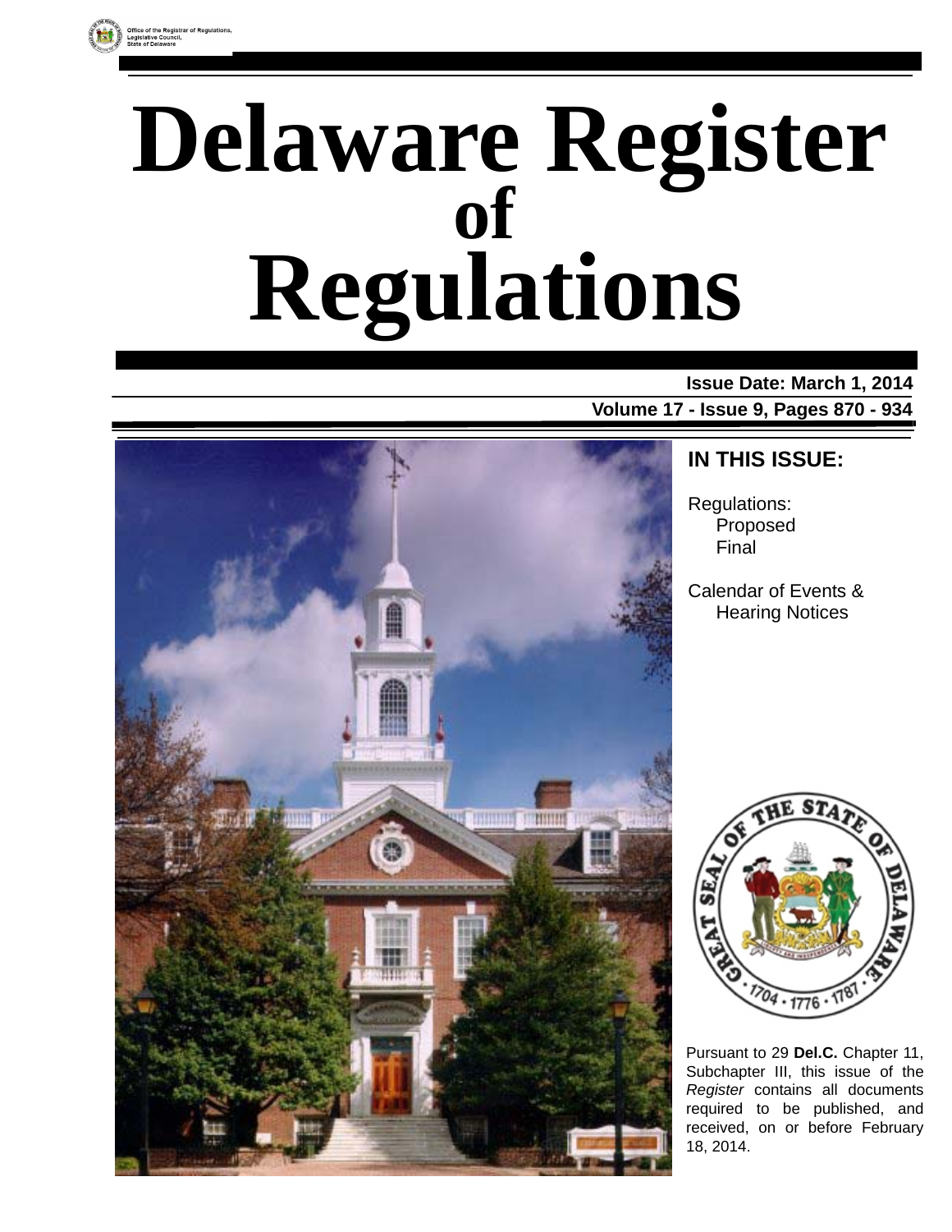Office of the Registrar of Regulations,
Legislative Council,
State of Delaware

# Delaware Register of Regulations

**Issue Date: March 1, 2014**

**Volume 17 - Issue 9, Pages 870 - 934**

## IN THIS ISSUE:

Regulations:
- Proposed
- Final

Calendar of Events & Hearing Notices

Pursuant to 29 **Del.C.** Chapter 11, Subchapter III, this issue of the *Register* contains all documents required to be published, and received, on or before February 18, 2014.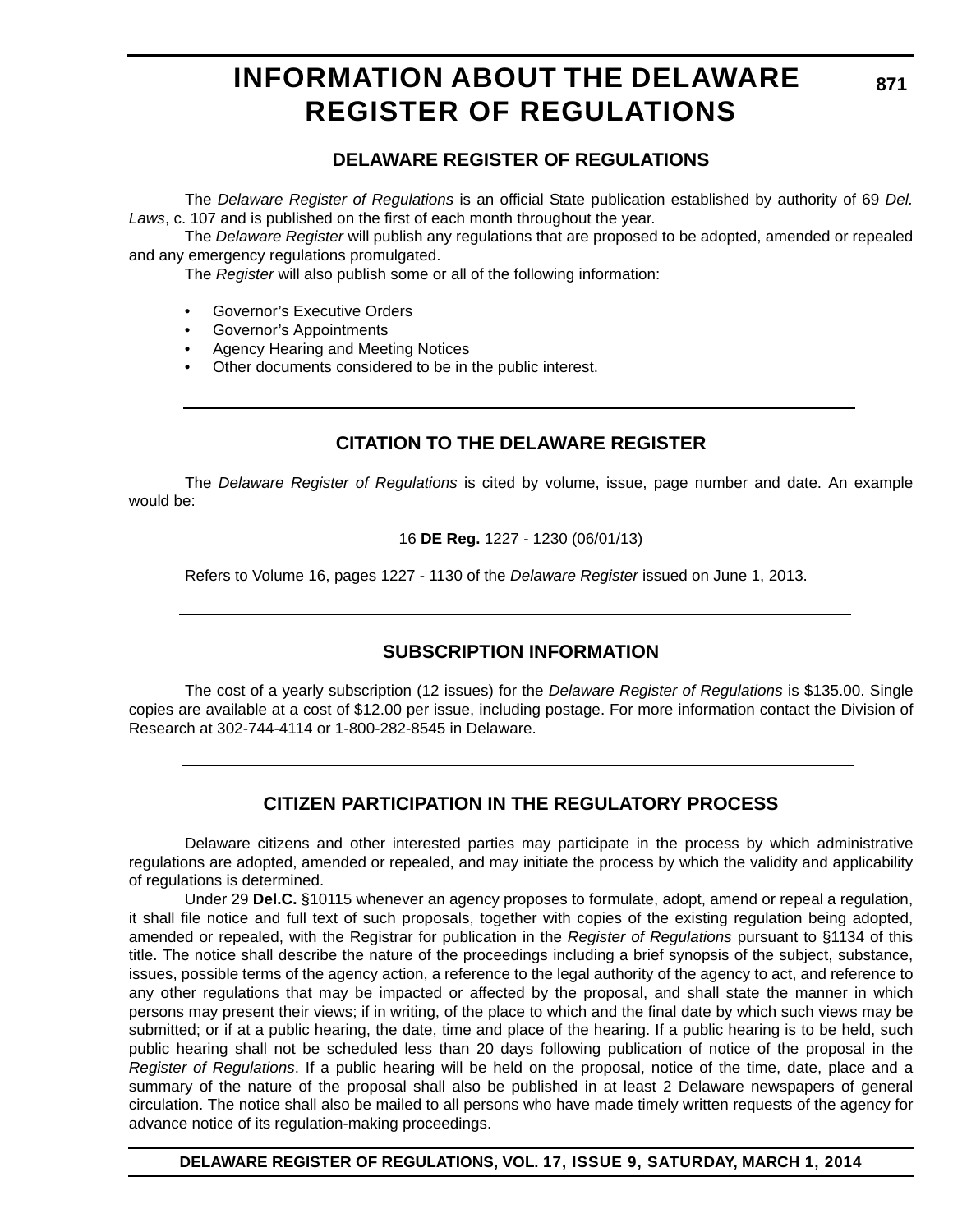# INFORMATION ABOUT THE DELAWARE REGISTER OF REGULATIONS

## DELAWARE REGISTER OF REGULATIONS

The *Delaware Register of Regulations* is an official State publication established by authority of 69 *Del. Laws*, c. 107 and is published on the first of each month throughout the year.

The *Delaware Register* will publish any regulations that are proposed to be adopted, amended or repealed and any emergency regulations promulgated.

The *Register* will also publish some or all of the following information:

- Governor's Executive Orders
- Governor's Appointments
- Agency Hearing and Meeting Notices
- Other documents considered to be in the public interest.

## CITATION TO THE DELAWARE REGISTER

The *Delaware Register of Regulations* is cited by volume, issue, page number and date. An example would be:

16 **DE Reg.** 1227 - 1230 (06/01/13)

Refers to Volume 16, pages 1227 - 1130 of the *Delaware Register* issued on June 1, 2013.

## SUBSCRIPTION INFORMATION

The cost of a yearly subscription (12 issues) for the *Delaware Register of Regulations* is $135.00. Single copies are available at a cost of $12.00 per issue, including postage. For more information contact the Division of Research at 302-744-4114 or 1-800-282-8545 in Delaware.

## CITIZEN PARTICIPATION IN THE REGULATORY PROCESS

Delaware citizens and other interested parties may participate in the process by which administrative regulations are adopted, amended or repealed, and may initiate the process by which the validity and applicability of regulations is determined.

Under 29 **Del.C.** §10115 whenever an agency proposes to formulate, adopt, amend or repeal a regulation, it shall file notice and full text of such proposals, together with copies of the existing regulation being adopted, amended or repealed, with the Registrar for publication in the *Register of Regulations* pursuant to §1134 of this title. The notice shall describe the nature of the proceedings including a brief synopsis of the subject, substance, issues, possible terms of the agency action, a reference to the legal authority of the agency to act, and reference to any other regulations that may be impacted or affected by the proposal, and shall state the manner in which persons may present their views; if in writing, of the place to which and the final date by which such views may be submitted; or if at a public hearing, the date, time and place of the hearing. If a public hearing is to be held, such public hearing shall not be scheduled less than 20 days following publication of notice of the proposal in the *Register of Regulations*. If a public hearing will be held on the proposal, notice of the time, date, place and a summary of the nature of the proposal shall also be published in at least 2 Delaware newspapers of general circulation. The notice shall also be mailed to all persons who have made timely written requests of the agency for advance notice of its regulation-making proceedings.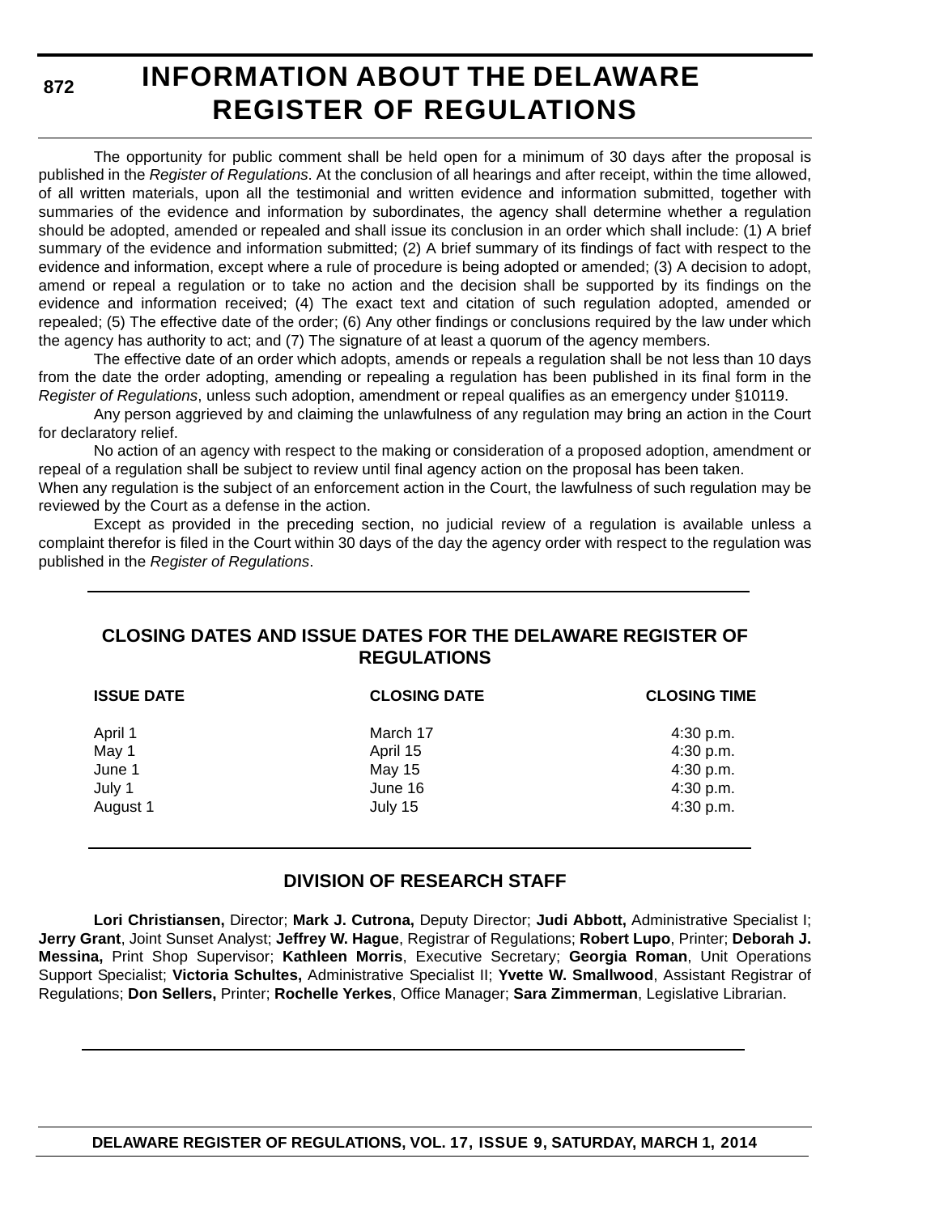# INFORMATION ABOUT THE DELAWARE REGISTER OF REGULATIONS

The opportunity for public comment shall be held open for a minimum of 30 days after the proposal is published in the *Register of Regulations*. At the conclusion of all hearings and after receipt, within the time allowed, of all written materials, upon all the testimonial and written evidence and information submitted, together with summaries of the evidence and information by subordinates, the agency shall determine whether a regulation should be adopted, amended or repealed and shall issue its conclusion in an order which shall include: (1) A brief summary of the evidence and information submitted; (2) A brief summary of its findings of fact with respect to the evidence and information, except where a rule of procedure is being adopted or amended; (3) A decision to adopt, amend or repeal a regulation or to take no action and the decision shall be supported by its findings on the evidence and information received; (4) The exact text and citation of such regulation adopted, amended or repealed; (5) The effective date of the order; (6) Any other findings or conclusions required by the law under which the agency has authority to act; and (7) The signature of at least a quorum of the agency members.

The effective date of an order which adopts, amends or repeals a regulation shall be not less than 10 days from the date the order adopting, amending or repealing a regulation has been published in its final form in the *Register of Regulations*, unless such adoption, amendment or repeal qualifies as an emergency under §10119.

Any person aggrieved by and claiming the unlawfulness of any regulation may bring an action in the Court for declaratory relief.

No action of an agency with respect to the making or consideration of a proposed adoption, amendment or repeal of a regulation shall be subject to review until final agency action on the proposal has been taken.

When any regulation is the subject of an enforcement action in the Court, the lawfulness of such regulation may be reviewed by the Court as a defense in the action.

Except as provided in the preceding section, no judicial review of a regulation is available unless a complaint therefor is filed in the Court within 30 days of the day the agency order with respect to the regulation was published in the *Register of Regulations*.

## CLOSING DATES AND ISSUE DATES FOR THE DELAWARE REGISTER OF REGULATIONS

| ISSUE DATE | CLOSING DATE | CLOSING TIME |
|---|---|---|
| April 1 | March 17 | 4:30 p.m. |
| May 1 | April 15 | 4:30 p.m. |
| June 1 | May 15 | 4:30 p.m. |
| July 1 | June 16 | 4:30 p.m. |
| August 1 | July 15 | 4:30 p.m. |

## DIVISION OF RESEARCH STAFF

**Lori Christiansen,** Director; **Mark J. Cutrona,** Deputy Director; **Judi Abbott,** Administrative Specialist I; **Jerry Grant**, Joint Sunset Analyst; **Jeffrey W. Hague**, Registrar of Regulations; **Robert Lupo**, Printer; **Deborah J. Messina,** Print Shop Supervisor; **Kathleen Morris**, Executive Secretary; **Georgia Roman**, Unit Operations Support Specialist; **Victoria Schultes,** Administrative Specialist II; **Yvette W. Smallwood**, Assistant Registrar of Regulations; **Don Sellers,** Printer; **Rochelle Yerkes**, Office Manager; **Sara Zimmerman**, Legislative Librarian.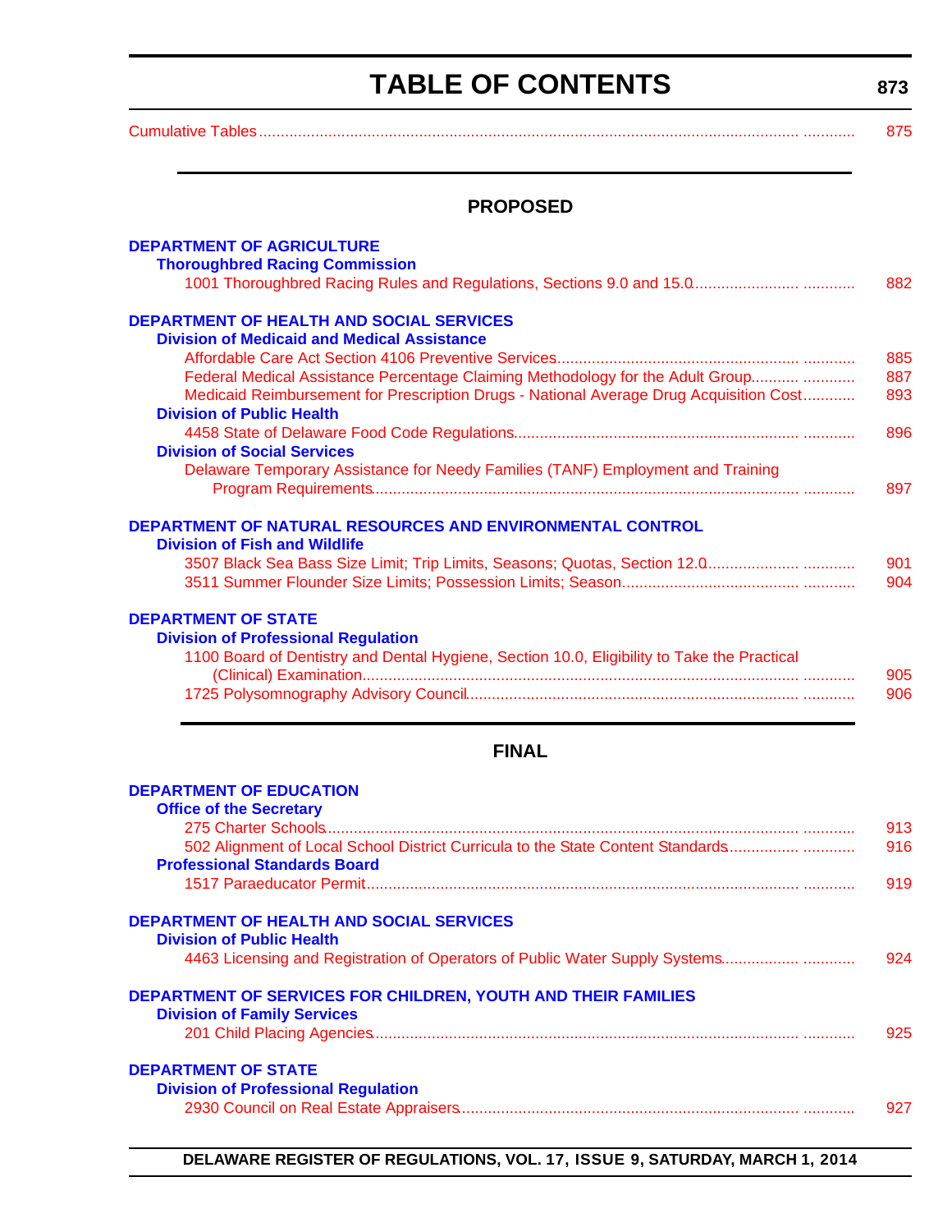# TABLE OF CONTENTS

Cumulative Tables ............................................................................................................................ 875

## PROPOSED

### DEPARTMENT OF AGRICULTURE

**Thoroughbred Racing Commission**

1001 Thoroughbred Racing Rules and Regulations, Sections 9.0 and 15.0 ........................ 882

### DEPARTMENT OF HEALTH AND SOCIAL SERVICES

**Division of Medicaid and Medical Assistance**

Affordable Care Act Section 4106 Preventive Services ........................................................ 885

Federal Medical Assistance Percentage Claiming Methodology for the Adult Group ........................ 887

Medicaid Reimbursement for Prescription Drugs - National Average Drug Acquisition Cost ............ 893

**Division of Public Health**

4458 State of Delaware Food Code Regulations ................................................................ 896

**Division of Social Services**

Delaware Temporary Assistance for Needy Families (TANF) Employment and Training Program Requirements ................................................................................................ 897

### DEPARTMENT OF NATURAL RESOURCES AND ENVIRONMENTAL CONTROL

**Division of Fish and Wildlife**

3507 Black Sea Bass Size Limit; Trip Limits, Seasons; Quotas, Section 12.0 ........................ 901

3511 Summer Flounder Size Limits; Possession Limits; Season ........................................ 904

### DEPARTMENT OF STATE

**Division of Professional Regulation**

1100 Board of Dentistry and Dental Hygiene, Section 10.0, Eligibility to Take the Practical (Clinical) Examination ................................................................................................ 905

1725 Polysomnography Advisory Council ........................................................................ 906

## FINAL

### DEPARTMENT OF EDUCATION

**Office of the Secretary**

275 Charter Schools ................................................................................................ 913

502 Alignment of Local School District Curricula to the State Content Standards ........................ 916

**Professional Standards Board**

1517 Paraeducator Permit ................................................................................................ 919

### DEPARTMENT OF HEALTH AND SOCIAL SERVICES

**Division of Public Health**

4463 Licensing and Registration of Operators of Public Water Supply Systems ........................ 924

### DEPARTMENT OF SERVICES FOR CHILDREN, YOUTH AND THEIR FAMILIES

**Division of Family Services**

201 Child Placing Agencies ................................................................................................ 925

### DEPARTMENT OF STATE

**Division of Professional Regulation**

2930 Council on Real Estate Appraisers ........................................................................ 927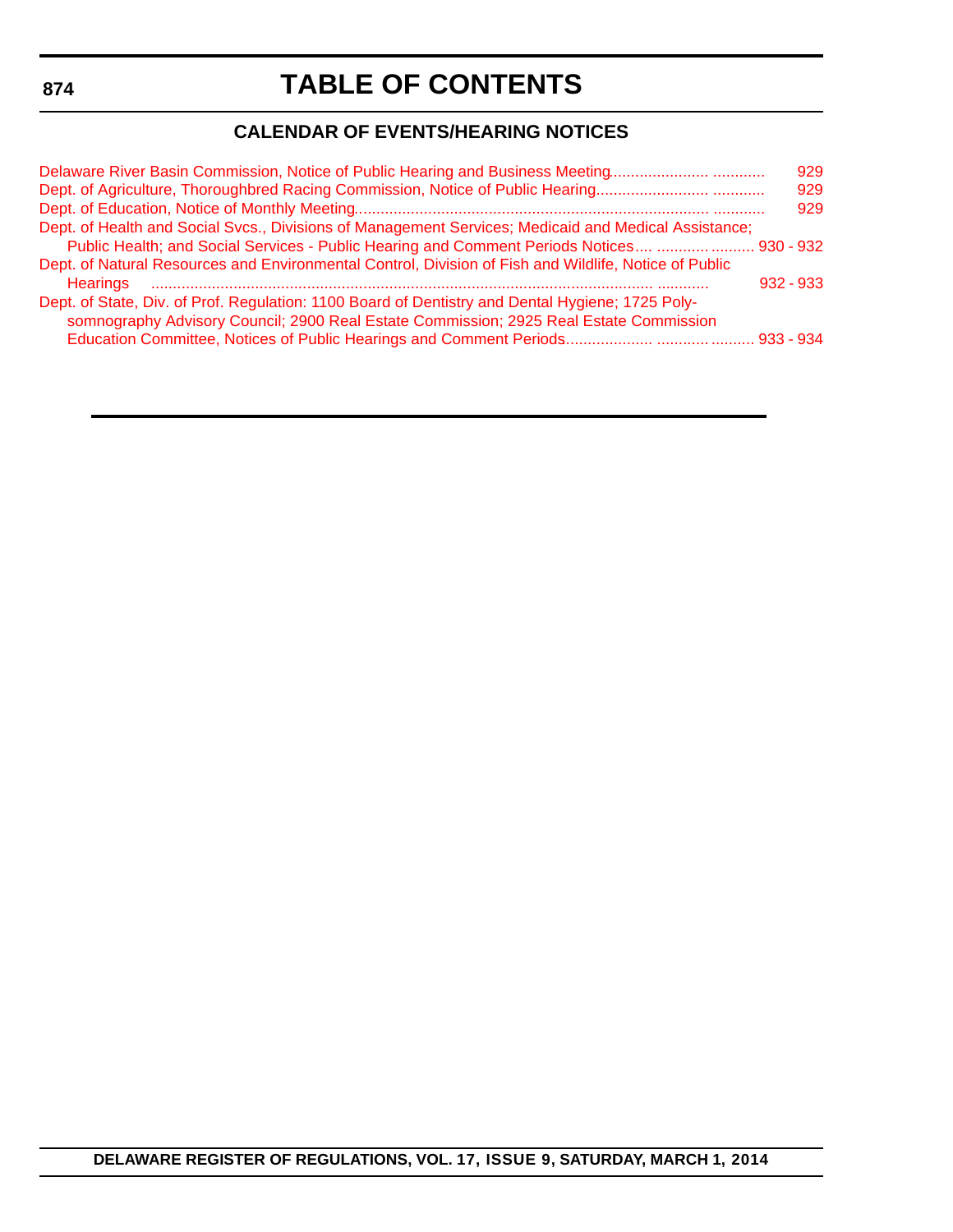# TABLE OF CONTENTS

## CALENDAR OF EVENTS/HEARING NOTICES

Delaware River Basin Commission, Notice of Public Hearing and Business Meeting...................... ............ 929

Dept. of Agriculture, Thoroughbred Racing Commission, Notice of Public Hearing......................... ............ 929

Dept. of Education, Notice of Monthly Meeting............................................................................... ............ 929

Dept. of Health and Social Svcs., Divisions of Management Services; Medicaid and Medical Assistance; Public Health; and Social Services - Public Hearing and Comment Periods Notices.... ........... .......... 930 - 932

Dept. of Natural Resources and Environmental Control, Division of Fish and Wildlife, Notice of Public Hearings .................................................................................................................. ........... 932 - 933

Dept. of State, Div. of Prof. Regulation: 1100 Board of Dentistry and Dental Hygiene; 1725 Polysomnography Advisory Council; 2900 Real Estate Commission; 2925 Real Estate Commission Education Committee, Notices of Public Hearings and Comment Periods.................... ........... .......... 933 - 934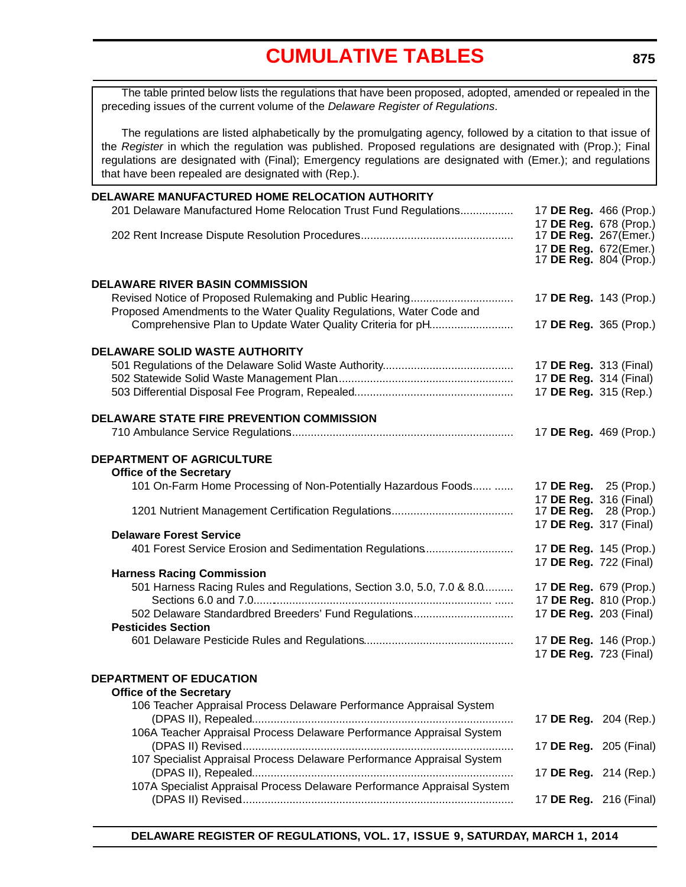# CUMULATIVE TABLES

The table printed below lists the regulations that have been proposed, adopted, amended or repealed in the preceding issues of the current volume of the *Delaware Register of Regulations*.

The regulations are listed alphabetically by the promulgating agency, followed by a citation to that issue of the *Register* in which the regulation was published. Proposed regulations are designated with (Prop.); Final regulations are designated with (Final); Emergency regulations are designated with (Emer.); and regulations that have been repealed are designated with (Rep.).

**DELAWARE MANUFACTURED HOME RELOCATION AUTHORITY**

201 Delaware Manufactured Home Relocation Trust Fund Regulations................. 17 **DE Reg.** 466 (Prop.)
17 **DE Reg.** 678 (Prop.)

202 Rent Increase Dispute Resolution Procedures................................................ 17 **DE Reg.** 267(Emer.)
17 **DE Reg.** 672(Emer.)
17 **DE Reg.** 804 (Prop.)

**DELAWARE RIVER BASIN COMMISSION**

Revised Notice of Proposed Rulemaking and Public Hearing................................ 17 **DE Reg.** 143 (Prop.)

Proposed Amendments to the Water Quality Regulations, Water Code and Comprehensive Plan to Update Water Quality Criteria for pH.......................... 17 **DE Reg.** 365 (Prop.)

**DELAWARE SOLID WASTE AUTHORITY**

501 Regulations of the Delaware Solid Waste Authority.......................................... 17 **DE Reg.** 313 (Final)

502 Statewide Solid Waste Management Plan........................................................ 17 **DE Reg.** 314 (Final)

503 Differential Disposal Fee Program, Repealed.................................................. 17 **DE Reg.** 315 (Rep.)

**DELAWARE STATE FIRE PREVENTION COMMISSION**

710 Ambulance Service Regulations...................................................................... 17 **DE Reg.** 469 (Prop.)

**DEPARTMENT OF AGRICULTURE**

**Office of the Secretary**

101 On-Farm Home Processing of Non-Potentially Hazardous Foods...... ...... 17 **DE Reg.** 25 (Prop.)
17 **DE Reg.** 316 (Final)

1201 Nutrient Management Certification Regulations....................................... 17 **DE Reg.** 28 (Prop.)
17 **DE Reg.** 317 (Final)

**Delaware Forest Service**

401 Forest Service Erosion and Sedimentation Regulations........................... 17 **DE Reg.** 145 (Prop.)
17 **DE Reg.** 722 (Final)

**Harness Racing Commission**

501 Harness Racing Rules and Regulations, Section 3.0, 5.0, 7.0 & 8.0......... 17 **DE Reg.** 679 (Prop.)

Sections 6.0 and 7.0........................................................................ ...... 17 **DE Reg.** 810 (Prop.)

502 Delaware Standardbred Breeders' Fund Regulations................................ 17 **DE Reg.** 203 (Final)

**Pesticides Section**

601 Delaware Pesticide Rules and Regulations............................................... 17 **DE Reg.** 146 (Prop.)
17 **DE Reg.** 723 (Final)

**DEPARTMENT OF EDUCATION**

**Office of the Secretary**

106 Teacher Appraisal Process Delaware Performance Appraisal System (DPAS II), Repealed................................................................................... 17 **DE Reg.** 204 (Rep.)

106A Teacher Appraisal Process Delaware Performance Appraisal System (DPAS II) Revised...................................................................................... 17 **DE Reg.** 205 (Final)

107 Specialist Appraisal Process Delaware Performance Appraisal System (DPAS II), Repealed................................................................................... 17 **DE Reg.** 214 (Rep.)

107A Specialist Appraisal Process Delaware Performance Appraisal System (DPAS II) Revised...................................................................................... 17 **DE Reg.** 216 (Final)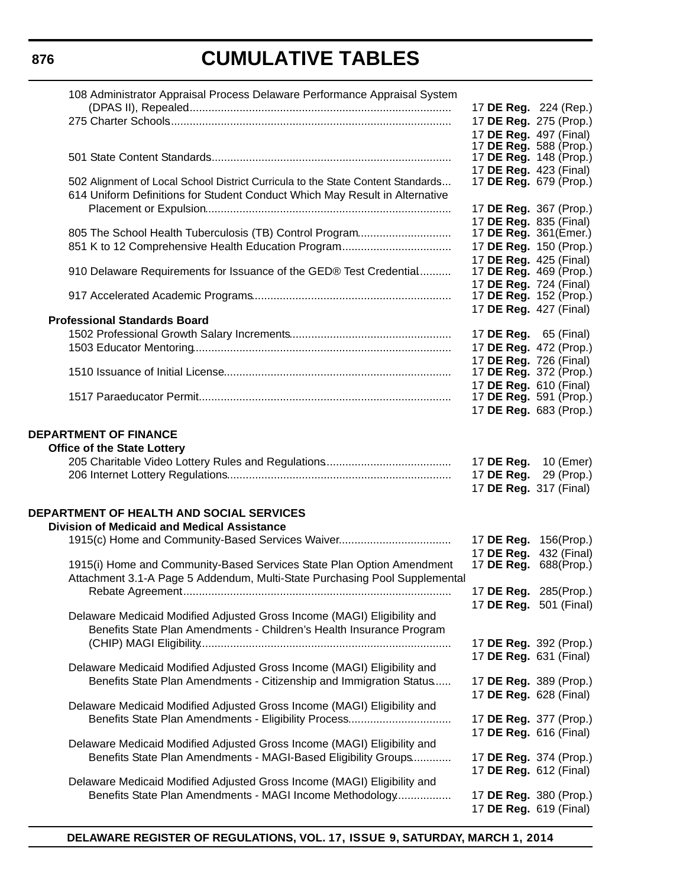# CUMULATIVE TABLES

108 Administrator Appraisal Process Delaware Performance Appraisal System (DPAS II), Repealed .......... 17 **DE Reg.** 224 (Rep.)

275 Charter Schools .......... 17 **DE Reg.** 275 (Prop.)
17 **DE Reg.** 497 (Final)
17 **DE Reg.** 588 (Prop.)

501 State Content Standards .......... 17 **DE Reg.** 148 (Prop.)
17 **DE Reg.** 423 (Final)

502 Alignment of Local School District Curricula to the State Content Standards .......... 17 **DE Reg.** 679 (Prop.)

614 Uniform Definitions for Student Conduct Which May Result in Alternative Placement or Expulsion .......... 17 **DE Reg.** 367 (Prop.)
17 **DE Reg.** 835 (Final)

805 The School Health Tuberculosis (TB) Control Program .......... 17 **DE Reg.** 361(Emer.)

851 K to 12 Comprehensive Health Education Program .......... 17 **DE Reg.** 150 (Prop.)
17 **DE Reg.** 425 (Final)

910 Delaware Requirements for Issuance of the GED® Test Credential .......... 17 **DE Reg.** 469 (Prop.)
17 **DE Reg.** 724 (Final)

917 Accelerated Academic Programs .......... 17 **DE Reg.** 152 (Prop.)
17 **DE Reg.** 427 (Final)

**Professional Standards Board**

1502 Professional Growth Salary Increments .......... 17 **DE Reg.** 65 (Final)

1503 Educator Mentoring .......... 17 **DE Reg.** 472 (Prop.)
17 **DE Reg.** 726 (Final)

1510 Issuance of Initial License .......... 17 **DE Reg.** 372 (Prop.)
17 **DE Reg.** 610 (Final)

1517 Paraeducator Permit .......... 17 **DE Reg.** 591 (Prop.)
17 **DE Reg.** 683 (Prop.)

## DEPARTMENT OF FINANCE

**Office of the State Lottery**

205 Charitable Video Lottery Rules and Regulations .......... 17 **DE Reg.** 10 (Emer)

206 Internet Lottery Regulations .......... 17 **DE Reg.** 29 (Prop.)
17 **DE Reg.** 317 (Final)

## DEPARTMENT OF HEALTH AND SOCIAL SERVICES

**Division of Medicaid and Medical Assistance**

1915(c) Home and Community-Based Services Waiver .......... 17 **DE Reg.** 156(Prop.)
17 **DE Reg.** 432 (Final)

1915(i) Home and Community-Based Services State Plan Option Amendment .......... 17 **DE Reg.** 688(Prop.)

Attachment 3.1-A Page 5 Addendum, Multi-State Purchasing Pool Supplemental Rebate Agreement .......... 17 **DE Reg.** 285(Prop.)
17 **DE Reg.** 501 (Final)

Delaware Medicaid Modified Adjusted Gross Income (MAGI) Eligibility and Benefits State Plan Amendments - Children's Health Insurance Program (CHIP) MAGI Eligibility .......... 17 **DE Reg.** 392 (Prop.)
17 **DE Reg.** 631 (Final)

Delaware Medicaid Modified Adjusted Gross Income (MAGI) Eligibility and Benefits State Plan Amendments - Citizenship and Immigration Status .......... 17 **DE Reg.** 389 (Prop.)
17 **DE Reg.** 628 (Final)

Delaware Medicaid Modified Adjusted Gross Income (MAGI) Eligibility and Benefits State Plan Amendments - Eligibility Process .......... 17 **DE Reg.** 377 (Prop.)
17 **DE Reg.** 616 (Final)

Delaware Medicaid Modified Adjusted Gross Income (MAGI) Eligibility and Benefits State Plan Amendments - MAGI-Based Eligibility Groups .......... 17 **DE Reg.** 374 (Prop.)
17 **DE Reg.** 612 (Final)

Delaware Medicaid Modified Adjusted Gross Income (MAGI) Eligibility and Benefits State Plan Amendments - MAGI Income Methodology .......... 17 **DE Reg.** 380 (Prop.)
17 **DE Reg.** 619 (Final)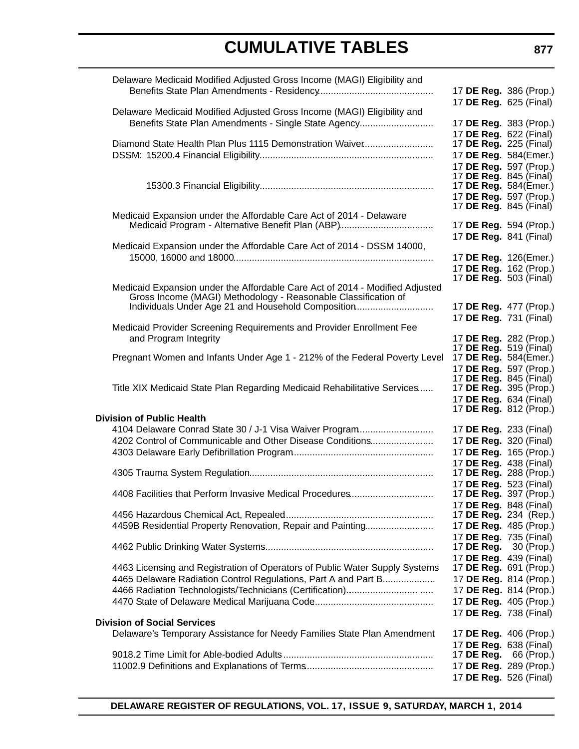| | |
|---|---|
| Delaware Medicaid Modified Adjusted Gross Income (MAGI) Eligibility and Benefits State Plan Amendments - Residency | 17 **DE Reg.** 386 (Prop.) |
| | 17 **DE Reg.** 625 (Final) |
| Delaware Medicaid Modified Adjusted Gross Income (MAGI) Eligibility and Benefits State Plan Amendments - Single State Agency | 17 **DE Reg.** 383 (Prop.) |
| | 17 **DE Reg.** 622 (Final) |
| Diamond State Health Plan Plus 1115 Demonstration Waiver | 17 **DE Reg.** 225 (Final) |
| DSSM: 15200.4 Financial Eligibility | 17 **DE Reg.** 584(Emer.) |
| | 17 **DE Reg.** 597 (Prop.) |
| | 17 **DE Reg.** 845 (Final) |
| 15300.3 Financial Eligibility | 17 **DE Reg.** 584(Emer.) |
| | 17 **DE Reg.** 597 (Prop.) |
| | 17 **DE Reg.** 845 (Final) |
| Medicaid Expansion under the Affordable Care Act of 2014 - Delaware Medicaid Program - Alternative Benefit Plan (ABP) | 17 **DE Reg.** 594 (Prop.) |
| | 17 **DE Reg.** 841 (Final) |
| Medicaid Expansion under the Affordable Care Act of 2014 - DSSM 14000, 15000, 16000 and 18000 | 17 **DE Reg.** 126(Emer.) |
| | 17 **DE Reg.** 162 (Prop.) |
| | 17 **DE Reg.** 503 (Final) |
| Medicaid Expansion under the Affordable Care Act of 2014 - Modified Adjusted Gross Income (MAGI) Methodology - Reasonable Classification of Individuals Under Age 21 and Household Composition | 17 **DE Reg.** 477 (Prop.) |
| | 17 **DE Reg.** 731 (Final) |
| Medicaid Provider Screening Requirements and Provider Enrollment Fee and Program Integrity | 17 **DE Reg.** 282 (Prop.) |
| | 17 **DE Reg.** 519 (Final) |
| Pregnant Women and Infants Under Age 1 - 212% of the Federal Poverty Level | 17 **DE Reg.** 584(Emer.) |
| | 17 **DE Reg.** 597 (Prop.) |
| | 17 **DE Reg.** 845 (Final) |
| Title XIX Medicaid State Plan Regarding Medicaid Rehabilitative Services | 17 **DE Reg.** 395 (Prop.) |
| | 17 **DE Reg.** 634 (Final) |
| | 17 **DE Reg.** 812 (Prop.) |
| **Division of Public Health** | |
| 4104 Delaware Conrad State 30 / J-1 Visa Waiver Program | 17 **DE Reg.** 233 (Final) |
| 4202 Control of Communicable and Other Disease Conditions | 17 **DE Reg.** 320 (Final) |
| 4303 Delaware Early Defibrillation Program | 17 **DE Reg.** 165 (Prop.) |
| | 17 **DE Reg.** 438 (Final) |
| 4305 Trauma System Regulation | 17 **DE Reg.** 288 (Prop.) |
| | 17 **DE Reg.** 523 (Final) |
| 4408 Facilities that Perform Invasive Medical Procedures | 17 **DE Reg.** 397 (Prop.) |
| | 17 **DE Reg.** 848 (Final) |
| 4456 Hazardous Chemical Act, Repealed | 17 **DE Reg.** 234 (Rep.) |
| 4459B Residential Property Renovation, Repair and Painting | 17 **DE Reg.** 485 (Prop.) |
| | 17 **DE Reg.** 735 (Final) |
| 4462 Public Drinking Water Systems | 17 **DE Reg.** 30 (Prop.) |
| | 17 **DE Reg.** 439 (Final) |
| 4463 Licensing and Registration of Operators of Public Water Supply Systems | 17 **DE Reg.** 691 (Prop.) |
| 4465 Delaware Radiation Control Regulations, Part A and Part B | 17 **DE Reg.** 814 (Prop.) |
| 4466 Radiation Technologists/Technicians (Certification) | 17 **DE Reg.** 814 (Prop.) |
| 4470 State of Delaware Medical Marijuana Code | 17 **DE Reg.** 405 (Prop.) |
| | 17 **DE Reg.** 738 (Final) |
| **Division of Social Services** | |
| Delaware's Temporary Assistance for Needy Families State Plan Amendment | 17 **DE Reg.** 406 (Prop.) |
| | 17 **DE Reg.** 638 (Final) |
| 9018.2 Time Limit for Able-bodied Adults | 17 **DE Reg.** 66 (Prop.) |
| 11002.9 Definitions and Explanations of Terms | 17 **DE Reg.** 289 (Prop.) |
| | 17 **DE Reg.** 526 (Final) |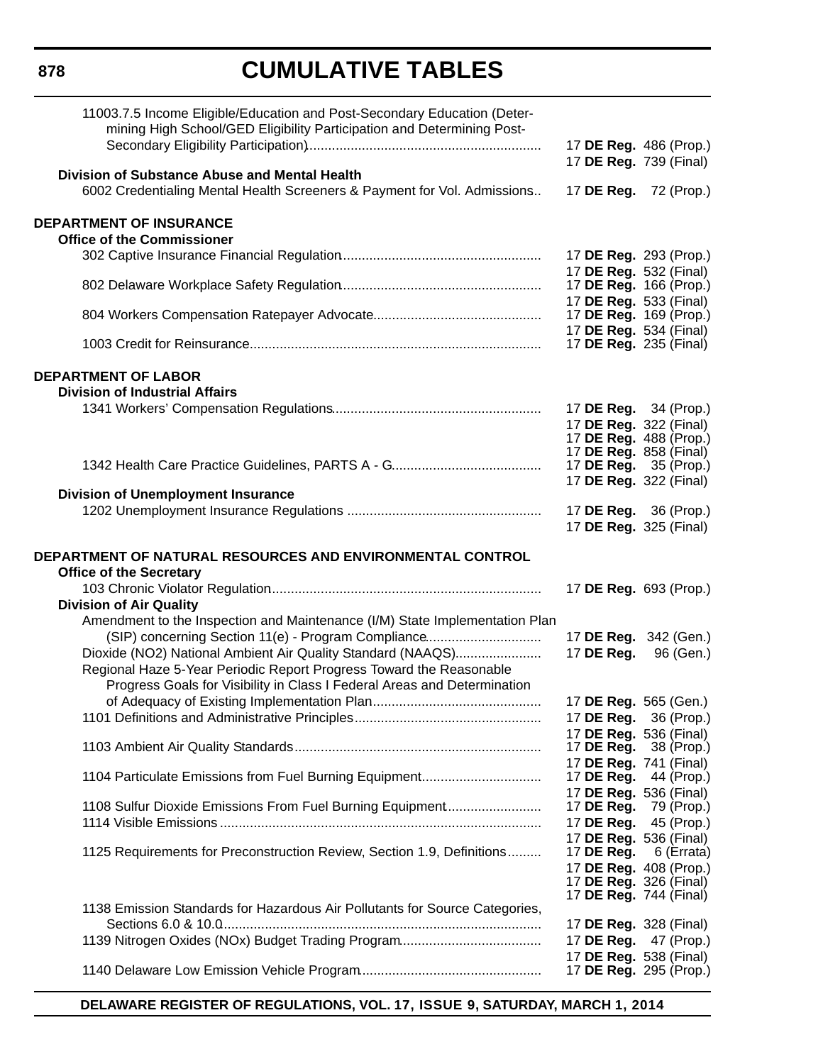# CUMULATIVE TABLES

| Regulation | Citation |
|---|---|
| 11003.7.5 Income Eligible/Education and Post-Secondary Education (Determining High School/GED Eligibility Participation and Determining Post-Secondary Eligibility Participation) | 17 **DE Reg.** 486 (Prop.) |
| | 17 **DE Reg.** 739 (Final) |
| **Division of Substance Abuse and Mental Health** | |
| 6002 Credentialing Mental Health Screeners & Payment for Vol. Admissions | 17 **DE Reg.** 72 (Prop.) |
| **DEPARTMENT OF INSURANCE** | |
| **Office of the Commissioner** | |
| 302 Captive Insurance Financial Regulation | 17 **DE Reg.** 293 (Prop.) |
| | 17 **DE Reg.** 532 (Final) |
| 802 Delaware Workplace Safety Regulation | 17 **DE Reg.** 166 (Prop.) |
| | 17 **DE Reg.** 533 (Final) |
| 804 Workers Compensation Ratepayer Advocate | 17 **DE Reg.** 169 (Prop.) |
| | 17 **DE Reg.** 534 (Final) |
| 1003 Credit for Reinsurance | 17 **DE Reg.** 235 (Final) |
| **DEPARTMENT OF LABOR** | |
| **Division of Industrial Affairs** | |
| 1341 Workers' Compensation Regulations | 17 **DE Reg.** 34 (Prop.) |
| | 17 **DE Reg.** 322 (Final) |
| | 17 **DE Reg.** 488 (Prop.) |
| | 17 **DE Reg.** 858 (Final) |
| 1342 Health Care Practice Guidelines, PARTS A - G | 17 **DE Reg.** 35 (Prop.) |
| | 17 **DE Reg.** 322 (Final) |
| **Division of Unemployment Insurance** | |
| 1202 Unemployment Insurance Regulations | 17 **DE Reg.** 36 (Prop.) |
| | 17 **DE Reg.** 325 (Final) |
| **DEPARTMENT OF NATURAL RESOURCES AND ENVIRONMENTAL CONTROL** | |
| **Office of the Secretary** | |
| 103 Chronic Violator Regulation | 17 **DE Reg.** 693 (Prop.) |
| **Division of Air Quality** | |
| Amendment to the Inspection and Maintenance (I/M) State Implementation Plan (SIP) concerning Section 11(e) - Program Compliance | 17 **DE Reg.** 342 (Gen.) |
| Dioxide (NO2) National Ambient Air Quality Standard (NAAQS) | 17 **DE Reg.** 96 (Gen.) |
| Regional Haze 5-Year Periodic Report Progress Toward the Reasonable Progress Goals for Visibility in Class I Federal Areas and Determination of Adequacy of Existing Implementation Plan | 17 **DE Reg.** 565 (Gen.) |
| 1101 Definitions and Administrative Principles | 17 **DE Reg.** 36 (Prop.) |
| | 17 **DE Reg.** 536 (Final) |
| 1103 Ambient Air Quality Standards | 17 **DE Reg.** 38 (Prop.) |
| | 17 **DE Reg.** 741 (Final) |
| 1104 Particulate Emissions from Fuel Burning Equipment | 17 **DE Reg.** 44 (Prop.) |
| | 17 **DE Reg.** 536 (Final) |
| 1108 Sulfur Dioxide Emissions From Fuel Burning Equipment | 17 **DE Reg.** 79 (Prop.) |
| 1114 Visible Emissions | 17 **DE Reg.** 45 (Prop.) |
| | 17 **DE Reg.** 536 (Final) |
| 1125 Requirements for Preconstruction Review, Section 1.9, Definitions | 17 **DE Reg.** 6 (Errata) |
| | 17 **DE Reg.** 408 (Prop.) |
| | 17 **DE Reg.** 326 (Final) |
| | 17 **DE Reg.** 744 (Final) |
| 1138 Emission Standards for Hazardous Air Pollutants for Source Categories, Sections 6.0 & 10.0 | 17 **DE Reg.** 328 (Final) |
| 1139 Nitrogen Oxides (NOx) Budget Trading Program | 17 **DE Reg.** 47 (Prop.) |
| | 17 **DE Reg.** 538 (Final) |
| 1140 Delaware Low Emission Vehicle Program | 17 **DE Reg.** 295 (Prop.) |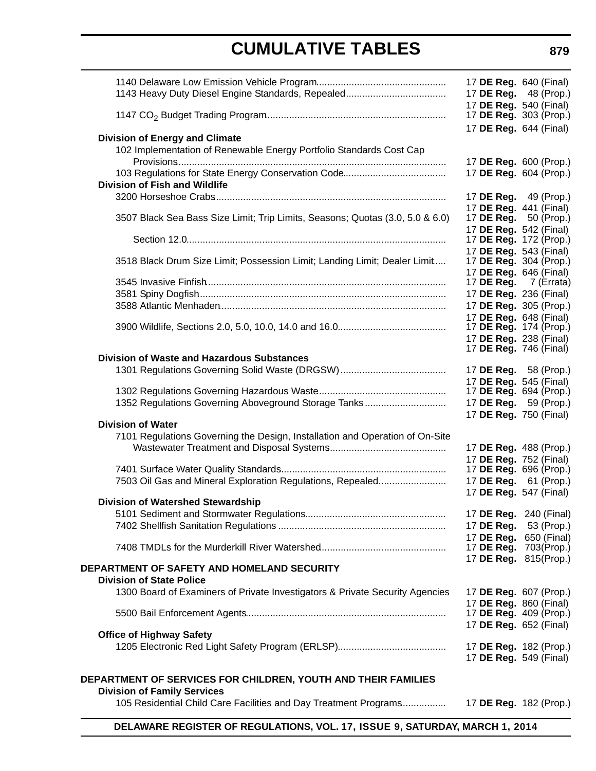# CUMULATIVE TABLES

| | |
|---|---|
| 1140 Delaware Low Emission Vehicle Program | 17 **DE Reg.** 640 (Final) |
| 1143 Heavy Duty Diesel Engine Standards, Repealed | 17 **DE Reg.** 48 (Prop.) |
| | 17 **DE Reg.** 540 (Final) |
| 1147 $CO_2$ Budget Trading Program | 17 **DE Reg.** 303 (Prop.) |
| | 17 **DE Reg.** 644 (Final) |
| **Division of Energy and Climate** | |
| 102 Implementation of Renewable Energy Portfolio Standards Cost Cap Provisions | 17 **DE Reg.** 600 (Prop.) |
| 103 Regulations for State Energy Conservation Code | 17 **DE Reg.** 604 (Prop.) |
| **Division of Fish and Wildlife** | |
| 3200 Horseshoe Crabs | 17 **DE Reg.** 49 (Prop.) |
| | 17 **DE Reg.** 441 (Final) |
| 3507 Black Sea Bass Size Limit; Trip Limits, Seasons; Quotas (3.0, 5.0 & 6.0) | 17 **DE Reg.** 50 (Prop.) |
| | 17 **DE Reg.** 542 (Final) |
| Section 12.0 | 17 **DE Reg.** 172 (Prop.) |
| | 17 **DE Reg.** 543 (Final) |
| 3518 Black Drum Size Limit; Possession Limit; Landing Limit; Dealer Limit | 17 **DE Reg.** 304 (Prop.) |
| | 17 **DE Reg.** 646 (Final) |
| 3545 Invasive Finfish | 17 **DE Reg.** 7 (Errata) |
| 3581 Spiny Dogfish | 17 **DE Reg.** 236 (Final) |
| 3588 Atlantic Menhaden | 17 **DE Reg.** 305 (Prop.) |
| | 17 **DE Reg.** 648 (Final) |
| 3900 Wildlife, Sections 2.0, 5.0, 10.0, 14.0 and 16.0 | 17 **DE Reg.** 174 (Prop.) |
| | 17 **DE Reg.** 238 (Final) |
| | 17 **DE Reg.** 746 (Final) |
| **Division of Waste and Hazardous Substances** | |
| 1301 Regulations Governing Solid Waste (DRGSW) | 17 **DE Reg.** 58 (Prop.) |
| | 17 **DE Reg.** 545 (Final) |
| 1302 Regulations Governing Hazardous Waste | 17 **DE Reg.** 694 (Prop.) |
| 1352 Regulations Governing Aboveground Storage Tanks | 17 **DE Reg.** 59 (Prop.) |
| | 17 **DE Reg.** 750 (Final) |
| **Division of Water** | |
| 7101 Regulations Governing the Design, Installation and Operation of On-Site Wastewater Treatment and Disposal Systems | 17 **DE Reg.** 488 (Prop.) |
| | 17 **DE Reg.** 752 (Final) |
| 7401 Surface Water Quality Standards | 17 **DE Reg.** 696 (Prop.) |
| 7503 Oil Gas and Mineral Exploration Regulations, Repealed | 17 **DE Reg.** 61 (Prop.) |
| | 17 **DE Reg.** 547 (Final) |
| **Division of Watershed Stewardship** | |
| 5101 Sediment and Stormwater Regulations | 17 **DE Reg.** 240 (Final) |
| 7402 Shellfish Sanitation Regulations | 17 **DE Reg.** 53 (Prop.) |
| | 17 **DE Reg.** 650 (Final) |
| 7408 TMDLs for the Murderkill River Watershed | 17 **DE Reg.** 703(Prop.) |
| | 17 **DE Reg.** 815(Prop.) |
| **DEPARTMENT OF SAFETY AND HOMELAND SECURITY** | |
| **Division of State Police** | |
| 1300 Board of Examiners of Private Investigators & Private Security Agencies | 17 **DE Reg.** 607 (Prop.) |
| | 17 **DE Reg.** 860 (Final) |
| 5500 Bail Enforcement Agents | 17 **DE Reg.** 409 (Prop.) |
| | 17 **DE Reg.** 652 (Final) |
| **Office of Highway Safety** | |
| 1205 Electronic Red Light Safety Program (ERLSP) | 17 **DE Reg.** 182 (Prop.) |
| | 17 **DE Reg.** 549 (Final) |
| **DEPARTMENT OF SERVICES FOR CHILDREN, YOUTH AND THEIR FAMILIES** | |
| **Division of Family Services** | |
| 105 Residential Child Care Facilities and Day Treatment Programs | 17 **DE Reg.** 182 (Prop.) |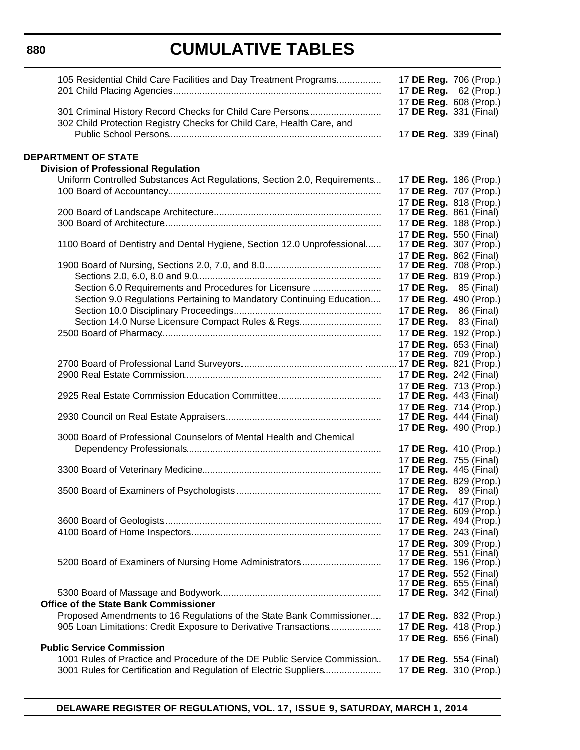# CUMULATIVE TABLES

| | |
|---|---|
| 105 Residential Child Care Facilities and Day Treatment Programs | 17 **DE Reg.** 706 (Prop.) |
| 201 Child Placing Agencies | 17 **DE Reg.** 62 (Prop.) |
| | 17 **DE Reg.** 608 (Prop.) |
| 301 Criminal History Record Checks for Child Care Persons | 17 **DE Reg.** 331 (Final) |
| 302 Child Protection Registry Checks for Child Care, Health Care, and Public School Persons | 17 **DE Reg.** 339 (Final) |

**DEPARTMENT OF STATE**

**Division of Professional Regulation**

| | |
|---|---|
| Uniform Controlled Substances Act Regulations, Section 2.0, Requirements | 17 **DE Reg.** 186 (Prop.) |
| 100 Board of Accountancy | 17 **DE Reg.** 707 (Prop.) |
| | 17 **DE Reg.** 818 (Prop.) |
| 200 Board of Landscape Architecture | 17 **DE Reg.** 861 (Final) |
| 300 Board of Architecture | 17 **DE Reg.** 188 (Prop.) |
| | 17 **DE Reg.** 550 (Final) |
| 1100 Board of Dentistry and Dental Hygiene, Section 12.0 Unprofessional | 17 **DE Reg.** 307 (Prop.) |
| | 17 **DE Reg.** 862 (Final) |
| 1900 Board of Nursing, Sections 2.0, 7.0, and 8.0 | 17 **DE Reg.** 708 (Prop.) |
| Sections 2.0, 6.0, 8.0 and 9.0 | 17 **DE Reg.** 819 (Prop.) |
| Section 6.0 Requirements and Procedures for Licensure | 17 **DE Reg.** 85 (Final) |
| Section 9.0 Regulations Pertaining to Mandatory Continuing Education | 17 **DE Reg.** 490 (Prop.) |
| Section 10.0 Disciplinary Proceedings | 17 **DE Reg.** 86 (Final) |
| Section 14.0 Nurse Licensure Compact Rules & Regs | 17 **DE Reg.** 83 (Final) |
| 2500 Board of Pharmacy | 17 **DE Reg.** 192 (Prop.) |
| | 17 **DE Reg.** 653 (Final) |
| | 17 **DE Reg.** 709 (Prop.) |
| 2700 Board of Professional Land Surveyors | 17 **DE Reg.** 821 (Prop.) |
| 2900 Real Estate Commission | 17 **DE Reg.** 242 (Final) |
| | 17 **DE Reg.** 713 (Prop.) |
| 2925 Real Estate Commission Education Committee | 17 **DE Reg.** 443 (Final) |
| | 17 **DE Reg.** 714 (Prop.) |
| 2930 Council on Real Estate Appraisers | 17 **DE Reg.** 444 (Final) |
| | 17 **DE Reg.** 490 (Prop.) |
| 3000 Board of Professional Counselors of Mental Health and Chemical Dependency Professionals | 17 **DE Reg.** 410 (Prop.) |
| | 17 **DE Reg.** 755 (Final) |
| 3300 Board of Veterinary Medicine | 17 **DE Reg.** 445 (Final) |
| | 17 **DE Reg.** 829 (Prop.) |
| 3500 Board of Examiners of Psychologists | 17 **DE Reg.** 89 (Final) |
| | 17 **DE Reg.** 417 (Prop.) |
| | 17 **DE Reg.** 609 (Prop.) |
| 3600 Board of Geologists | 17 **DE Reg.** 494 (Prop.) |
| 4100 Board of Home Inspectors | 17 **DE Reg.** 243 (Final) |
| | 17 **DE Reg.** 309 (Prop.) |
| | 17 **DE Reg.** 551 (Final) |
| 5200 Board of Examiners of Nursing Home Administrators | 17 **DE Reg.** 196 (Prop.) |
| | 17 **DE Reg.** 552 (Final) |
| | 17 **DE Reg.** 655 (Final) |
| 5300 Board of Massage and Bodywork | 17 **DE Reg.** 342 (Final) |

**Office of the State Bank Commissioner**

| | |
|---|---|
| Proposed Amendments to 16 Regulations of the State Bank Commissioner | 17 **DE Reg.** 832 (Prop.) |
| 905 Loan Limitations: Credit Exposure to Derivative Transactions | 17 **DE Reg.** 418 (Prop.) |
| | 17 **DE Reg.** 656 (Final) |

**Public Service Commission**

| | |
|---|---|
| 1001 Rules of Practice and Procedure of the DE Public Service Commission | 17 **DE Reg.** 554 (Final) |
| 3001 Rules for Certification and Regulation of Electric Suppliers | 17 **DE Reg.** 310 (Prop.) |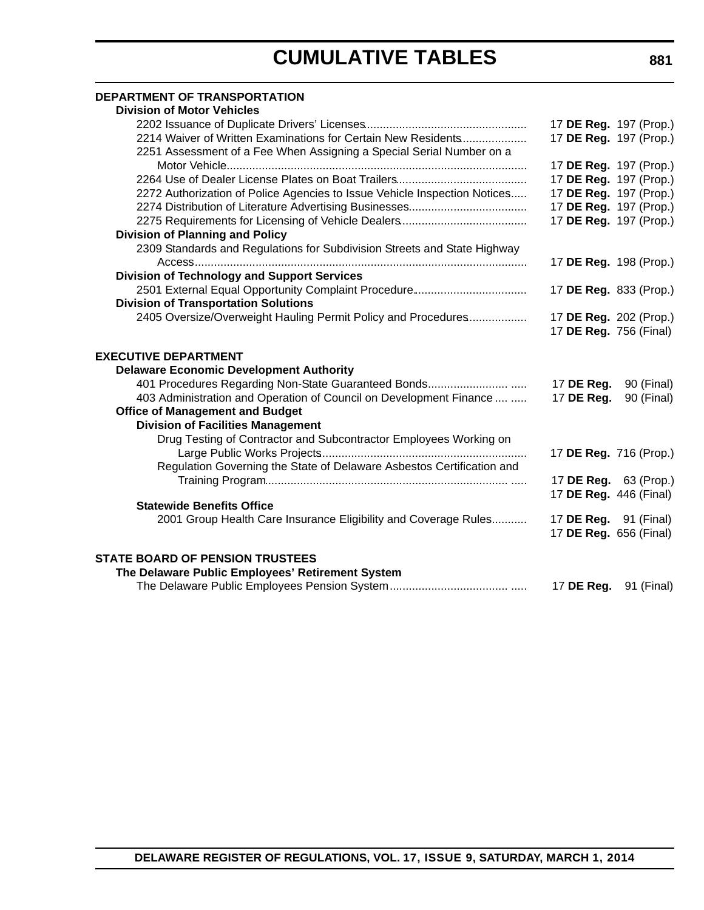# CUMULATIVE TABLES

**DEPARTMENT OF TRANSPORTATION**

**Division of Motor Vehicles**

2202 Issuance of Duplicate Drivers' Licenses .......... 17 **DE Reg.** 197 (Prop.)

2214 Waiver of Written Examinations for Certain New Residents .......... 17 **DE Reg.** 197 (Prop.)

2251 Assessment of a Fee When Assigning a Special Serial Number on a Motor Vehicle .......... 17 **DE Reg.** 197 (Prop.)

2264 Use of Dealer License Plates on Boat Trailers .......... 17 **DE Reg.** 197 (Prop.)

2272 Authorization of Police Agencies to Issue Vehicle Inspection Notices .......... 17 **DE Reg.** 197 (Prop.)

2274 Distribution of Literature Advertising Businesses .......... 17 **DE Reg.** 197 (Prop.)

2275 Requirements for Licensing of Vehicle Dealers .......... 17 **DE Reg.** 197 (Prop.)

**Division of Planning and Policy**

2309 Standards and Regulations for Subdivision Streets and State Highway Access .......... 17 **DE Reg.** 198 (Prop.)

**Division of Technology and Support Services**

2501 External Equal Opportunity Complaint Procedure .......... 17 **DE Reg.** 833 (Prop.)

**Division of Transportation Solutions**

2405 Oversize/Overweight Hauling Permit Policy and Procedures .......... 17 **DE Reg.** 202 (Prop.)
17 **DE Reg.** 756 (Final)

**EXECUTIVE DEPARTMENT**

**Delaware Economic Development Authority**

401 Procedures Regarding Non-State Guaranteed Bonds .......... 17 **DE Reg.** 90 (Final)

403 Administration and Operation of Council on Development Finance .......... 17 **DE Reg.** 90 (Final)

**Office of Management and Budget**

**Division of Facilities Management**

Drug Testing of Contractor and Subcontractor Employees Working on Large Public Works Projects .......... 17 **DE Reg.** 716 (Prop.)

Regulation Governing the State of Delaware Asbestos Certification and Training Program .......... 17 **DE Reg.** 63 (Prop.)
17 **DE Reg.** 446 (Final)

**Statewide Benefits Office**

2001 Group Health Care Insurance Eligibility and Coverage Rules .......... 17 **DE Reg.** 91 (Final)
17 **DE Reg.** 656 (Final)

**STATE BOARD OF PENSION TRUSTEES**

**The Delaware Public Employees' Retirement System**

The Delaware Public Employees Pension System .......... 17 **DE Reg.** 91 (Final)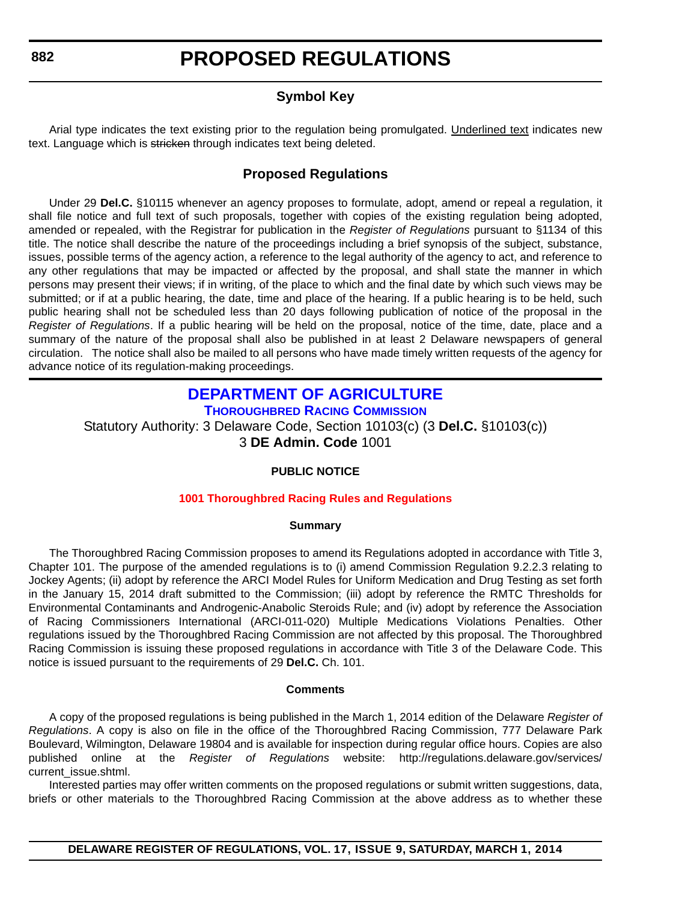# PROPOSED REGULATIONS

## Symbol Key

Arial type indicates the text existing prior to the regulation being promulgated. Underlined text indicates new text. Language which is ~~stricken~~ through indicates text being deleted.

## Proposed Regulations

Under 29 **Del.C.** §10115 whenever an agency proposes to formulate, adopt, amend or repeal a regulation, it shall file notice and full text of such proposals, together with copies of the existing regulation being adopted, amended or repealed, with the Registrar for publication in the *Register of Regulations* pursuant to §1134 of this title. The notice shall describe the nature of the proceedings including a brief synopsis of the subject, substance, issues, possible terms of the agency action, a reference to the legal authority of the agency to act, and reference to any other regulations that may be impacted or affected by the proposal, and shall state the manner in which persons may present their views; if in writing, of the place to which and the final date by which such views may be submitted; or if at a public hearing, the date, time and place of the hearing. If a public hearing is to be held, such public hearing shall not be scheduled less than 20 days following publication of notice of the proposal in the *Register of Regulations*. If a public hearing will be held on the proposal, notice of the time, date, place and a summary of the nature of the proposal shall also be published in at least 2 Delaware newspapers of general circulation. The notice shall also be mailed to all persons who have made timely written requests of the agency for advance notice of its regulation-making proceedings.

## DEPARTMENT OF AGRICULTURE

### THOROUGHBRED RACING COMMISSION

Statutory Authority: 3 Delaware Code, Section 10103(c) (3 **Del.C.** §10103(c))
3 **DE Admin. Code** 1001

**PUBLIC NOTICE**

**1001 Thoroughbred Racing Rules and Regulations**

**Summary**

The Thoroughbred Racing Commission proposes to amend its Regulations adopted in accordance with Title 3, Chapter 101. The purpose of the amended regulations is to (i) amend Commission Regulation 9.2.2.3 relating to Jockey Agents; (ii) adopt by reference the ARCI Model Rules for Uniform Medication and Drug Testing as set forth in the January 15, 2014 draft submitted to the Commission; (iii) adopt by reference the RMTC Thresholds for Environmental Contaminants and Androgenic-Anabolic Steroids Rule; and (iv) adopt by reference the Association of Racing Commissioners International (ARCI-011-020) Multiple Medications Violations Penalties. Other regulations issued by the Thoroughbred Racing Commission are not affected by this proposal. The Thoroughbred Racing Commission is issuing these proposed regulations in accordance with Title 3 of the Delaware Code. This notice is issued pursuant to the requirements of 29 **Del.C.** Ch. 101.

**Comments**

A copy of the proposed regulations is being published in the March 1, 2014 edition of the Delaware *Register of Regulations*. A copy is also on file in the office of the Thoroughbred Racing Commission, 777 Delaware Park Boulevard, Wilmington, Delaware 19804 and is available for inspection during regular office hours. Copies are also published online at the *Register of Regulations* website: http://regulations.delaware.gov/services/current_issue.shtml.

Interested parties may offer written comments on the proposed regulations or submit written suggestions, data, briefs or other materials to the Thoroughbred Racing Commission at the above address as to whether these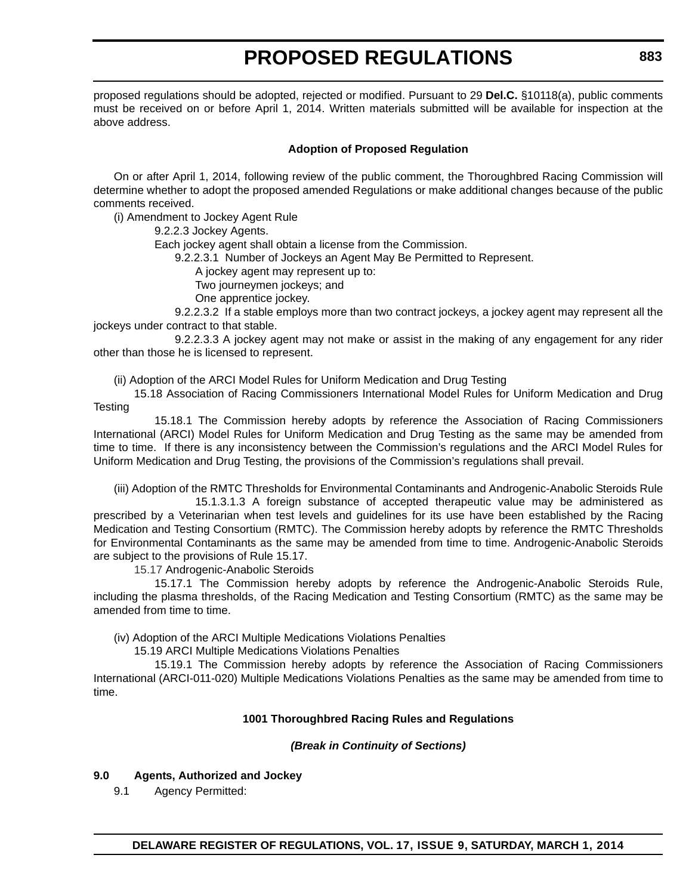proposed regulations should be adopted, rejected or modified. Pursuant to 29 **Del.C.** §10118(a), public comments must be received on or before April 1, 2014. Written materials submitted will be available for inspection at the above address.

**Adoption of Proposed Regulation**

On or after April 1, 2014, following review of the public comment, the Thoroughbred Racing Commission will determine whether to adopt the proposed amended Regulations or make additional changes because of the public comments received.

(i) Amendment to Jockey Agent Rule

9.2.2.3 Jockey Agents.

Each jockey agent shall obtain a license from the Commission.

9.2.2.3.1 Number of Jockeys an Agent May Be Permitted to Represent.

A jockey agent may represent up to:

Two journeymen jockeys; and

One apprentice jockey.

9.2.2.3.2 If a stable employs more than two contract jockeys, a jockey agent may represent all the jockeys under contract to that stable.

9.2.2.3.3 A jockey agent may not make or assist in the making of any engagement for any rider other than those he is licensed to represent.

(ii) Adoption of the ARCI Model Rules for Uniform Medication and Drug Testing

15.18 Association of Racing Commissioners International Model Rules for Uniform Medication and Drug Testing

15.18.1 The Commission hereby adopts by reference the Association of Racing Commissioners International (ARCI) Model Rules for Uniform Medication and Drug Testing as the same may be amended from time to time. If there is any inconsistency between the Commission's regulations and the ARCI Model Rules for Uniform Medication and Drug Testing, the provisions of the Commission's regulations shall prevail.

(iii) Adoption of the RMTC Thresholds for Environmental Contaminants and Androgenic-Anabolic Steroids Rule

15.1.3.1.3 A foreign substance of accepted therapeutic value may be administered as prescribed by a Veterinarian when test levels and guidelines for its use have been established by the Racing Medication and Testing Consortium (RMTC). The Commission hereby adopts by reference the RMTC Thresholds for Environmental Contaminants as the same may be amended from time to time. Androgenic-Anabolic Steroids are subject to the provisions of Rule 15.17.

15.17 Androgenic-Anabolic Steroids

15.17.1 The Commission hereby adopts by reference the Androgenic-Anabolic Steroids Rule, including the plasma thresholds, of the Racing Medication and Testing Consortium (RMTC) as the same may be amended from time to time.

(iv) Adoption of the ARCI Multiple Medications Violations Penalties

15.19 ARCI Multiple Medications Violations Penalties

15.19.1 The Commission hereby adopts by reference the Association of Racing Commissioners International (ARCI-011-020) Multiple Medications Violations Penalties as the same may be amended from time to time.

**1001 Thoroughbred Racing Rules and Regulations**

***(Break in Continuity of Sections)***

**9.0 Agents, Authorized and Jockey**

9.1 Agency Permitted: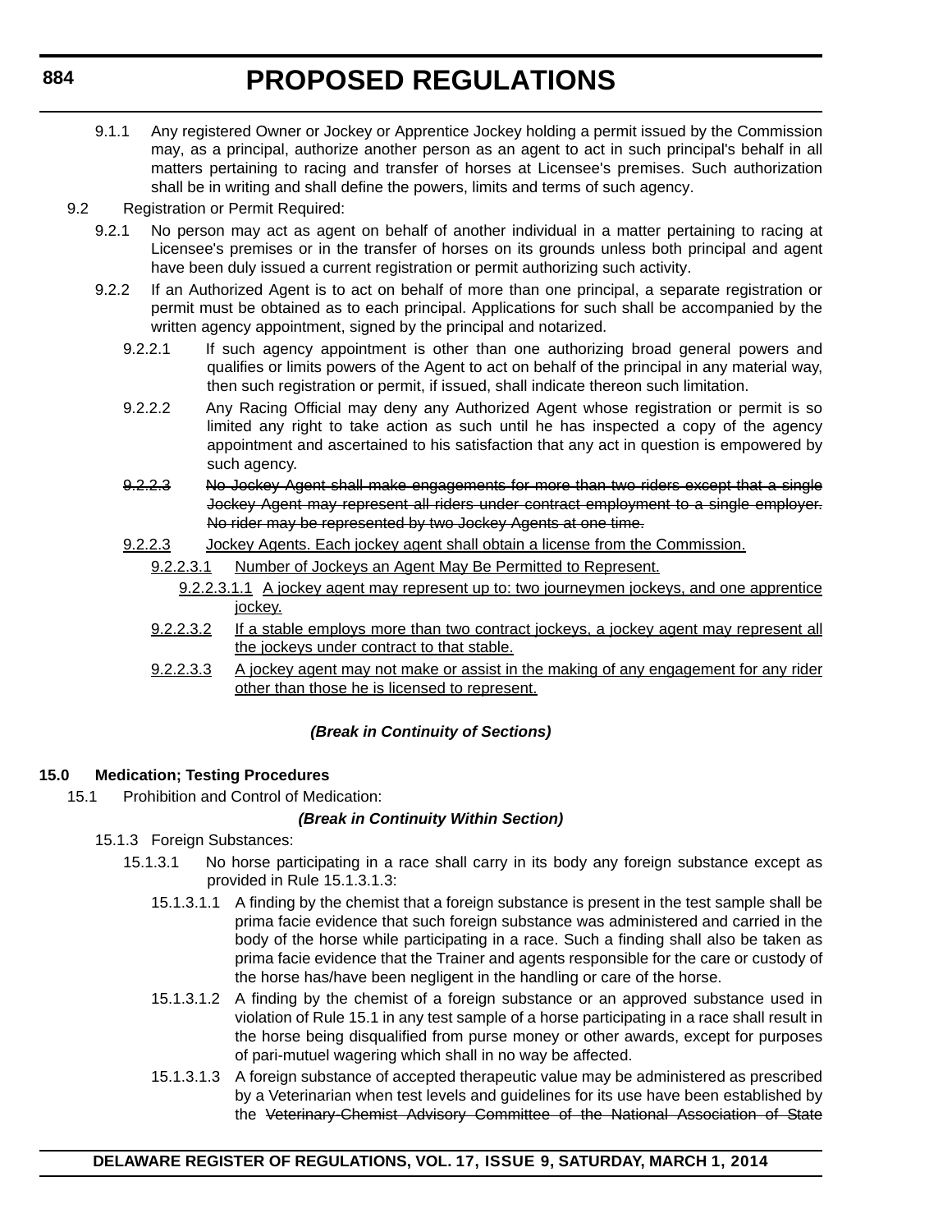9.1.1 Any registered Owner or Jockey or Apprentice Jockey holding a permit issued by the Commission may, as a principal, authorize another person as an agent to act in such principal's behalf in all matters pertaining to racing and transfer of horses at Licensee's premises. Such authorization shall be in writing and shall define the powers, limits and terms of such agency.

9.2 Registration or Permit Required:

9.2.1 No person may act as agent on behalf of another individual in a matter pertaining to racing at Licensee's premises or in the transfer of horses on its grounds unless both principal and agent have been duly issued a current registration or permit authorizing such activity.

9.2.2 If an Authorized Agent is to act on behalf of more than one principal, a separate registration or permit must be obtained as to each principal. Applications for such shall be accompanied by the written agency appointment, signed by the principal and notarized.

9.2.2.1 If such agency appointment is other than one authorizing broad general powers and qualifies or limits powers of the Agent to act on behalf of the principal in any material way, then such registration or permit, if issued, shall indicate thereon such limitation.

9.2.2.2 Any Racing Official may deny any Authorized Agent whose registration or permit is so limited any right to take action as such until he has inspected a copy of the agency appointment and ascertained to his satisfaction that any act in question is empowered by such agency.

~~9.2.2.3 No Jockey Agent shall make engagements for more than two riders except that a single Jockey Agent may represent all riders under contract employment to a single employer. No rider may be represented by two Jockey Agents at one time.~~

<u>9.2.2.3 Jockey Agents. Each jockey agent shall obtain a license from the Commission.</u>

<u>9.2.2.3.1 Number of Jockeys an Agent May Be Permitted to Represent.</u>

<u>9.2.2.3.1.1 A jockey agent may represent up to: two journeymen jockeys, and one apprentice jockey.</u>

<u>9.2.2.3.2 If a stable employs more than two contract jockeys, a jockey agent may represent all the jockeys under contract to that stable.</u>

<u>9.2.2.3.3 A jockey agent may not make or assist in the making of any engagement for any rider other than those he is licensed to represent.</u>

***(Break in Continuity of Sections)***

**15.0 Medication; Testing Procedures**

15.1 Prohibition and Control of Medication:

***(Break in Continuity Within Section)***

15.1.3 Foreign Substances:

15.1.3.1 No horse participating in a race shall carry in its body any foreign substance except as provided in Rule 15.1.3.1.3:

15.1.3.1.1 A finding by the chemist that a foreign substance is present in the test sample shall be prima facie evidence that such foreign substance was administered and carried in the body of the horse while participating in a race. Such a finding shall also be taken as prima facie evidence that the Trainer and agents responsible for the care or custody of the horse has/have been negligent in the handling or care of the horse.

15.1.3.1.2 A finding by the chemist of a foreign substance or an approved substance used in violation of Rule 15.1 in any test sample of a horse participating in a race shall result in the horse being disqualified from purse money or other awards, except for purposes of pari-mutuel wagering which shall in no way be affected.

15.1.3.1.3 A foreign substance of accepted therapeutic value may be administered as prescribed by a Veterinarian when test levels and guidelines for its use have been established by the ~~Veterinary-Chemist Advisory Committee of the National Association of State~~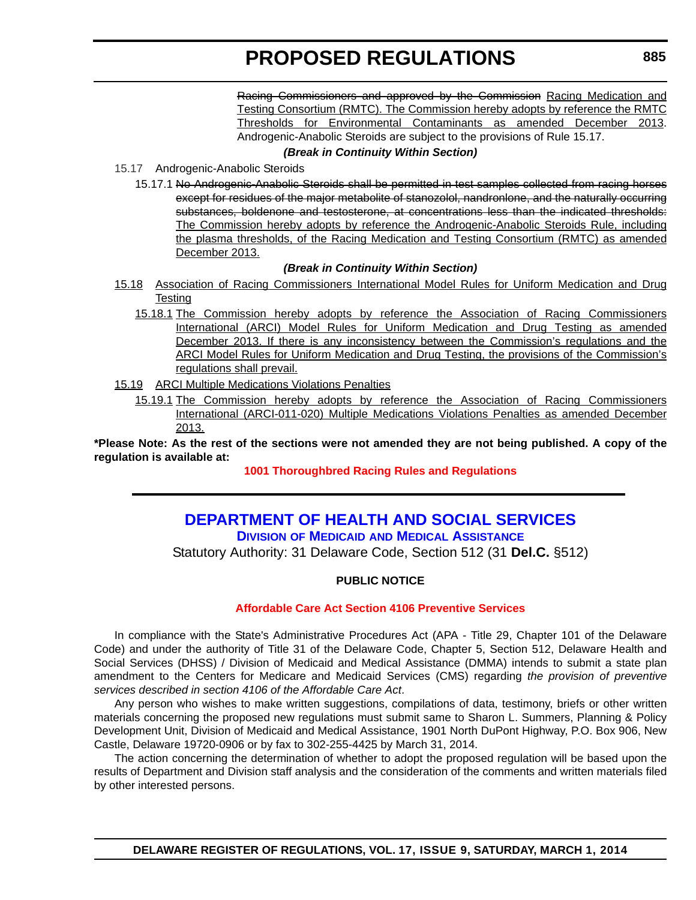~~Racing Commissioners and approved by the Commission~~ <u>Racing Medication and Testing Consortium (RMTC). The Commission hereby adopts by reference the RMTC Thresholds for Environmental Contaminants as amended December 2013</u>. Androgenic-Anabolic Steroids are subject to the provisions of Rule 15.17.

***(Break in Continuity Within Section)***

15.17 Androgenic-Anabolic Steroids

15.17.1 ~~No Androgenic-Anabolic Steroids shall be permitted in test samples collected from racing horses except for residues of the major metabolite of stanozolol, nandronlone, and the naturally occurring substances, boldenone and testosterone, at concentrations less than the indicated thresholds:~~ <u>The Commission hereby adopts by reference the Androgenic-Anabolic Steroids Rule, including the plasma thresholds, of the Racing Medication and Testing Consortium (RMTC) as amended December 2013.</u>

***(Break in Continuity Within Section)***

<u>15.18 Association of Racing Commissioners International Model Rules for Uniform Medication and Drug Testing</u>

<u>15.18.1 The Commission hereby adopts by reference the Association of Racing Commissioners International (ARCI) Model Rules for Uniform Medication and Drug Testing as amended December 2013. If there is any inconsistency between the Commission's regulations and the ARCI Model Rules for Uniform Medication and Drug Testing, the provisions of the Commission's regulations shall prevail.</u>

<u>15.19 ARCI Multiple Medications Violations Penalties</u>

<u>15.19.1 The Commission hereby adopts by reference the Association of Racing Commissioners International (ARCI-011-020) Multiple Medications Violations Penalties as amended December 2013.</u>

**\*Please Note: As the rest of the sections were not amended they are not being published. A copy of the regulation is available at:**

**1001 Thoroughbred Racing Rules and Regulations**

---

## DEPARTMENT OF HEALTH AND SOCIAL SERVICES

### DIVISION OF MEDICAID AND MEDICAL ASSISTANCE

Statutory Authority: 31 Delaware Code, Section 512 (31 **Del.C.** §512)

**PUBLIC NOTICE**

**Affordable Care Act Section 4106 Preventive Services**

In compliance with the State's Administrative Procedures Act (APA - Title 29, Chapter 101 of the Delaware Code) and under the authority of Title 31 of the Delaware Code, Chapter 5, Section 512, Delaware Health and Social Services (DHSS) / Division of Medicaid and Medical Assistance (DMMA) intends to submit a state plan amendment to the Centers for Medicare and Medicaid Services (CMS) regarding *the provision of preventive services described in section 4106 of the Affordable Care Act*.

Any person who wishes to make written suggestions, compilations of data, testimony, briefs or other written materials concerning the proposed new regulations must submit same to Sharon L. Summers, Planning & Policy Development Unit, Division of Medicaid and Medical Assistance, 1901 North DuPont Highway, P.O. Box 906, New Castle, Delaware 19720-0906 or by fax to 302-255-4425 by March 31, 2014.

The action concerning the determination of whether to adopt the proposed regulation will be based upon the results of Department and Division staff analysis and the consideration of the comments and written materials filed by other interested persons.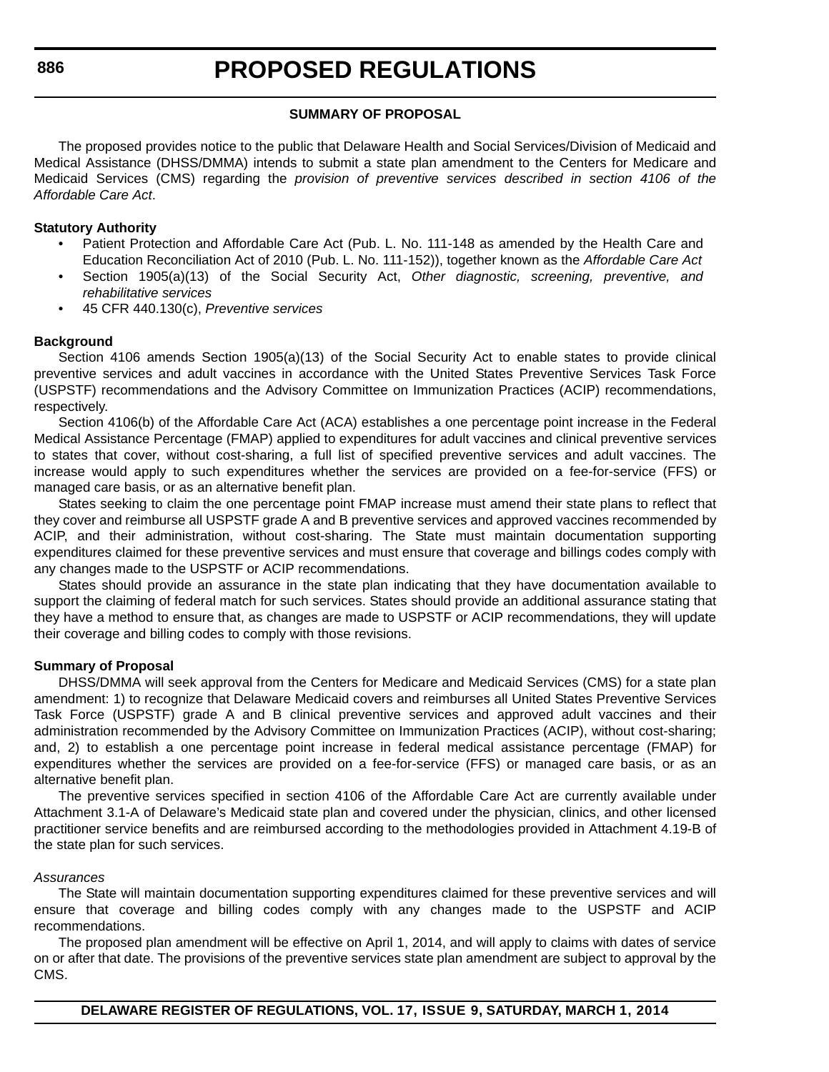### SUMMARY OF PROPOSAL

The proposed provides notice to the public that Delaware Health and Social Services/Division of Medicaid and Medical Assistance (DHSS/DMMA) intends to submit a state plan amendment to the Centers for Medicare and Medicaid Services (CMS) regarding the *provision of preventive services described in section 4106 of the Affordable Care Act*.

**Statutory Authority**

- Patient Protection and Affordable Care Act (Pub. L. No. 111-148 as amended by the Health Care and Education Reconciliation Act of 2010 (Pub. L. No. 111-152)), together known as the *Affordable Care Act*
- Section 1905(a)(13) of the Social Security Act, *Other diagnostic, screening, preventive, and rehabilitative services*
- 45 CFR 440.130(c), *Preventive services*

**Background**

Section 4106 amends Section 1905(a)(13) of the Social Security Act to enable states to provide clinical preventive services and adult vaccines in accordance with the United States Preventive Services Task Force (USPSTF) recommendations and the Advisory Committee on Immunization Practices (ACIP) recommendations, respectively.

Section 4106(b) of the Affordable Care Act (ACA) establishes a one percentage point increase in the Federal Medical Assistance Percentage (FMAP) applied to expenditures for adult vaccines and clinical preventive services to states that cover, without cost-sharing, a full list of specified preventive services and adult vaccines. The increase would apply to such expenditures whether the services are provided on a fee-for-service (FFS) or managed care basis, or as an alternative benefit plan.

States seeking to claim the one percentage point FMAP increase must amend their state plans to reflect that they cover and reimburse all USPSTF grade A and B preventive services and approved vaccines recommended by ACIP, and their administration, without cost-sharing. The State must maintain documentation supporting expenditures claimed for these preventive services and must ensure that coverage and billings codes comply with any changes made to the USPSTF or ACIP recommendations.

States should provide an assurance in the state plan indicating that they have documentation available to support the claiming of federal match for such services. States should provide an additional assurance stating that they have a method to ensure that, as changes are made to USPSTF or ACIP recommendations, they will update their coverage and billing codes to comply with those revisions.

**Summary of Proposal**

DHSS/DMMA will seek approval from the Centers for Medicare and Medicaid Services (CMS) for a state plan amendment: 1) to recognize that Delaware Medicaid covers and reimburses all United States Preventive Services Task Force (USPSTF) grade A and B clinical preventive services and approved adult vaccines and their administration recommended by the Advisory Committee on Immunization Practices (ACIP), without cost-sharing; and, 2) to establish a one percentage point increase in federal medical assistance percentage (FMAP) for expenditures whether the services are provided on a fee-for-service (FFS) or managed care basis, or as an alternative benefit plan.

The preventive services specified in section 4106 of the Affordable Care Act are currently available under Attachment 3.1-A of Delaware's Medicaid state plan and covered under the physician, clinics, and other licensed practitioner service benefits and are reimbursed according to the methodologies provided in Attachment 4.19-B of the state plan for such services.

*Assurances*

The State will maintain documentation supporting expenditures claimed for these preventive services and will ensure that coverage and billing codes comply with any changes made to the USPSTF and ACIP recommendations.

The proposed plan amendment will be effective on April 1, 2014, and will apply to claims with dates of service on or after that date. The provisions of the preventive services state plan amendment are subject to approval by the CMS.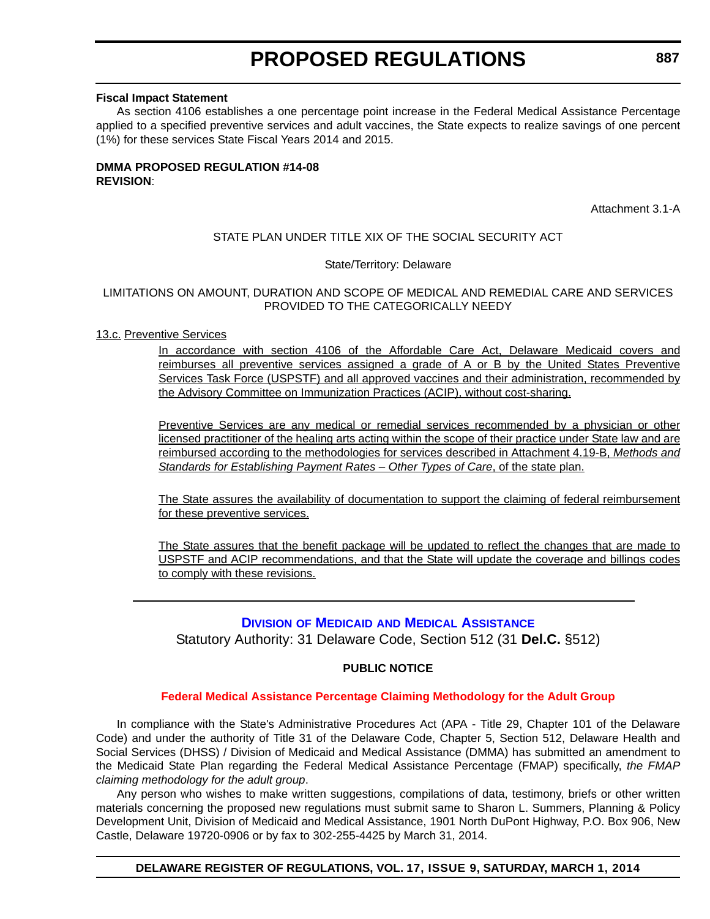**Fiscal Impact Statement**

As section 4106 establishes a one percentage point increase in the Federal Medical Assistance Percentage applied to a specified preventive services and adult vaccines, the State expects to realize savings of one percent (1%) for these services State Fiscal Years 2014 and 2015.

**DMMA PROPOSED REGULATION #14-08**
**REVISION**:

Attachment 3.1-A

STATE PLAN UNDER TITLE XIX OF THE SOCIAL SECURITY ACT

State/Territory: Delaware

LIMITATIONS ON AMOUNT, DURATION AND SCOPE OF MEDICAL AND REMEDIAL CARE AND SERVICES PROVIDED TO THE CATEGORICALLY NEEDY

13.c. Preventive Services

In accordance with section 4106 of the Affordable Care Act, Delaware Medicaid covers and reimburses all preventive services assigned a grade of A or B by the United States Preventive Services Task Force (USPSTF) and all approved vaccines and their administration, recommended by the Advisory Committee on Immunization Practices (ACIP), without cost-sharing.

Preventive Services are any medical or remedial services recommended by a physician or other licensed practitioner of the healing arts acting within the scope of their practice under State law and are reimbursed according to the methodologies for services described in Attachment 4.19-B, *Methods and Standards for Establishing Payment Rates – Other Types of Care*, of the state plan.

The State assures the availability of documentation to support the claiming of federal reimbursement for these preventive services.

The State assures that the benefit package will be updated to reflect the changes that are made to USPSTF and ACIP recommendations, and that the State will update the coverage and billings codes to comply with these revisions.

---

## Division of Medicaid and Medical Assistance

Statutory Authority: 31 Delaware Code, Section 512 (31 **Del.C.** §512)

**PUBLIC NOTICE**

### Federal Medical Assistance Percentage Claiming Methodology for the Adult Group

In compliance with the State's Administrative Procedures Act (APA - Title 29, Chapter 101 of the Delaware Code) and under the authority of Title 31 of the Delaware Code, Chapter 5, Section 512, Delaware Health and Social Services (DHSS) / Division of Medicaid and Medical Assistance (DMMA) has submitted an amendment to the Medicaid State Plan regarding the Federal Medical Assistance Percentage (FMAP) specifically, *the FMAP claiming methodology for the adult group*.

Any person who wishes to make written suggestions, compilations of data, testimony, briefs or other written materials concerning the proposed new regulations must submit same to Sharon L. Summers, Planning & Policy Development Unit, Division of Medicaid and Medical Assistance, 1901 North DuPont Highway, P.O. Box 906, New Castle, Delaware 19720-0906 or by fax to 302-255-4425 by March 31, 2014.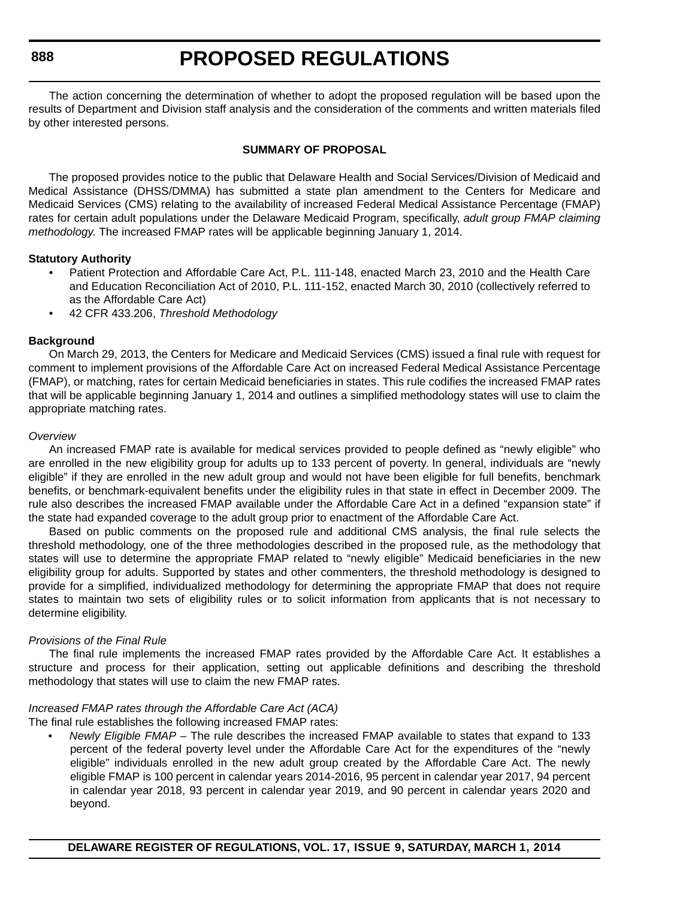The action concerning the determination of whether to adopt the proposed regulation will be based upon the results of Department and Division staff analysis and the consideration of the comments and written materials filed by other interested persons.

**SUMMARY OF PROPOSAL**

The proposed provides notice to the public that Delaware Health and Social Services/Division of Medicaid and Medical Assistance (DHSS/DMMA) has submitted a state plan amendment to the Centers for Medicare and Medicaid Services (CMS) relating to the availability of increased Federal Medical Assistance Percentage (FMAP) rates for certain adult populations under the Delaware Medicaid Program, specifically, *adult group FMAP claiming methodology.* The increased FMAP rates will be applicable beginning January 1, 2014.

**Statutory Authority**

- Patient Protection and Affordable Care Act, P.L. 111-148, enacted March 23, 2010 and the Health Care and Education Reconciliation Act of 2010, P.L. 111-152, enacted March 30, 2010 (collectively referred to as the Affordable Care Act)
- 42 CFR 433.206, *Threshold Methodology*

**Background**

On March 29, 2013, the Centers for Medicare and Medicaid Services (CMS) issued a final rule with request for comment to implement provisions of the Affordable Care Act on increased Federal Medical Assistance Percentage (FMAP), or matching, rates for certain Medicaid beneficiaries in states. This rule codifies the increased FMAP rates that will be applicable beginning January 1, 2014 and outlines a simplified methodology states will use to claim the appropriate matching rates.

*Overview*

An increased FMAP rate is available for medical services provided to people defined as "newly eligible" who are enrolled in the new eligibility group for adults up to 133 percent of poverty. In general, individuals are "newly eligible" if they are enrolled in the new adult group and would not have been eligible for full benefits, benchmark benefits, or benchmark-equivalent benefits under the eligibility rules in that state in effect in December 2009. The rule also describes the increased FMAP available under the Affordable Care Act in a defined "expansion state" if the state had expanded coverage to the adult group prior to enactment of the Affordable Care Act.

Based on public comments on the proposed rule and additional CMS analysis, the final rule selects the threshold methodology, one of the three methodologies described in the proposed rule, as the methodology that states will use to determine the appropriate FMAP related to "newly eligible" Medicaid beneficiaries in the new eligibility group for adults. Supported by states and other commenters, the threshold methodology is designed to provide for a simplified, individualized methodology for determining the appropriate FMAP that does not require states to maintain two sets of eligibility rules or to solicit information from applicants that is not necessary to determine eligibility.

*Provisions of the Final Rule*

The final rule implements the increased FMAP rates provided by the Affordable Care Act. It establishes a structure and process for their application, setting out applicable definitions and describing the threshold methodology that states will use to claim the new FMAP rates.

*Increased FMAP rates through the Affordable Care Act (ACA)*

The final rule establishes the following increased FMAP rates:

- *Newly Eligible FMAP* – The rule describes the increased FMAP available to states that expand to 133 percent of the federal poverty level under the Affordable Care Act for the expenditures of the "newly eligible" individuals enrolled in the new adult group created by the Affordable Care Act. The newly eligible FMAP is 100 percent in calendar years 2014-2016, 95 percent in calendar year 2017, 94 percent in calendar year 2018, 93 percent in calendar year 2019, and 90 percent in calendar years 2020 and beyond.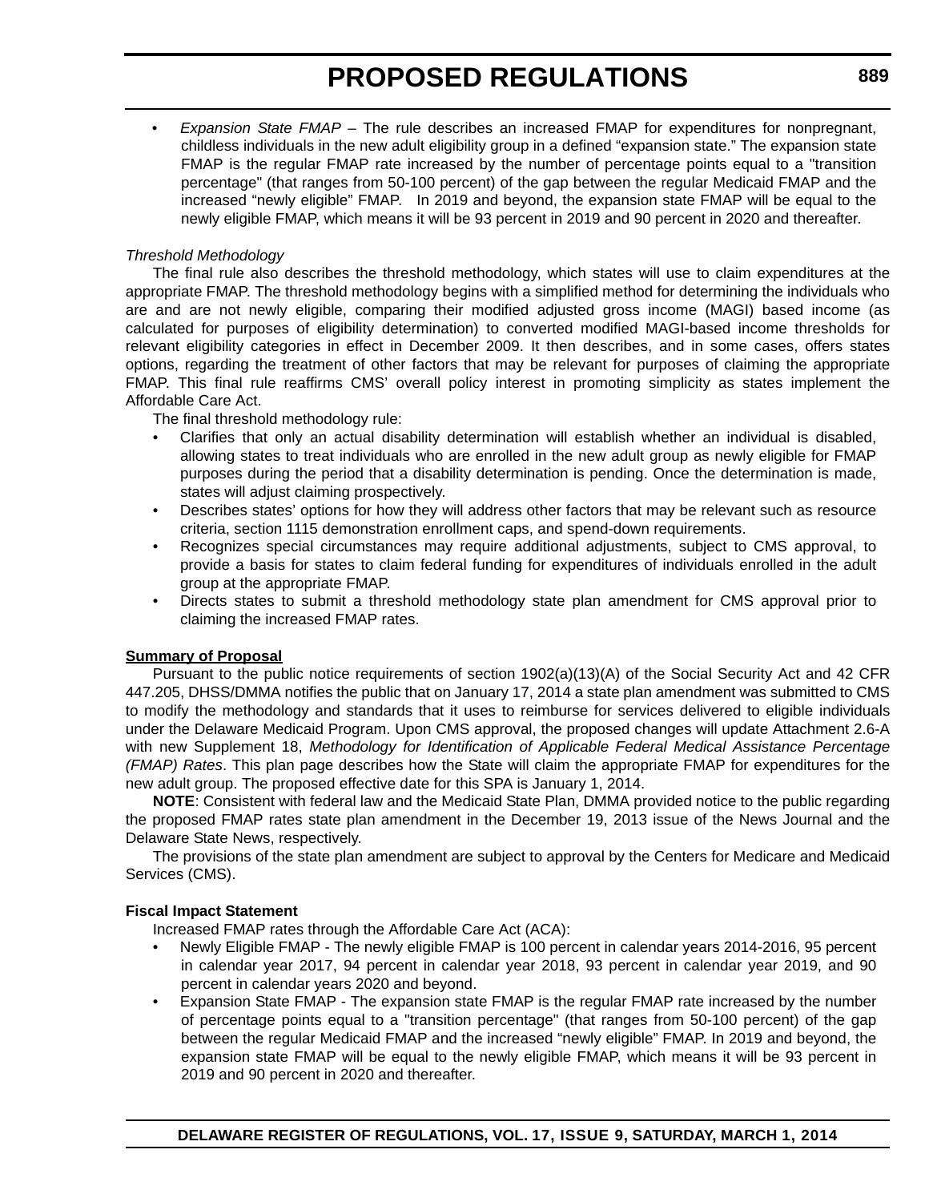- *Expansion State FMAP* – The rule describes an increased FMAP for expenditures for nonpregnant, childless individuals in the new adult eligibility group in a defined "expansion state." The expansion state FMAP is the regular FMAP rate increased by the number of percentage points equal to a "transition percentage" (that ranges from 50-100 percent) of the gap between the regular Medicaid FMAP and the increased "newly eligible" FMAP. In 2019 and beyond, the expansion state FMAP will be equal to the newly eligible FMAP, which means it will be 93 percent in 2019 and 90 percent in 2020 and thereafter.

*Threshold Methodology*

The final rule also describes the threshold methodology, which states will use to claim expenditures at the appropriate FMAP. The threshold methodology begins with a simplified method for determining the individuals who are and are not newly eligible, comparing their modified adjusted gross income (MAGI) based income (as calculated for purposes of eligibility determination) to converted modified MAGI-based income thresholds for relevant eligibility categories in effect in December 2009. It then describes, and in some cases, offers states options, regarding the treatment of other factors that may be relevant for purposes of claiming the appropriate FMAP. This final rule reaffirms CMS' overall policy interest in promoting simplicity as states implement the Affordable Care Act.

The final threshold methodology rule:

- Clarifies that only an actual disability determination will establish whether an individual is disabled, allowing states to treat individuals who are enrolled in the new adult group as newly eligible for FMAP purposes during the period that a disability determination is pending. Once the determination is made, states will adjust claiming prospectively.
- Describes states' options for how they will address other factors that may be relevant such as resource criteria, section 1115 demonstration enrollment caps, and spend-down requirements.
- Recognizes special circumstances may require additional adjustments, subject to CMS approval, to provide a basis for states to claim federal funding for expenditures of individuals enrolled in the adult group at the appropriate FMAP.
- Directs states to submit a threshold methodology state plan amendment for CMS approval prior to claiming the increased FMAP rates.

**Summary of Proposal**

Pursuant to the public notice requirements of section 1902(a)(13)(A) of the Social Security Act and 42 CFR 447.205, DHSS/DMMA notifies the public that on January 17, 2014 a state plan amendment was submitted to CMS to modify the methodology and standards that it uses to reimburse for services delivered to eligible individuals under the Delaware Medicaid Program. Upon CMS approval, the proposed changes will update Attachment 2.6-A with new Supplement 18, *Methodology for Identification of Applicable Federal Medical Assistance Percentage (FMAP) Rates*. This plan page describes how the State will claim the appropriate FMAP for expenditures for the new adult group. The proposed effective date for this SPA is January 1, 2014.

**NOTE**: Consistent with federal law and the Medicaid State Plan, DMMA provided notice to the public regarding the proposed FMAP rates state plan amendment in the December 19, 2013 issue of the News Journal and the Delaware State News, respectively.

The provisions of the state plan amendment are subject to approval by the Centers for Medicare and Medicaid Services (CMS).

**Fiscal Impact Statement**

Increased FMAP rates through the Affordable Care Act (ACA):

- Newly Eligible FMAP - The newly eligible FMAP is 100 percent in calendar years 2014-2016, 95 percent in calendar year 2017, 94 percent in calendar year 2018, 93 percent in calendar year 2019, and 90 percent in calendar years 2020 and beyond.
- Expansion State FMAP - The expansion state FMAP is the regular FMAP rate increased by the number of percentage points equal to a "transition percentage" (that ranges from 50-100 percent) of the gap between the regular Medicaid FMAP and the increased "newly eligible" FMAP. In 2019 and beyond, the expansion state FMAP will be equal to the newly eligible FMAP, which means it will be 93 percent in 2019 and 90 percent in 2020 and thereafter.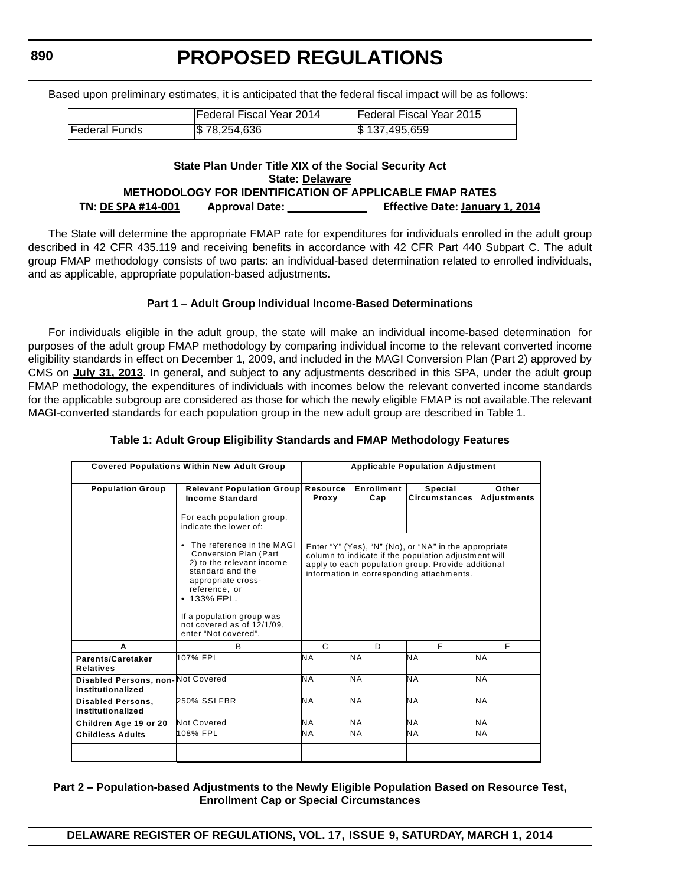Based upon preliminary estimates, it is anticipated that the federal fiscal impact will be as follows:

| | Federal Fiscal Year 2014 | Federal Fiscal Year 2015 |
|---|---|---|
| Federal Funds | $ 78,254,636 | $ 137,495,659 |

**State Plan Under Title XIX of the Social Security Act**
**State: Delaware**
**METHODOLOGY FOR IDENTIFICATION OF APPLICABLE FMAP RATES**
**TN: DE SPA #14-001 Approval Date: _____________ Effective Date: January 1, 2014**

The State will determine the appropriate FMAP rate for expenditures for individuals enrolled in the adult group described in 42 CFR 435.119 and receiving benefits in accordance with 42 CFR Part 440 Subpart C. The adult group FMAP methodology consists of two parts: an individual-based determination related to enrolled individuals, and as applicable, appropriate population-based adjustments.

### Part 1 – Adult Group Individual Income-Based Determinations

For individuals eligible in the adult group, the state will make an individual income-based determination for purposes of the adult group FMAP methodology by comparing individual income to the relevant converted income eligibility standards in effect on December 1, 2009, and included in the MAGI Conversion Plan (Part 2) approved by CMS on **July 31, 2013**. In general, and subject to any adjustments described in this SPA, under the adult group FMAP methodology, the expenditures of individuals with incomes below the relevant converted income standards for the applicable subgroup are considered as those for which the newly eligible FMAP is not available.The relevant MAGI-converted standards for each population group in the new adult group are described in Table 1.

**Table 1: Adult Group Eligibility Standards and FMAP Methodology Features**

| Covered Populations Within New Adult Group | | Applicable Population Adjustment | | | |
|---|---|---|---|---|---|
| Population Group | Relevant Population Group Income Standard<br><br>For each population group, indicate the lower of:<br><br>• The reference in the MAGI Conversion Plan (Part 2) to the relevant income standard and the appropriate cross-reference, or<br>• 133% FPL.<br><br>If a population group was not covered as of 12/1/09, enter "Not covered". | Resource Proxy | Enrollment Cap | Special Circumstances | Other Adjustments |
| | | Enter "Y" (Yes), "N" (No), or "NA" in the appropriate column to indicate if the population adjustment will apply to each population group. Provide additional information in corresponding attachments. | | | |
| A | B | C | D | E | F |
| Parents/Caretaker Relatives | 107% FPL | NA | NA | NA | NA |
| Disabled Persons, non-institutionalized | Not Covered | NA | NA | NA | NA |
| Disabled Persons, institutionalized | 250% SSI FBR | NA | NA | NA | NA |
| Children Age 19 or 20 | Not Covered | NA | NA | NA | NA |
| Childless Adults | 108% FPL | NA | NA | NA | NA |
| | | | | | |

### Part 2 – Population-based Adjustments to the Newly Eligible Population Based on Resource Test, Enrollment Cap or Special Circumstances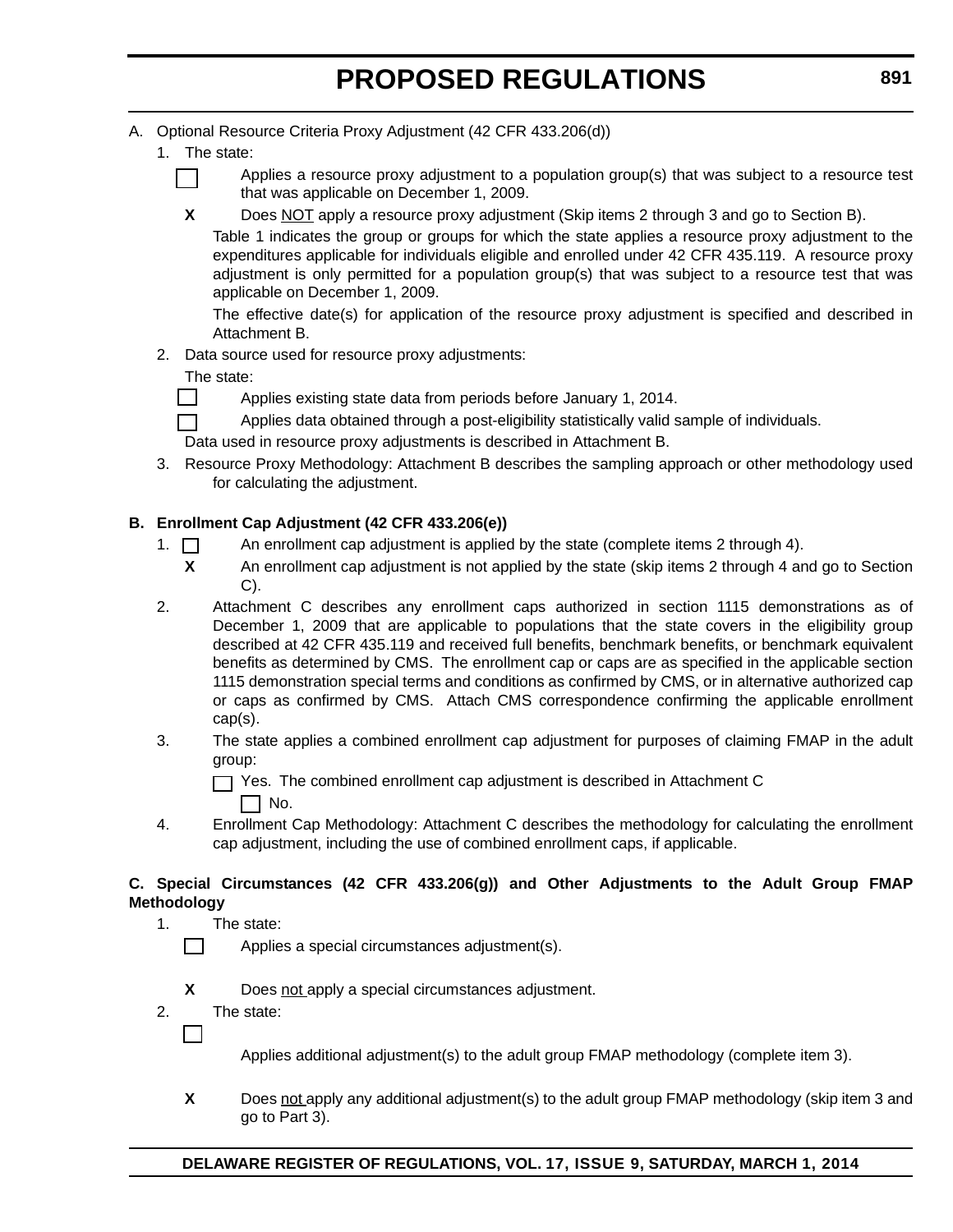A. Optional Resource Criteria Proxy Adjustment (42 CFR 433.206(d))

1. The state:

   ☐ Applies a resource proxy adjustment to a population group(s) that was subject to a resource test that was applicable on December 1, 2009.

   **X** Does NOT apply a resource proxy adjustment (Skip items 2 through 3 and go to Section B).

   Table 1 indicates the group or groups for which the state applies a resource proxy adjustment to the expenditures applicable for individuals eligible and enrolled under 42 CFR 435.119. A resource proxy adjustment is only permitted for a population group(s) that was subject to a resource test that was applicable on December 1, 2009.

   The effective date(s) for application of the resource proxy adjustment is specified and described in Attachment B.

2. Data source used for resource proxy adjustments:

   The state:

   ☐ Applies existing state data from periods before January 1, 2014.

   ☐ Applies data obtained through a post-eligibility statistically valid sample of individuals.

   Data used in resource proxy adjustments is described in Attachment B.

3. Resource Proxy Methodology: Attachment B describes the sampling approach or other methodology used for calculating the adjustment.

**B. Enrollment Cap Adjustment (42 CFR 433.206(e))**

1. ☐ An enrollment cap adjustment is applied by the state (complete items 2 through 4).

   **X** An enrollment cap adjustment is not applied by the state (skip items 2 through 4 and go to Section C).

2. Attachment C describes any enrollment caps authorized in section 1115 demonstrations as of December 1, 2009 that are applicable to populations that the state covers in the eligibility group described at 42 CFR 435.119 and received full benefits, benchmark benefits, or benchmark equivalent benefits as determined by CMS. The enrollment cap or caps are as specified in the applicable section 1115 demonstration special terms and conditions as confirmed by CMS, or in alternative authorized cap or caps as confirmed by CMS. Attach CMS correspondence confirming the applicable enrollment cap(s).

3. The state applies a combined enrollment cap adjustment for purposes of claiming FMAP in the adult group:

   ☐ Yes. The combined enrollment cap adjustment is described in Attachment C

   ☐ No.

4. Enrollment Cap Methodology: Attachment C describes the methodology for calculating the enrollment cap adjustment, including the use of combined enrollment caps, if applicable.

**C. Special Circumstances (42 CFR 433.206(g)) and Other Adjustments to the Adult Group FMAP Methodology**

1. The state:

   ☐ Applies a special circumstances adjustment(s).

   **X** Does not apply a special circumstances adjustment.

2. The state:

   ☐ Applies additional adjustment(s) to the adult group FMAP methodology (complete item 3).

   **X** Does not apply any additional adjustment(s) to the adult group FMAP methodology (skip item 3 and go to Part 3).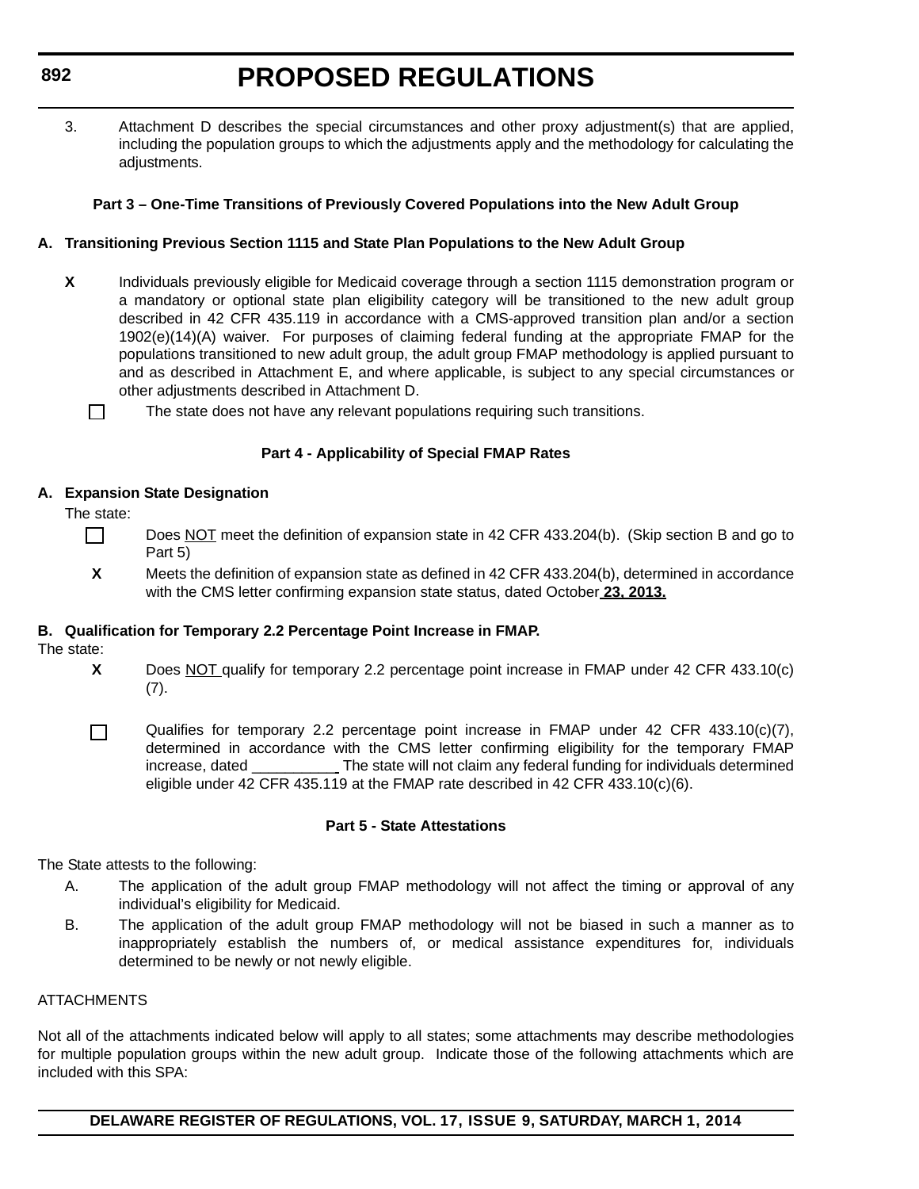3. Attachment D describes the special circumstances and other proxy adjustment(s) that are applied, including the population groups to which the adjustments apply and the methodology for calculating the adjustments.

**Part 3 – One-Time Transitions of Previously Covered Populations into the New Adult Group**

**A. Transitioning Previous Section 1115 and State Plan Populations to the New Adult Group**

**X** Individuals previously eligible for Medicaid coverage through a section 1115 demonstration program or a mandatory or optional state plan eligibility category will be transitioned to the new adult group described in 42 CFR 435.119 in accordance with a CMS-approved transition plan and/or a section 1902(e)(14)(A) waiver. For purposes of claiming federal funding at the appropriate FMAP for the populations transitioned to new adult group, the adult group FMAP methodology is applied pursuant to and as described in Attachment E, and where applicable, is subject to any special circumstances or other adjustments described in Attachment D.

☐ The state does not have any relevant populations requiring such transitions.

**Part 4 - Applicability of Special FMAP Rates**

**A. Expansion State Designation**

The state:

☐ Does NOT meet the definition of expansion state in 42 CFR 433.204(b). (Skip section B and go to Part 5)

**X** Meets the definition of expansion state as defined in 42 CFR 433.204(b), determined in accordance with the CMS letter confirming expansion state status, dated October **23, 2013.**

**B. Qualification for Temporary 2.2 Percentage Point Increase in FMAP.**

The state:

**X** Does NOT qualify for temporary 2.2 percentage point increase in FMAP under 42 CFR 433.10(c)(7).

☐ Qualifies for temporary 2.2 percentage point increase in FMAP under 42 CFR 433.10(c)(7), determined in accordance with the CMS letter confirming eligibility for the temporary FMAP increase, dated __________ The state will not claim any federal funding for individuals determined eligible under 42 CFR 435.119 at the FMAP rate described in 42 CFR 433.10(c)(6).

**Part 5 - State Attestations**

The State attests to the following:

A. The application of the adult group FMAP methodology will not affect the timing or approval of any individual's eligibility for Medicaid.

B. The application of the adult group FMAP methodology will not be biased in such a manner as to inappropriately establish the numbers of, or medical assistance expenditures for, individuals determined to be newly or not newly eligible.

ATTACHMENTS

Not all of the attachments indicated below will apply to all states; some attachments may describe methodologies for multiple population groups within the new adult group. Indicate those of the following attachments which are included with this SPA: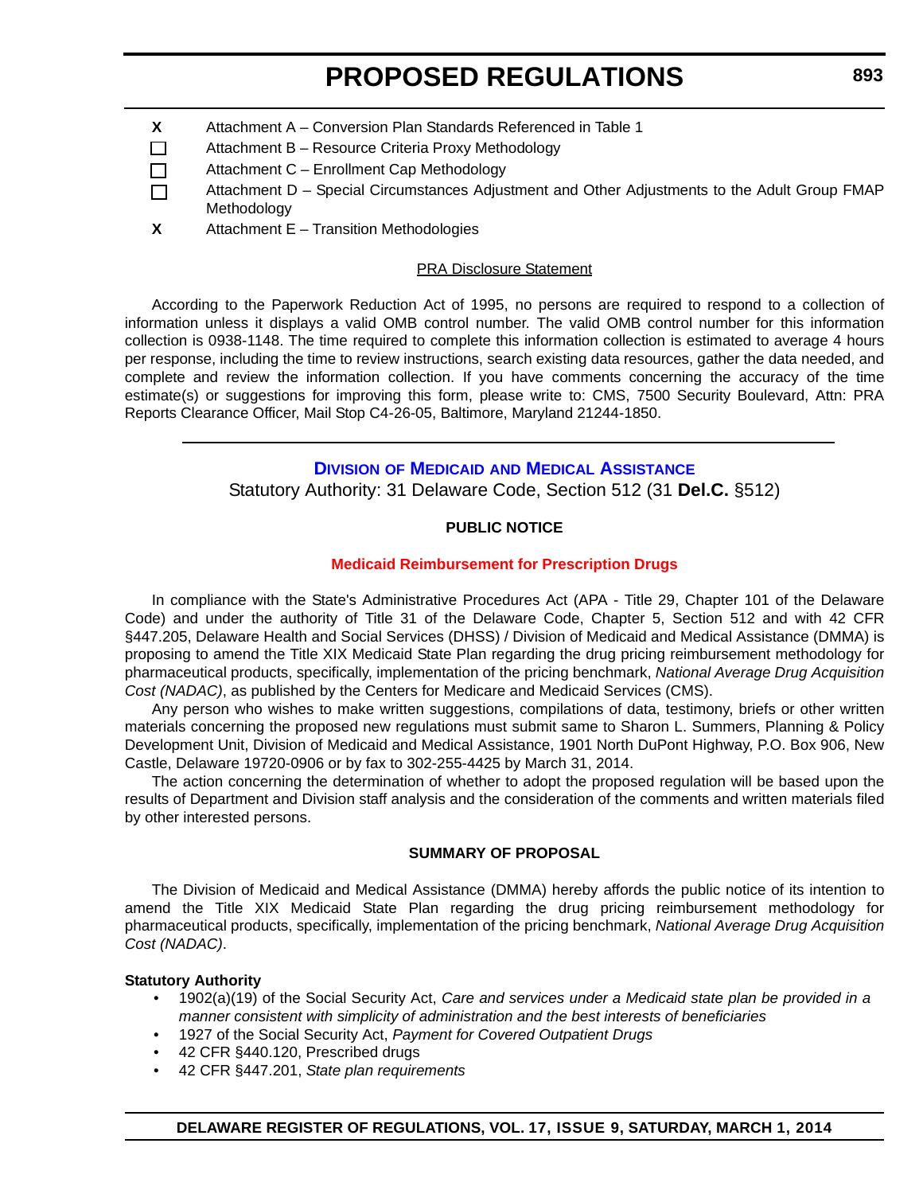| | |
|---|---|
| X | Attachment A – Conversion Plan Standards Referenced in Table 1 |
| ☐ | Attachment B – Resource Criteria Proxy Methodology |
| ☐ | Attachment C – Enrollment Cap Methodology |
| ☐ | Attachment D – Special Circumstances Adjustment and Other Adjustments to the Adult Group FMAP Methodology |
| X | Attachment E – Transition Methodologies |

PRA Disclosure Statement

According to the Paperwork Reduction Act of 1995, no persons are required to respond to a collection of information unless it displays a valid OMB control number. The valid OMB control number for this information collection is 0938-1148. The time required to complete this information collection is estimated to average 4 hours per response, including the time to review instructions, search existing data resources, gather the data needed, and complete and review the information collection. If you have comments concerning the accuracy of the time estimate(s) or suggestions for improving this form, please write to: CMS, 7500 Security Boulevard, Attn: PRA Reports Clearance Officer, Mail Stop C4-26-05, Baltimore, Maryland 21244-1850.

---

## Division of Medicaid and Medical Assistance

Statutory Authority: 31 Delaware Code, Section 512 (31 **Del.C.** §512)

**PUBLIC NOTICE**

### Medicaid Reimbursement for Prescription Drugs

In compliance with the State's Administrative Procedures Act (APA - Title 29, Chapter 101 of the Delaware Code) and under the authority of Title 31 of the Delaware Code, Chapter 5, Section 512 and with 42 CFR §447.205, Delaware Health and Social Services (DHSS) / Division of Medicaid and Medical Assistance (DMMA) is proposing to amend the Title XIX Medicaid State Plan regarding the drug pricing reimbursement methodology for pharmaceutical products, specifically, implementation of the pricing benchmark, *National Average Drug Acquisition Cost (NADAC)*, as published by the Centers for Medicare and Medicaid Services (CMS).

Any person who wishes to make written suggestions, compilations of data, testimony, briefs or other written materials concerning the proposed new regulations must submit same to Sharon L. Summers, Planning & Policy Development Unit, Division of Medicaid and Medical Assistance, 1901 North DuPont Highway, P.O. Box 906, New Castle, Delaware 19720-0906 or by fax to 302-255-4425 by March 31, 2014.

The action concerning the determination of whether to adopt the proposed regulation will be based upon the results of Department and Division staff analysis and the consideration of the comments and written materials filed by other interested persons.

**SUMMARY OF PROPOSAL**

The Division of Medicaid and Medical Assistance (DMMA) hereby affords the public notice of its intention to amend the Title XIX Medicaid State Plan regarding the drug pricing reimbursement methodology for pharmaceutical products, specifically, implementation of the pricing benchmark, *National Average Drug Acquisition Cost (NADAC)*.

**Statutory Authority**

- 1902(a)(19) of the Social Security Act, *Care and services under a Medicaid state plan be provided in a manner consistent with simplicity of administration and the best interests of beneficiaries*
- 1927 of the Social Security Act, *Payment for Covered Outpatient Drugs*
- 42 CFR §440.120, Prescribed drugs
- 42 CFR §447.201, *State plan requirements*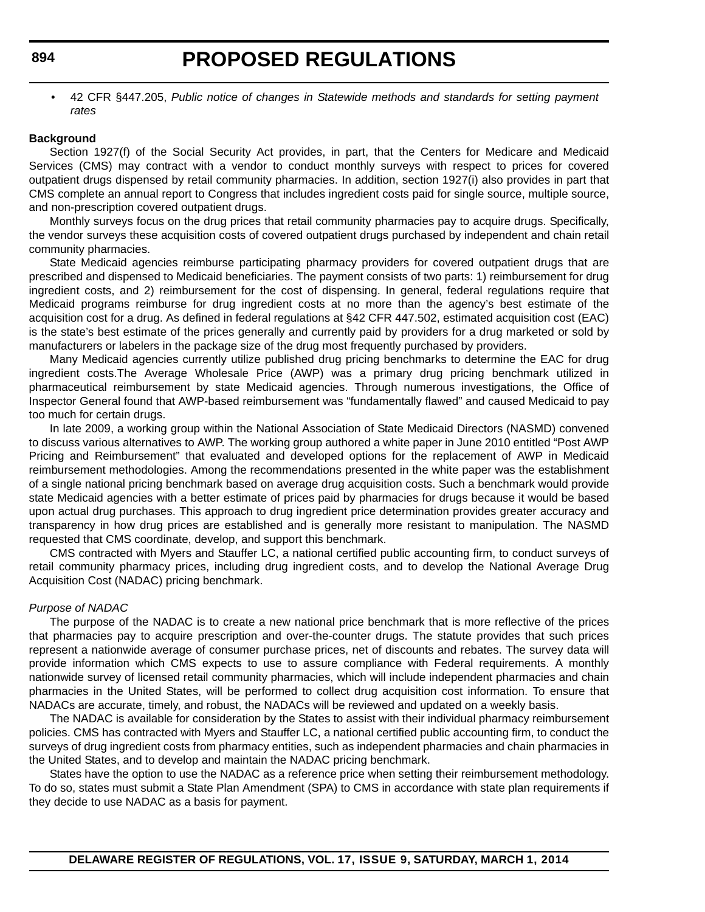- 42 CFR §447.205, *Public notice of changes in Statewide methods and standards for setting payment rates*

**Background**

Section 1927(f) of the Social Security Act provides, in part, that the Centers for Medicare and Medicaid Services (CMS) may contract with a vendor to conduct monthly surveys with respect to prices for covered outpatient drugs dispensed by retail community pharmacies. In addition, section 1927(i) also provides in part that CMS complete an annual report to Congress that includes ingredient costs paid for single source, multiple source, and non-prescription covered outpatient drugs.

Monthly surveys focus on the drug prices that retail community pharmacies pay to acquire drugs. Specifically, the vendor surveys these acquisition costs of covered outpatient drugs purchased by independent and chain retail community pharmacies.

State Medicaid agencies reimburse participating pharmacy providers for covered outpatient drugs that are prescribed and dispensed to Medicaid beneficiaries. The payment consists of two parts: 1) reimbursement for drug ingredient costs, and 2) reimbursement for the cost of dispensing. In general, federal regulations require that Medicaid programs reimburse for drug ingredient costs at no more than the agency's best estimate of the acquisition cost for a drug. As defined in federal regulations at §42 CFR 447.502, estimated acquisition cost (EAC) is the state's best estimate of the prices generally and currently paid by providers for a drug marketed or sold by manufacturers or labelers in the package size of the drug most frequently purchased by providers.

Many Medicaid agencies currently utilize published drug pricing benchmarks to determine the EAC for drug ingredient costs.The Average Wholesale Price (AWP) was a primary drug pricing benchmark utilized in pharmaceutical reimbursement by state Medicaid agencies. Through numerous investigations, the Office of Inspector General found that AWP-based reimbursement was "fundamentally flawed" and caused Medicaid to pay too much for certain drugs.

In late 2009, a working group within the National Association of State Medicaid Directors (NASMD) convened to discuss various alternatives to AWP. The working group authored a white paper in June 2010 entitled "Post AWP Pricing and Reimbursement" that evaluated and developed options for the replacement of AWP in Medicaid reimbursement methodologies. Among the recommendations presented in the white paper was the establishment of a single national pricing benchmark based on average drug acquisition costs. Such a benchmark would provide state Medicaid agencies with a better estimate of prices paid by pharmacies for drugs because it would be based upon actual drug purchases. This approach to drug ingredient price determination provides greater accuracy and transparency in how drug prices are established and is generally more resistant to manipulation. The NASMD requested that CMS coordinate, develop, and support this benchmark.

CMS contracted with Myers and Stauffer LC, a national certified public accounting firm, to conduct surveys of retail community pharmacy prices, including drug ingredient costs, and to develop the National Average Drug Acquisition Cost (NADAC) pricing benchmark.

*Purpose of NADAC*

The purpose of the NADAC is to create a new national price benchmark that is more reflective of the prices that pharmacies pay to acquire prescription and over-the-counter drugs. The statute provides that such prices represent a nationwide average of consumer purchase prices, net of discounts and rebates. The survey data will provide information which CMS expects to use to assure compliance with Federal requirements. A monthly nationwide survey of licensed retail community pharmacies, which will include independent pharmacies and chain pharmacies in the United States, will be performed to collect drug acquisition cost information. To ensure that NADACs are accurate, timely, and robust, the NADACs will be reviewed and updated on a weekly basis.

The NADAC is available for consideration by the States to assist with their individual pharmacy reimbursement policies. CMS has contracted with Myers and Stauffer LC, a national certified public accounting firm, to conduct the surveys of drug ingredient costs from pharmacy entities, such as independent pharmacies and chain pharmacies in the United States, and to develop and maintain the NADAC pricing benchmark.

States have the option to use the NADAC as a reference price when setting their reimbursement methodology. To do so, states must submit a State Plan Amendment (SPA) to CMS in accordance with state plan requirements if they decide to use NADAC as a basis for payment.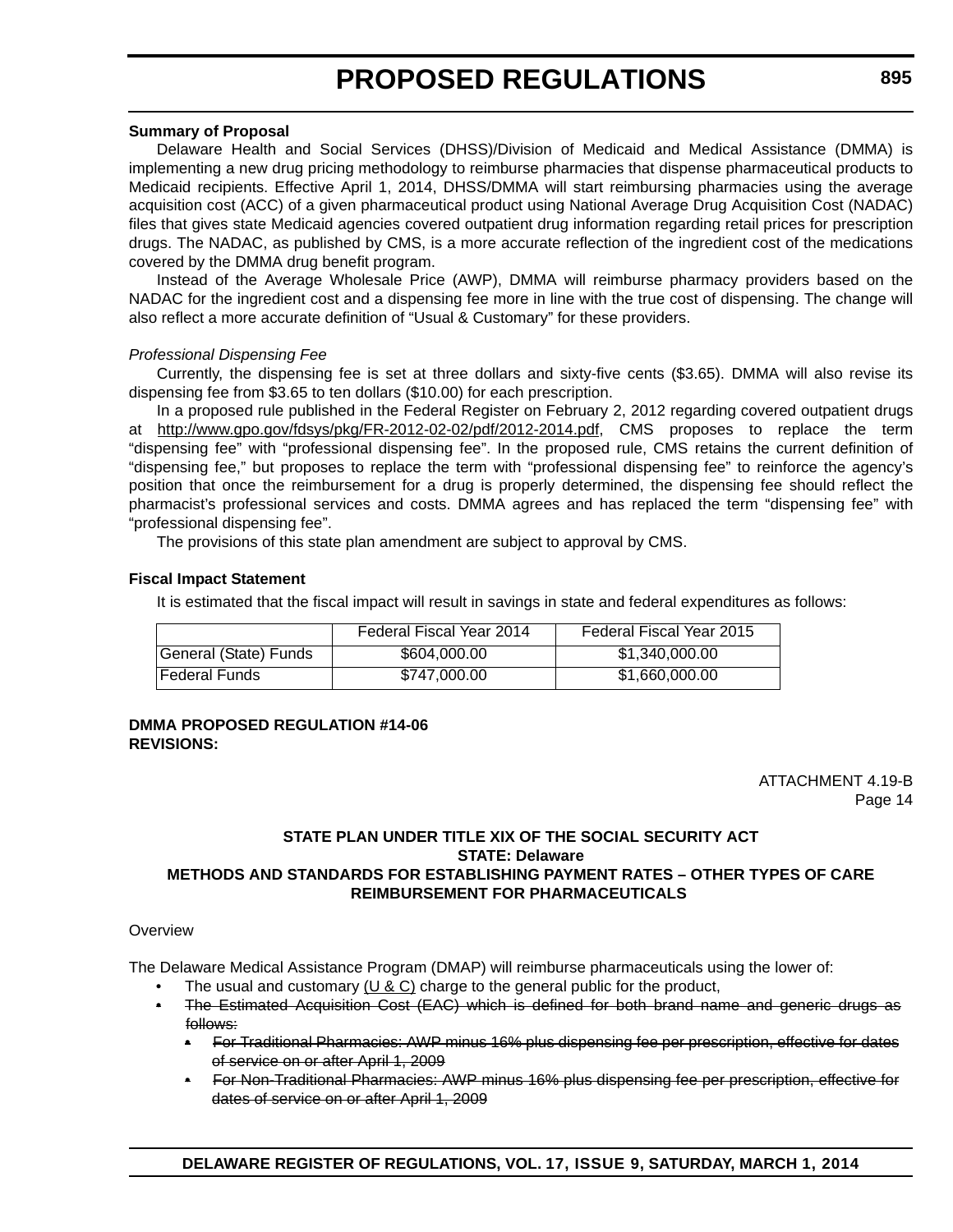**Summary of Proposal**

Delaware Health and Social Services (DHSS)/Division of Medicaid and Medical Assistance (DMMA) is implementing a new drug pricing methodology to reimburse pharmacies that dispense pharmaceutical products to Medicaid recipients. Effective April 1, 2014, DHSS/DMMA will start reimbursing pharmacies using the average acquisition cost (ACC) of a given pharmaceutical product using National Average Drug Acquisition Cost (NADAC) files that gives state Medicaid agencies covered outpatient drug information regarding retail prices for prescription drugs. The NADAC, as published by CMS, is a more accurate reflection of the ingredient cost of the medications covered by the DMMA drug benefit program.

Instead of the Average Wholesale Price (AWP), DMMA will reimburse pharmacy providers based on the NADAC for the ingredient cost and a dispensing fee more in line with the true cost of dispensing. The change will also reflect a more accurate definition of "Usual & Customary" for these providers.

*Professional Dispensing Fee*

Currently, the dispensing fee is set at three dollars and sixty-five cents ($3.65). DMMA will also revise its dispensing fee from $3.65 to ten dollars ($10.00) for each prescription.

In a proposed rule published in the Federal Register on February 2, 2012 regarding covered outpatient drugs at http://www.gpo.gov/fdsys/pkg/FR-2012-02-02/pdf/2012-2014.pdf, CMS proposes to replace the term "dispensing fee" with "professional dispensing fee". In the proposed rule, CMS retains the current definition of "dispensing fee," but proposes to replace the term with "professional dispensing fee" to reinforce the agency's position that once the reimbursement for a drug is properly determined, the dispensing fee should reflect the pharmacist's professional services and costs. DMMA agrees and has replaced the term "dispensing fee" with "professional dispensing fee".

The provisions of this state plan amendment are subject to approval by CMS.

**Fiscal Impact Statement**

It is estimated that the fiscal impact will result in savings in state and federal expenditures as follows:

| | Federal Fiscal Year 2014 | Federal Fiscal Year 2015 |
|---|---|---|
| General (State) Funds | $604,000.00 | $1,340,000.00 |
| Federal Funds | $747,000.00 | $1,660,000.00 |

**DMMA PROPOSED REGULATION #14-06**
**REVISIONS:**

ATTACHMENT 4.19-B
Page 14

**STATE PLAN UNDER TITLE XIX OF THE SOCIAL SECURITY ACT**
**STATE: Delaware**
**METHODS AND STANDARDS FOR ESTABLISHING PAYMENT RATES – OTHER TYPES OF CARE**
**REIMBURSEMENT FOR PHARMACEUTICALS**

Overview

The Delaware Medical Assistance Program (DMAP) will reimburse pharmaceuticals using the lower of:

- The usual and customary <u>(U & C)</u> charge to the general public for the product,
- ~~The Estimated Acquisition Cost (EAC) which is defined for both brand name and generic drugs as follows:~~
  - ~~For Traditional Pharmacies: AWP minus 16% plus dispensing fee per prescription, effective for dates of service on or after April 1, 2009~~
  - ~~For Non-Traditional Pharmacies: AWP minus 16% plus dispensing fee per prescription, effective for dates of service on or after April 1, 2009~~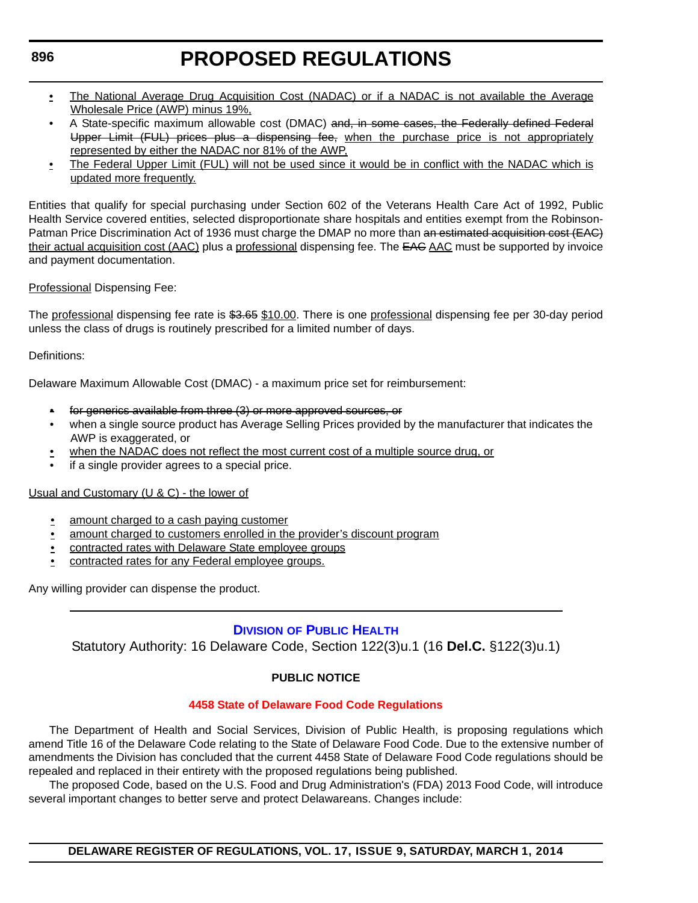- The National Average Drug Acquisition Cost (NADAC) or if a NADAC is not available the Average Wholesale Price (AWP) minus 19%,
- A State-specific maximum allowable cost (DMAC) ~~and, in some cases, the Federally defined Federal Upper Limit (FUL) prices plus a dispensing fee,~~ when the purchase price is not appropriately represented by either the NADAC nor 81% of the AWP,
- The Federal Upper Limit (FUL) will not be used since it would be in conflict with the NADAC which is updated more frequently.

Entities that qualify for special purchasing under Section 602 of the Veterans Health Care Act of 1992, Public Health Service covered entities, selected disproportionate share hospitals and entities exempt from the Robinson-Patman Price Discrimination Act of 1936 must charge the DMAP no more than ~~an estimated acquisition cost (EAC)~~ their actual acquisition cost (AAC) plus a professional dispensing fee. The ~~EAC~~ AAC must be supported by invoice and payment documentation.

Professional Dispensing Fee:

The professional dispensing fee rate is ~~$3.65~~ $10.00. There is one professional dispensing fee per 30-day period unless the class of drugs is routinely prescribed for a limited number of days.

Definitions:

Delaware Maximum Allowable Cost (DMAC) - a maximum price set for reimbursement:

- ~~for generics available from three (3) or more approved sources, or~~
- when a single source product has Average Selling Prices provided by the manufacturer that indicates the AWP is exaggerated, or
- when the NADAC does not reflect the most current cost of a multiple source drug, or
- if a single provider agrees to a special price.

Usual and Customary (U & C) - the lower of

- amount charged to a cash paying customer
- amount charged to customers enrolled in the provider's discount program
- contracted rates with Delaware State employee groups
- contracted rates for any Federal employee groups.

Any willing provider can dispense the product.

---

## Division of Public Health

Statutory Authority: 16 Delaware Code, Section 122(3)u.1 (16 **Del.C.** §122(3)u.1)

**PUBLIC NOTICE**

**4458 State of Delaware Food Code Regulations**

The Department of Health and Social Services, Division of Public Health, is proposing regulations which amend Title 16 of the Delaware Code relating to the State of Delaware Food Code. Due to the extensive number of amendments the Division has concluded that the current 4458 State of Delaware Food Code regulations should be repealed and replaced in their entirety with the proposed regulations being published.

The proposed Code, based on the U.S. Food and Drug Administration's (FDA) 2013 Food Code, will introduce several important changes to better serve and protect Delawareans. Changes include: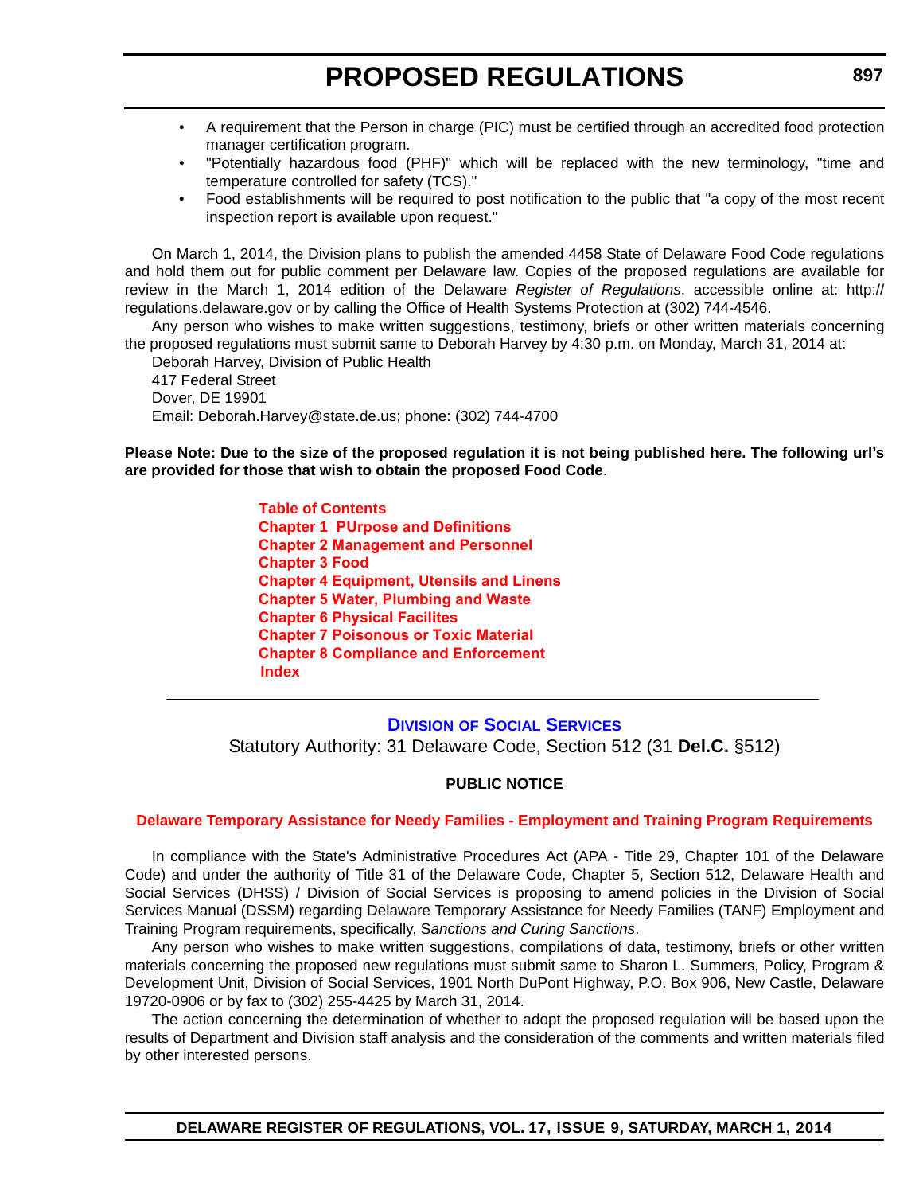- A requirement that the Person in charge (PIC) must be certified through an accredited food protection manager certification program.
- "Potentially hazardous food (PHF)" which will be replaced with the new terminology, "time and temperature controlled for safety (TCS)."
- Food establishments will be required to post notification to the public that "a copy of the most recent inspection report is available upon request."

On March 1, 2014, the Division plans to publish the amended 4458 State of Delaware Food Code regulations and hold them out for public comment per Delaware law. Copies of the proposed regulations are available for review in the March 1, 2014 edition of the Delaware *Register of Regulations*, accessible online at: http://regulations.delaware.gov or by calling the Office of Health Systems Protection at (302) 744-4546.

Any person who wishes to make written suggestions, testimony, briefs or other written materials concerning the proposed regulations must submit same to Deborah Harvey by 4:30 p.m. on Monday, March 31, 2014 at:

Deborah Harvey, Division of Public Health
417 Federal Street
Dover, DE 19901
Email: Deborah.Harvey@state.de.us; phone: (302) 744-4700

**Please Note: Due to the size of the proposed regulation it is not being published here. The following url's are provided for those that wish to obtain the proposed Food Code**.

**Table of Contents**
**Chapter 1 PUrpose and Definitions**
**Chapter 2 Management and Personnel**
**Chapter 3 Food**
**Chapter 4 Equipment, Utensils and Linens**
**Chapter 5 Water, Plumbing and Waste**
**Chapter 6 Physical Facilites**
**Chapter 7 Poisonous or Toxic Material**
**Chapter 8 Compliance and Enforcement**
**Index**

---

## DIVISION OF SOCIAL SERVICES

Statutory Authority: 31 Delaware Code, Section 512 (31 **Del.C.** §512)

**PUBLIC NOTICE**

### Delaware Temporary Assistance for Needy Families - Employment and Training Program Requirements

In compliance with the State's Administrative Procedures Act (APA - Title 29, Chapter 101 of the Delaware Code) and under the authority of Title 31 of the Delaware Code, Chapter 5, Section 512, Delaware Health and Social Services (DHSS) / Division of Social Services is proposing to amend policies in the Division of Social Services Manual (DSSM) regarding Delaware Temporary Assistance for Needy Families (TANF) Employment and Training Program requirements, specifically, S*anctions and Curing Sanctions*.

Any person who wishes to make written suggestions, compilations of data, testimony, briefs or other written materials concerning the proposed new regulations must submit same to Sharon L. Summers, Policy, Program & Development Unit, Division of Social Services, 1901 North DuPont Highway, P.O. Box 906, New Castle, Delaware 19720-0906 or by fax to (302) 255-4425 by March 31, 2014.

The action concerning the determination of whether to adopt the proposed regulation will be based upon the results of Department and Division staff analysis and the consideration of the comments and written materials filed by other interested persons.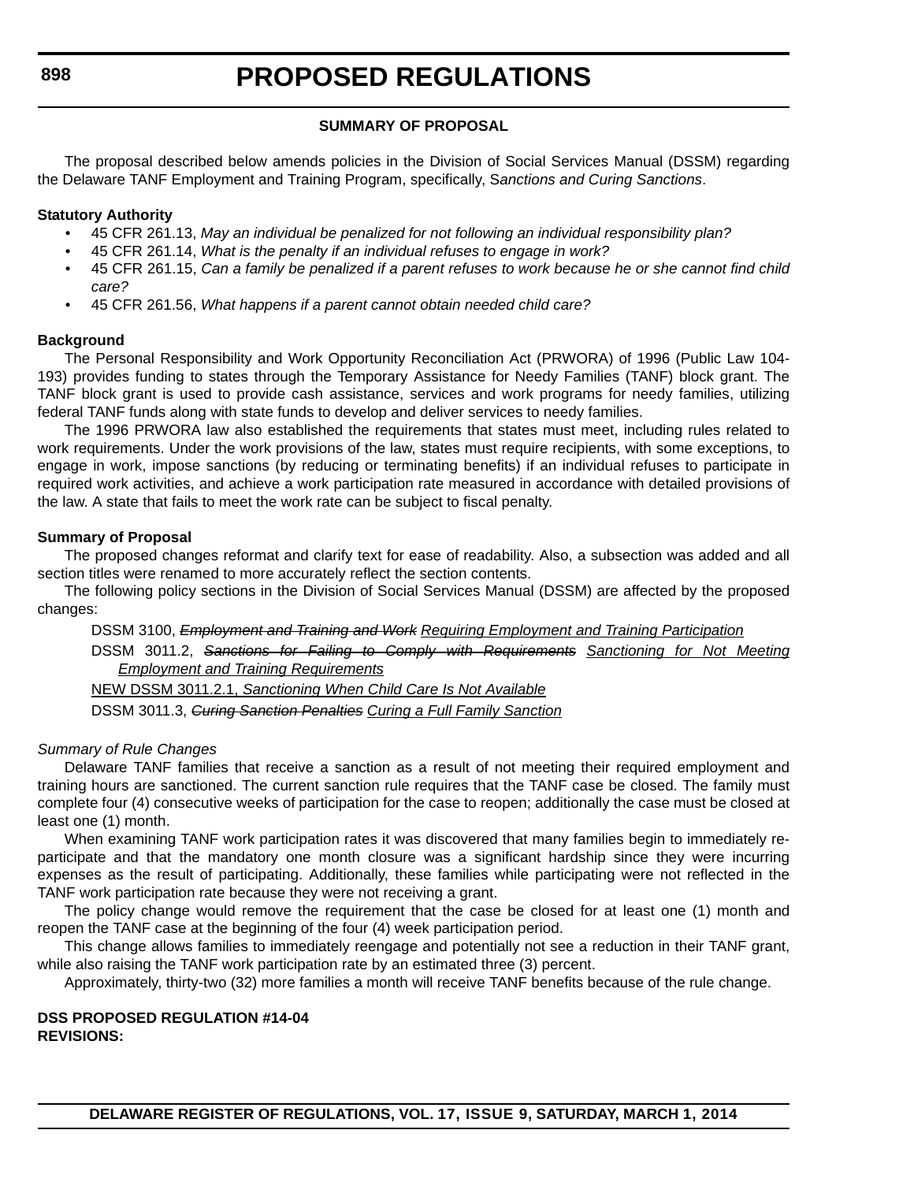# PROPOSED REGULATIONS

**SUMMARY OF PROPOSAL**

The proposal described below amends policies in the Division of Social Services Manual (DSSM) regarding the Delaware TANF Employment and Training Program, specifically, S*anctions and Curing Sanctions*.

**Statutory Authority**

- 45 CFR 261.13, *May an individual be penalized for not following an individual responsibility plan?*
- 45 CFR 261.14, *What is the penalty if an individual refuses to engage in work?*
- 45 CFR 261.15, *Can a family be penalized if a parent refuses to work because he or she cannot find child care?*
- 45 CFR 261.56, *What happens if a parent cannot obtain needed child care?*

**Background**

The Personal Responsibility and Work Opportunity Reconciliation Act (PRWORA) of 1996 (Public Law 104-193) provides funding to states through the Temporary Assistance for Needy Families (TANF) block grant. The TANF block grant is used to provide cash assistance, services and work programs for needy families, utilizing federal TANF funds along with state funds to develop and deliver services to needy families.

The 1996 PRWORA law also established the requirements that states must meet, including rules related to work requirements. Under the work provisions of the law, states must require recipients, with some exceptions, to engage in work, impose sanctions (by reducing or terminating benefits) if an individual refuses to participate in required work activities, and achieve a work participation rate measured in accordance with detailed provisions of the law. A state that fails to meet the work rate can be subject to fiscal penalty.

**Summary of Proposal**

The proposed changes reformat and clarify text for ease of readability. Also, a subsection was added and all section titles were renamed to more accurately reflect the section contents.

The following policy sections in the Division of Social Services Manual (DSSM) are affected by the proposed changes:

DSSM 3100, ~~*Employment and Training and Work*~~ <u>*Requiring Employment and Training Participation*</u>

DSSM 3011.2, ~~*Sanctions for Failing to Comply with Requirements*~~ <u>*Sanctioning for Not Meeting Employment and Training Requirements*</u>

<u>NEW DSSM 3011.2.1, *Sanctioning When Child Care Is Not Available*</u>

DSSM 3011.3, ~~*Curing Sanction Penalties*~~ <u>*Curing a Full Family Sanction*</u>

*Summary of Rule Changes*

Delaware TANF families that receive a sanction as a result of not meeting their required employment and training hours are sanctioned. The current sanction rule requires that the TANF case be closed. The family must complete four (4) consecutive weeks of participation for the case to reopen; additionally the case must be closed at least one (1) month.

When examining TANF work participation rates it was discovered that many families begin to immediately re-participate and that the mandatory one month closure was a significant hardship since they were incurring expenses as the result of participating. Additionally, these families while participating were not reflected in the TANF work participation rate because they were not receiving a grant.

The policy change would remove the requirement that the case be closed for at least one (1) month and reopen the TANF case at the beginning of the four (4) week participation period.

This change allows families to immediately reengage and potentially not see a reduction in their TANF grant, while also raising the TANF work participation rate by an estimated three (3) percent.

Approximately, thirty-two (32) more families a month will receive TANF benefits because of the rule change.

**DSS PROPOSED REGULATION #14-04**
**REVISIONS:**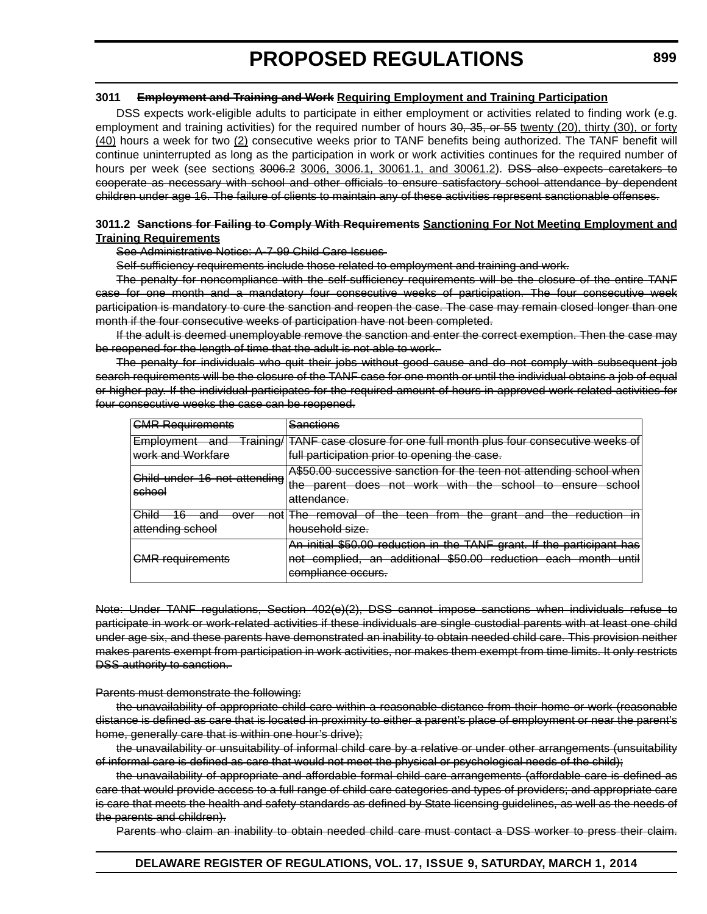**3011 ~~Employment and Training and Work~~ Requiring Employment and Training Participation**

DSS expects work-eligible adults to participate in either employment or activities related to finding work (e.g. employment and training activities) for the required number of hours ~~30, 35, or 55~~ twenty (20), thirty (30), or forty (40) hours a week for two (2) consecutive weeks prior to TANF benefits being authorized. The TANF benefit will continue uninterrupted as long as the participation in work or work activities continues for the required number of hours per week (see sections ~~3006.2~~ 3006, 3006.1, 30061.1, and 30061.2). ~~DSS also expects caretakers to cooperate as necessary with school and other officials to ensure satisfactory school attendance by dependent children under age 16. The failure of clients to maintain any of these activities represent sanctionable offenses.~~

**3011.2 ~~Sanctions for Failing to Comply With Requirements~~ Sanctioning For Not Meeting Employment and Training Requirements**

~~See Administrative Notice: A-7-99 Child Care Issues~~

~~Self-sufficiency requirements include those related to employment and training and work.~~

~~The penalty for noncompliance with the self-sufficiency requirements will be the closure of the entire TANF case for one month and a mandatory four consecutive weeks of participation. The four consecutive week participation is mandatory to cure the sanction and reopen the case. The case may remain closed longer than one month if the four consecutive weeks of participation have not been completed.~~

~~If the adult is deemed unemployable remove the sanction and enter the correct exemption. Then the case may be reopened for the length of time that the adult is not able to work.~~

~~The penalty for individuals who quit their jobs without good cause and do not comply with subsequent job search requirements will be the closure of the TANF case for one month or until the individual obtains a job of equal or higher pay. If the individual participates for the required amount of hours in approved work-related activities for four consecutive weeks the case can be reopened.~~

| ~~CMR Requirements~~ | ~~Sanctions~~ |
|---|---|
| ~~Employment and Training/ work and Workfare~~ | ~~TANF case closure for one full month plus four consecutive weeks of full participation prior to opening the case.~~ |
| ~~Child under 16 not attending school~~ | ~~A$50.00 successive sanction for the teen not attending school when the parent does not work with the school to ensure school attendance.~~ |
| ~~Child 16 and over not attending school~~ | ~~The removal of the teen from the grant and the reduction in household size.~~ |
| ~~CMR requirements~~ | ~~An initial $50.00 reduction in the TANF grant. If the participant has not complied, an additional $50.00 reduction each month until compliance occurs.~~ |

~~Note: Under TANF regulations, Section 402(e)(2), DSS cannot impose sanctions when individuals refuse to participate in work or work-related activities if these individuals are single custodial parents with at least one child under age six, and these parents have demonstrated an inability to obtain needed child care. This provision neither makes parents exempt from participation in work activities, nor makes them exempt from time limits. It only restricts DSS authority to sanction.~~

~~Parents must demonstrate the following:~~

~~the unavailability of appropriate child care within a reasonable distance from their home or work (reasonable distance is defined as care that is located in proximity to either a parent's place of employment or near the parent's home, generally care that is within one hour's drive);~~

~~the unavailability or unsuitability of informal child care by a relative or under other arrangements (unsuitability of informal care is defined as care that would not meet the physical or psychological needs of the child);~~

~~the unavailability of appropriate and affordable formal child care arrangements (affordable care is defined as care that would provide access to a full range of child care categories and types of providers; and appropriate care is care that meets the health and safety standards as defined by State licensing guidelines, as well as the needs of the parents and children).~~

~~Parents who claim an inability to obtain needed child care must contact a DSS worker to press their claim.~~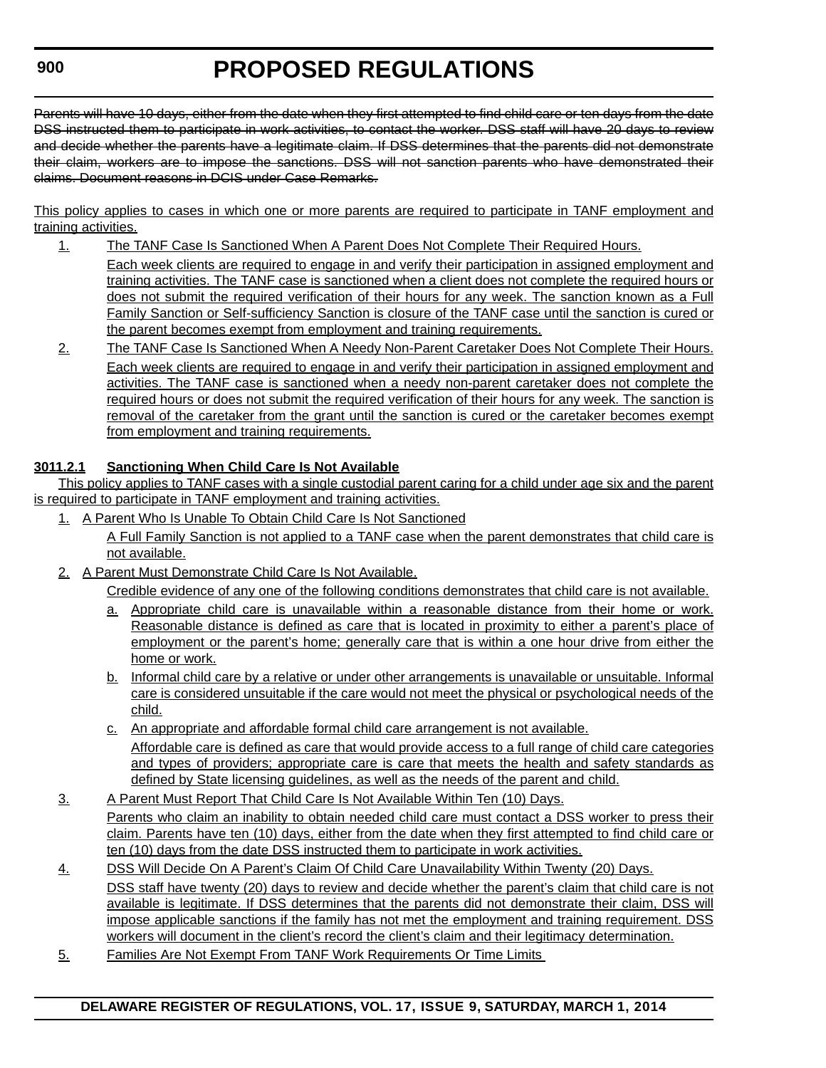~~Parents will have 10 days, either from the date when they first attempted to find child care or ten days from the date DSS instructed them to participate in work activities, to contact the worker. DSS staff will have 20 days to review and decide whether the parents have a legitimate claim. If DSS determines that the parents did not demonstrate their claim, workers are to impose the sanctions. DSS will not sanction parents who have demonstrated their claims. Document reasons in DCIS under Case Remarks.~~

<u>This policy applies to cases in which one or more parents are required to participate in TANF employment and training activities.</u>

<u>1.</u> <u>The TANF Case Is Sanctioned When A Parent Does Not Complete Their Required Hours.</u>

<u>Each week clients are required to engage in and verify their participation in assigned employment and training activities. The TANF case is sanctioned when a client does not complete the required hours or does not submit the required verification of their hours for any week. The sanction known as a Full Family Sanction or Self-sufficiency Sanction is closure of the TANF case until the sanction is cured or the parent becomes exempt from employment and training requirements.</u>

<u>2.</u> <u>The TANF Case Is Sanctioned When A Needy Non-Parent Caretaker Does Not Complete Their Hours.</u>

<u>Each week clients are required to engage in and verify their participation in assigned employment and activities. The TANF case is sanctioned when a needy non-parent caretaker does not complete the required hours or does not submit the required verification of their hours for any week. The sanction is removal of the caretaker from the grant until the sanction is cured or the caretaker becomes exempt from employment and training requirements.</u>

**<u>3011.2.1 Sanctioning When Child Care Is Not Available</u>**

<u>This policy applies to TANF cases with a single custodial parent caring for a child under age six and the parent is required to participate in TANF employment and training activities.</u>

<u>1.</u> <u>A Parent Who Is Unable To Obtain Child Care Is Not Sanctioned</u>

<u>A Full Family Sanction is not applied to a TANF case when the parent demonstrates that child care is not available.</u>

<u>2.</u> <u>A Parent Must Demonstrate Child Care Is Not Available.</u>

<u>Credible evidence of any one of the following conditions demonstrates that child care is not available.</u>

<u>a.</u> <u>Appropriate child care is unavailable within a reasonable distance from their home or work. Reasonable distance is defined as care that is located in proximity to either a parent's place of employment or the parent's home; generally care that is within a one hour drive from either the home or work.</u>

<u>b.</u> <u>Informal child care by a relative or under other arrangements is unavailable or unsuitable. Informal care is considered unsuitable if the care would not meet the physical or psychological needs of the child.</u>

<u>c.</u> <u>An appropriate and affordable formal child care arrangement is not available.</u>

<u>Affordable care is defined as care that would provide access to a full range of child care categories and types of providers; appropriate care is care that meets the health and safety standards as defined by State licensing guidelines, as well as the needs of the parent and child.</u>

<u>3.</u> <u>A Parent Must Report That Child Care Is Not Available Within Ten (10) Days.</u>

<u>Parents who claim an inability to obtain needed child care must contact a DSS worker to press their claim. Parents have ten (10) days, either from the date when they first attempted to find child care or ten (10) days from the date DSS instructed them to participate in work activities.</u>

<u>4.</u> <u>DSS Will Decide On A Parent's Claim Of Child Care Unavailability Within Twenty (20) Days.</u>

<u>DSS staff have twenty (20) days to review and decide whether the parent's claim that child care is not available is legitimate. If DSS determines that the parents did not demonstrate their claim, DSS will impose applicable sanctions if the family has not met the employment and training requirement. DSS workers will document in the client's record the client's claim and their legitimacy determination.</u>

<u>5.</u> <u>Families Are Not Exempt From TANF Work Requirements Or Time Limits</u>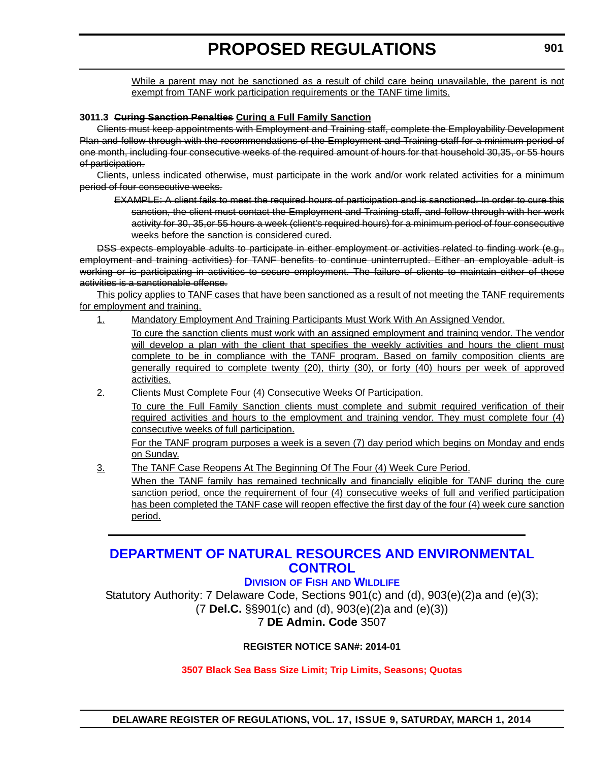While a parent may not be sanctioned as a result of child care being unavailable, the parent is not exempt from TANF work participation requirements or the TANF time limits.

**3011.3 ~~Curing Sanction Penalties~~ Curing a Full Family Sanction**

~~Clients must keep appointments with Employment and Training staff, complete the Employability Development Plan and follow through with the recommendations of the Employment and Training staff for a minimum period of one month, including four consecutive weeks of the required amount of hours for that household 30,35, or 55 hours of participation.~~

~~Clients, unless indicated otherwise, must participate in the work and/or work related activities for a minimum period of four consecutive weeks.~~

~~EXAMPLE: A client fails to meet the required hours of participation and is sanctioned. In order to cure this sanction, the client must contact the Employment and Training staff, and follow through with her work activity for 30, 35,or 55 hours a week (client's required hours) for a minimum period of four consecutive weeks before the sanction is considered cured.~~

~~DSS expects employable adults to participate in either employment or activities related to finding work (e.g., employment and training activities) for TANF benefits to continue uninterrupted. Either an employable adult is working or is participating in activities to secure employment. The failure of clients to maintain either of these activities is a sanctionable offense.~~

This policy applies to TANF cases that have been sanctioned as a result of not meeting the TANF requirements for employment and training.

1. Mandatory Employment And Training Participants Must Work With An Assigned Vendor.

   To cure the sanction clients must work with an assigned employment and training vendor. The vendor will develop a plan with the client that specifies the weekly activities and hours the client must complete to be in compliance with the TANF program. Based on family composition clients are generally required to complete twenty (20), thirty (30), or forty (40) hours per week of approved activities.

2. Clients Must Complete Four (4) Consecutive Weeks Of Participation.

   To cure the Full Family Sanction clients must complete and submit required verification of their required activities and hours to the employment and training vendor. They must complete four (4) consecutive weeks of full participation.

   For the TANF program purposes a week is a seven (7) day period which begins on Monday and ends on Sunday.

3. The TANF Case Reopens At The Beginning Of The Four (4) Week Cure Period.

   When the TANF family has remained technically and financially eligible for TANF during the cure sanction period, once the requirement of four (4) consecutive weeks of full and verified participation has been completed the TANF case will reopen effective the first day of the four (4) week cure sanction period.

---

# DEPARTMENT OF NATURAL RESOURCES AND ENVIRONMENTAL CONTROL

## DIVISION OF FISH AND WILDLIFE

Statutory Authority: 7 Delaware Code, Sections 901(c) and (d), 903(e)(2)a and (e)(3); (7 **Del.C.** §§901(c) and (d), 903(e)(2)a and (e)(3))
7 **DE Admin. Code** 3507

**REGISTER NOTICE SAN#: 2014-01**

**3507 Black Sea Bass Size Limit; Trip Limits, Seasons; Quotas**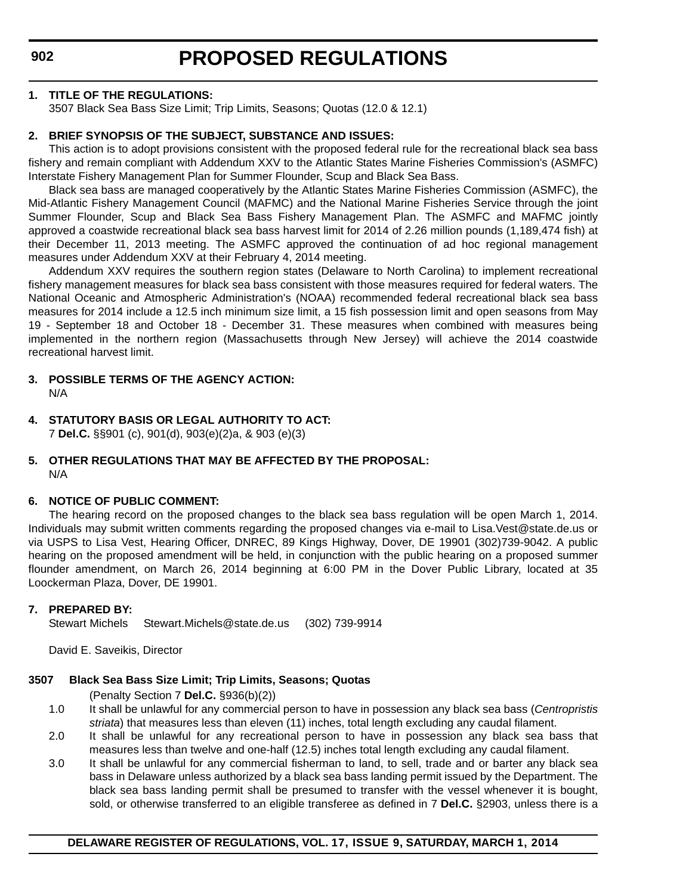# PROPOSED REGULATIONS

**1. TITLE OF THE REGULATIONS:**

3507 Black Sea Bass Size Limit; Trip Limits, Seasons; Quotas (12.0 & 12.1)

**2. BRIEF SYNOPSIS OF THE SUBJECT, SUBSTANCE AND ISSUES:**

This action is to adopt provisions consistent with the proposed federal rule for the recreational black sea bass fishery and remain compliant with Addendum XXV to the Atlantic States Marine Fisheries Commission's (ASMFC) Interstate Fishery Management Plan for Summer Flounder, Scup and Black Sea Bass.

Black sea bass are managed cooperatively by the Atlantic States Marine Fisheries Commission (ASMFC), the Mid-Atlantic Fishery Management Council (MAFMC) and the National Marine Fisheries Service through the joint Summer Flounder, Scup and Black Sea Bass Fishery Management Plan. The ASMFC and MAFMC jointly approved a coastwide recreational black sea bass harvest limit for 2014 of 2.26 million pounds (1,189,474 fish) at their December 11, 2013 meeting. The ASMFC approved the continuation of ad hoc regional management measures under Addendum XXV at their February 4, 2014 meeting.

Addendum XXV requires the southern region states (Delaware to North Carolina) to implement recreational fishery management measures for black sea bass consistent with those measures required for federal waters. The National Oceanic and Atmospheric Administration's (NOAA) recommended federal recreational black sea bass measures for 2014 include a 12.5 inch minimum size limit, a 15 fish possession limit and open seasons from May 19 - September 18 and October 18 - December 31. These measures when combined with measures being implemented in the northern region (Massachusetts through New Jersey) will achieve the 2014 coastwide recreational harvest limit.

**3. POSSIBLE TERMS OF THE AGENCY ACTION:**

N/A

**4. STATUTORY BASIS OR LEGAL AUTHORITY TO ACT:**

7 **Del.C.** §§901 (c), 901(d), 903(e)(2)a, & 903 (e)(3)

**5. OTHER REGULATIONS THAT MAY BE AFFECTED BY THE PROPOSAL:**

N/A

**6. NOTICE OF PUBLIC COMMENT:**

The hearing record on the proposed changes to the black sea bass regulation will be open March 1, 2014. Individuals may submit written comments regarding the proposed changes via e-mail to Lisa.Vest@state.de.us or via USPS to Lisa Vest, Hearing Officer, DNREC, 89 Kings Highway, Dover, DE 19901 (302)739-9042. A public hearing on the proposed amendment will be held, in conjunction with the public hearing on a proposed summer flounder amendment, on March 26, 2014 beginning at 6:00 PM in the Dover Public Library, located at 35 Loockerman Plaza, Dover, DE 19901.

**7. PREPARED BY:**

Stewart Michels Stewart.Michels@state.de.us (302) 739-9914

David E. Saveikis, Director

**3507 Black Sea Bass Size Limit; Trip Limits, Seasons; Quotas**

(Penalty Section 7 **Del.C.** §936(b)(2))

1.0 It shall be unlawful for any commercial person to have in possession any black sea bass (*Centropristis striata*) that measures less than eleven (11) inches, total length excluding any caudal filament.

2.0 It shall be unlawful for any recreational person to have in possession any black sea bass that measures less than twelve and one-half (12.5) inches total length excluding any caudal filament.

3.0 It shall be unlawful for any commercial fisherman to land, to sell, trade and or barter any black sea bass in Delaware unless authorized by a black sea bass landing permit issued by the Department. The black sea bass landing permit shall be presumed to transfer with the vessel whenever it is bought, sold, or otherwise transferred to an eligible transferee as defined in 7 **Del.C.** §2903, unless there is a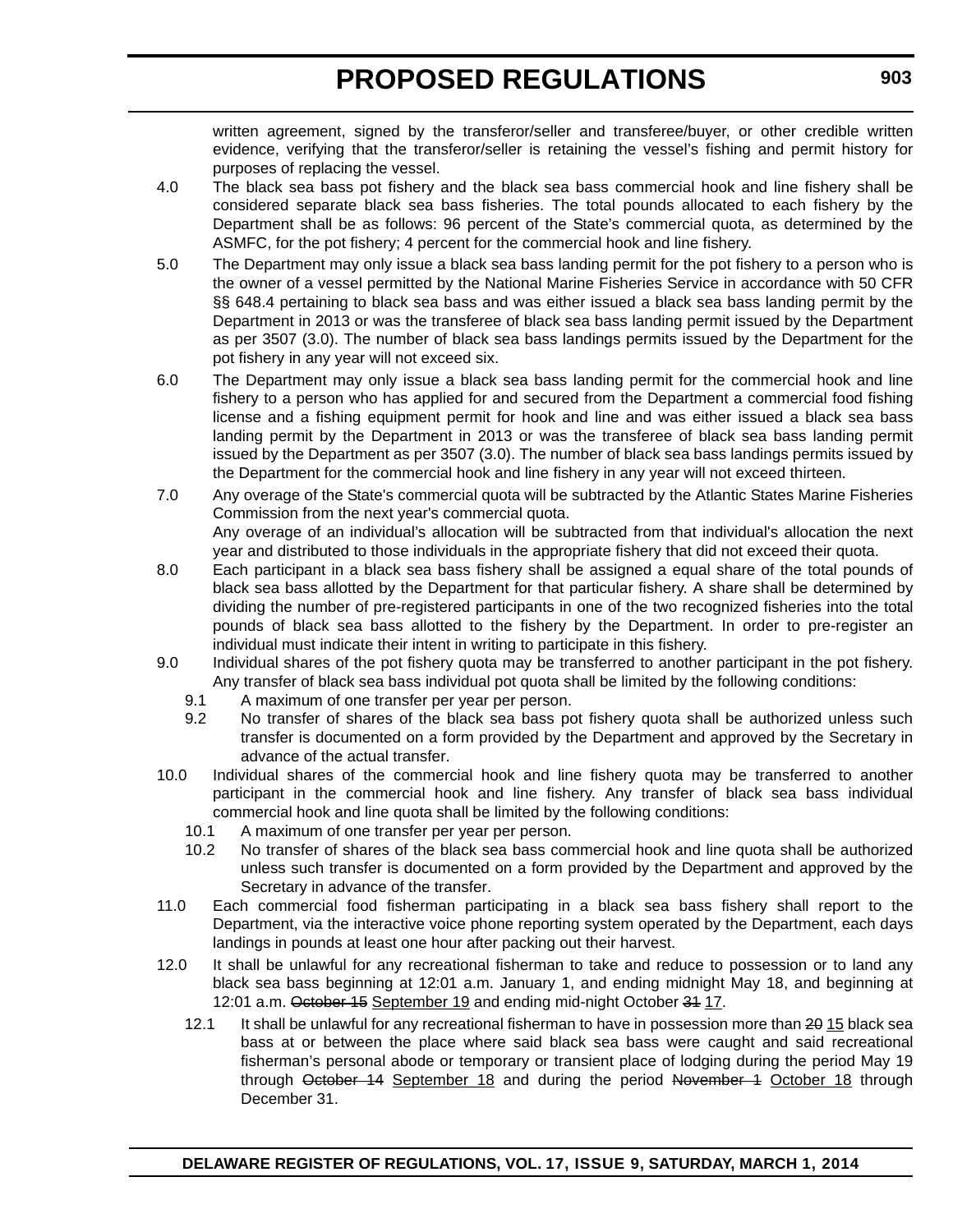written agreement, signed by the transferor/seller and transferee/buyer, or other credible written evidence, verifying that the transferor/seller is retaining the vessel's fishing and permit history for purposes of replacing the vessel.

4.0 The black sea bass pot fishery and the black sea bass commercial hook and line fishery shall be considered separate black sea bass fisheries. The total pounds allocated to each fishery by the Department shall be as follows: 96 percent of the State's commercial quota, as determined by the ASMFC, for the pot fishery; 4 percent for the commercial hook and line fishery.

5.0 The Department may only issue a black sea bass landing permit for the pot fishery to a person who is the owner of a vessel permitted by the National Marine Fisheries Service in accordance with 50 CFR §§ 648.4 pertaining to black sea bass and was either issued a black sea bass landing permit by the Department in 2013 or was the transferee of black sea bass landing permit issued by the Department as per 3507 (3.0). The number of black sea bass landings permits issued by the Department for the pot fishery in any year will not exceed six.

6.0 The Department may only issue a black sea bass landing permit for the commercial hook and line fishery to a person who has applied for and secured from the Department a commercial food fishing license and a fishing equipment permit for hook and line and was either issued a black sea bass landing permit by the Department in 2013 or was the transferee of black sea bass landing permit issued by the Department as per 3507 (3.0). The number of black sea bass landings permits issued by the Department for the commercial hook and line fishery in any year will not exceed thirteen.

7.0 Any overage of the State's commercial quota will be subtracted by the Atlantic States Marine Fisheries Commission from the next year's commercial quota.
Any overage of an individual's allocation will be subtracted from that individual's allocation the next year and distributed to those individuals in the appropriate fishery that did not exceed their quota.

8.0 Each participant in a black sea bass fishery shall be assigned a equal share of the total pounds of black sea bass allotted by the Department for that particular fishery. A share shall be determined by dividing the number of pre-registered participants in one of the two recognized fisheries into the total pounds of black sea bass allotted to the fishery by the Department. In order to pre-register an individual must indicate their intent in writing to participate in this fishery.

9.0 Individual shares of the pot fishery quota may be transferred to another participant in the pot fishery. Any transfer of black sea bass individual pot quota shall be limited by the following conditions:

9.1 A maximum of one transfer per year per person.

9.2 No transfer of shares of the black sea bass pot fishery quota shall be authorized unless such transfer is documented on a form provided by the Department and approved by the Secretary in advance of the actual transfer.

10.0 Individual shares of the commercial hook and line fishery quota may be transferred to another participant in the commercial hook and line fishery. Any transfer of black sea bass individual commercial hook and line quota shall be limited by the following conditions:

10.1 A maximum of one transfer per year per person.

10.2 No transfer of shares of the black sea bass commercial hook and line quota shall be authorized unless such transfer is documented on a form provided by the Department and approved by the Secretary in advance of the transfer.

11.0 Each commercial food fisherman participating in a black sea bass fishery shall report to the Department, via the interactive voice phone reporting system operated by the Department, each days landings in pounds at least one hour after packing out their harvest.

12.0 It shall be unlawful for any recreational fisherman to take and reduce to possession or to land any black sea bass beginning at 12:01 a.m. January 1, and ending midnight May 18, and beginning at 12:01 a.m. ~~October 15~~ <u>September 19</u> and ending mid-night October ~~31~~ <u>17</u>.

12.1 It shall be unlawful for any recreational fisherman to have in possession more than ~~20~~ <u>15</u> black sea bass at or between the place where said black sea bass were caught and said recreational fisherman's personal abode or temporary or transient place of lodging during the period May 19 through ~~October 14~~ <u>September 18</u> and during the period ~~November 1~~ <u>October 18</u> through December 31.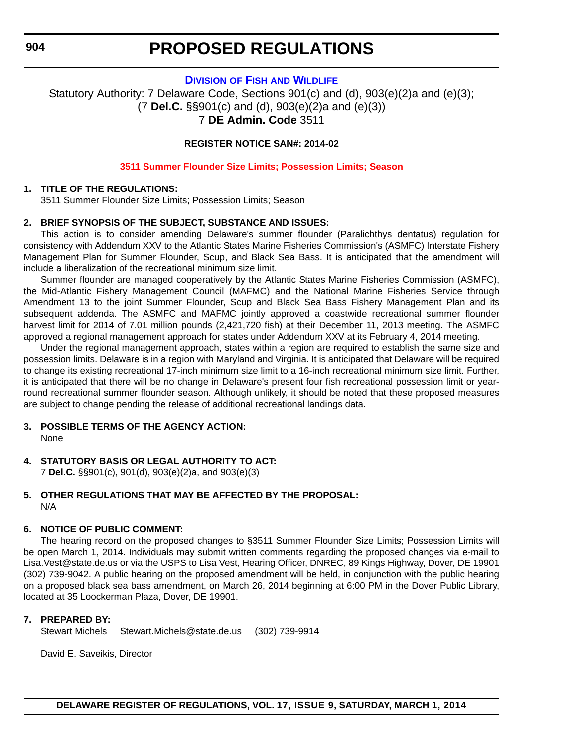# PROPOSED REGULATIONS

## DIVISION OF FISH AND WILDLIFE

Statutory Authority: 7 Delaware Code, Sections 901(c) and (d), 903(e)(2)a and (e)(3);
(7 **Del.C.** §§901(c) and (d), 903(e)(2)a and (e)(3))
7 **DE Admin. Code** 3511

**REGISTER NOTICE SAN#: 2014-02**

### 3511 Summer Flounder Size Limits; Possession Limits; Season

**1. TITLE OF THE REGULATIONS:**

3511 Summer Flounder Size Limits; Possession Limits; Season

**2. BRIEF SYNOPSIS OF THE SUBJECT, SUBSTANCE AND ISSUES:**

This action is to consider amending Delaware's summer flounder (Paralichthys dentatus) regulation for consistency with Addendum XXV to the Atlantic States Marine Fisheries Commission's (ASMFC) Interstate Fishery Management Plan for Summer Flounder, Scup, and Black Sea Bass. It is anticipated that the amendment will include a liberalization of the recreational minimum size limit.

Summer flounder are managed cooperatively by the Atlantic States Marine Fisheries Commission (ASMFC), the Mid-Atlantic Fishery Management Council (MAFMC) and the National Marine Fisheries Service through Amendment 13 to the joint Summer Flounder, Scup and Black Sea Bass Fishery Management Plan and its subsequent addenda. The ASMFC and MAFMC jointly approved a coastwide recreational summer flounder harvest limit for 2014 of 7.01 million pounds (2,421,720 fish) at their December 11, 2013 meeting. The ASMFC approved a regional management approach for states under Addendum XXV at its February 4, 2014 meeting.

Under the regional management approach, states within a region are required to establish the same size and possession limits. Delaware is in a region with Maryland and Virginia. It is anticipated that Delaware will be required to change its existing recreational 17-inch minimum size limit to a 16-inch recreational minimum size limit. Further, it is anticipated that there will be no change in Delaware's present four fish recreational possession limit or year-round recreational summer flounder season. Although unlikely, it should be noted that these proposed measures are subject to change pending the release of additional recreational landings data.

**3. POSSIBLE TERMS OF THE AGENCY ACTION:**

None

**4. STATUTORY BASIS OR LEGAL AUTHORITY TO ACT:**

7 **Del.C.** §§901(c), 901(d), 903(e)(2)a, and 903(e)(3)

**5. OTHER REGULATIONS THAT MAY BE AFFECTED BY THE PROPOSAL:**

N/A

**6. NOTICE OF PUBLIC COMMENT:**

The hearing record on the proposed changes to §3511 Summer Flounder Size Limits; Possession Limits will be open March 1, 2014. Individuals may submit written comments regarding the proposed changes via e-mail to Lisa.Vest@state.de.us or via the USPS to Lisa Vest, Hearing Officer, DNREC, 89 Kings Highway, Dover, DE 19901 (302) 739-9042. A public hearing on the proposed amendment will be held, in conjunction with the public hearing on a proposed black sea bass amendment, on March 26, 2014 beginning at 6:00 PM in the Dover Public Library, located at 35 Loockerman Plaza, Dover, DE 19901.

**7. PREPARED BY:**

Stewart Michels Stewart.Michels@state.de.us (302) 739-9914

David E. Saveikis, Director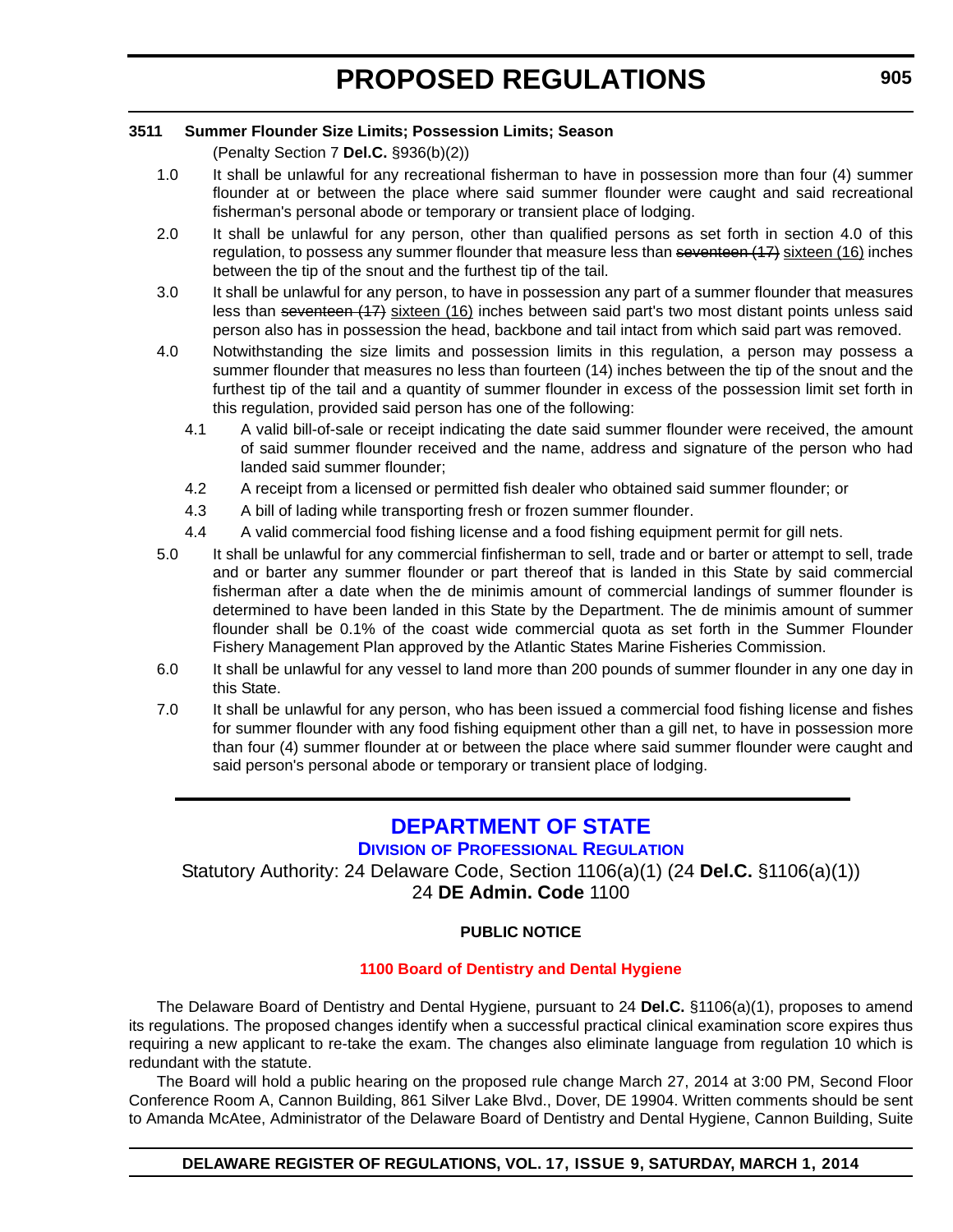**3511 Summer Flounder Size Limits; Possession Limits; Season**

(Penalty Section 7 **Del.C.** §936(b)(2))

1.0 It shall be unlawful for any recreational fisherman to have in possession more than four (4) summer flounder at or between the place where said summer flounder were caught and said recreational fisherman's personal abode or temporary or transient place of lodging.

2.0 It shall be unlawful for any person, other than qualified persons as set forth in section 4.0 of this regulation, to possess any summer flounder that measure less than ~~seventeen (17)~~ <u>sixteen (16)</u> inches between the tip of the snout and the furthest tip of the tail.

3.0 It shall be unlawful for any person, to have in possession any part of a summer flounder that measures less than ~~seventeen (17)~~ <u>sixteen (16)</u> inches between said part's two most distant points unless said person also has in possession the head, backbone and tail intact from which said part was removed.

4.0 Notwithstanding the size limits and possession limits in this regulation, a person may possess a summer flounder that measures no less than fourteen (14) inches between the tip of the snout and the furthest tip of the tail and a quantity of summer flounder in excess of the possession limit set forth in this regulation, provided said person has one of the following:

4.1 A valid bill-of-sale or receipt indicating the date said summer flounder were received, the amount of said summer flounder received and the name, address and signature of the person who had landed said summer flounder;

4.2 A receipt from a licensed or permitted fish dealer who obtained said summer flounder; or

4.3 A bill of lading while transporting fresh or frozen summer flounder.

4.4 A valid commercial food fishing license and a food fishing equipment permit for gill nets.

5.0 It shall be unlawful for any commercial finfisherman to sell, trade and or barter or attempt to sell, trade and or barter any summer flounder or part thereof that is landed in this State by said commercial fisherman after a date when the de minimis amount of commercial landings of summer flounder is determined to have been landed in this State by the Department. The de minimis amount of summer flounder shall be 0.1% of the coast wide commercial quota as set forth in the Summer Flounder Fishery Management Plan approved by the Atlantic States Marine Fisheries Commission.

6.0 It shall be unlawful for any vessel to land more than 200 pounds of summer flounder in any one day in this State.

7.0 It shall be unlawful for any person, who has been issued a commercial food fishing license and fishes for summer flounder with any food fishing equipment other than a gill net, to have in possession more than four (4) summer flounder at or between the place where said summer flounder were caught and said person's personal abode or temporary or transient place of lodging.

---

## DEPARTMENT OF STATE

### DIVISION OF PROFESSIONAL REGULATION

Statutory Authority: 24 Delaware Code, Section 1106(a)(1) (24 **Del.C.** §1106(a)(1))
24 **DE Admin. Code** 1100

**PUBLIC NOTICE**

**1100 Board of Dentistry and Dental Hygiene**

The Delaware Board of Dentistry and Dental Hygiene, pursuant to 24 **Del.C.** §1106(a)(1), proposes to amend its regulations. The proposed changes identify when a successful practical clinical examination score expires thus requiring a new applicant to re-take the exam. The changes also eliminate language from regulation 10 which is redundant with the statute.

The Board will hold a public hearing on the proposed rule change March 27, 2014 at 3:00 PM, Second Floor Conference Room A, Cannon Building, 861 Silver Lake Blvd., Dover, DE 19904. Written comments should be sent to Amanda McAtee, Administrator of the Delaware Board of Dentistry and Dental Hygiene, Cannon Building, Suite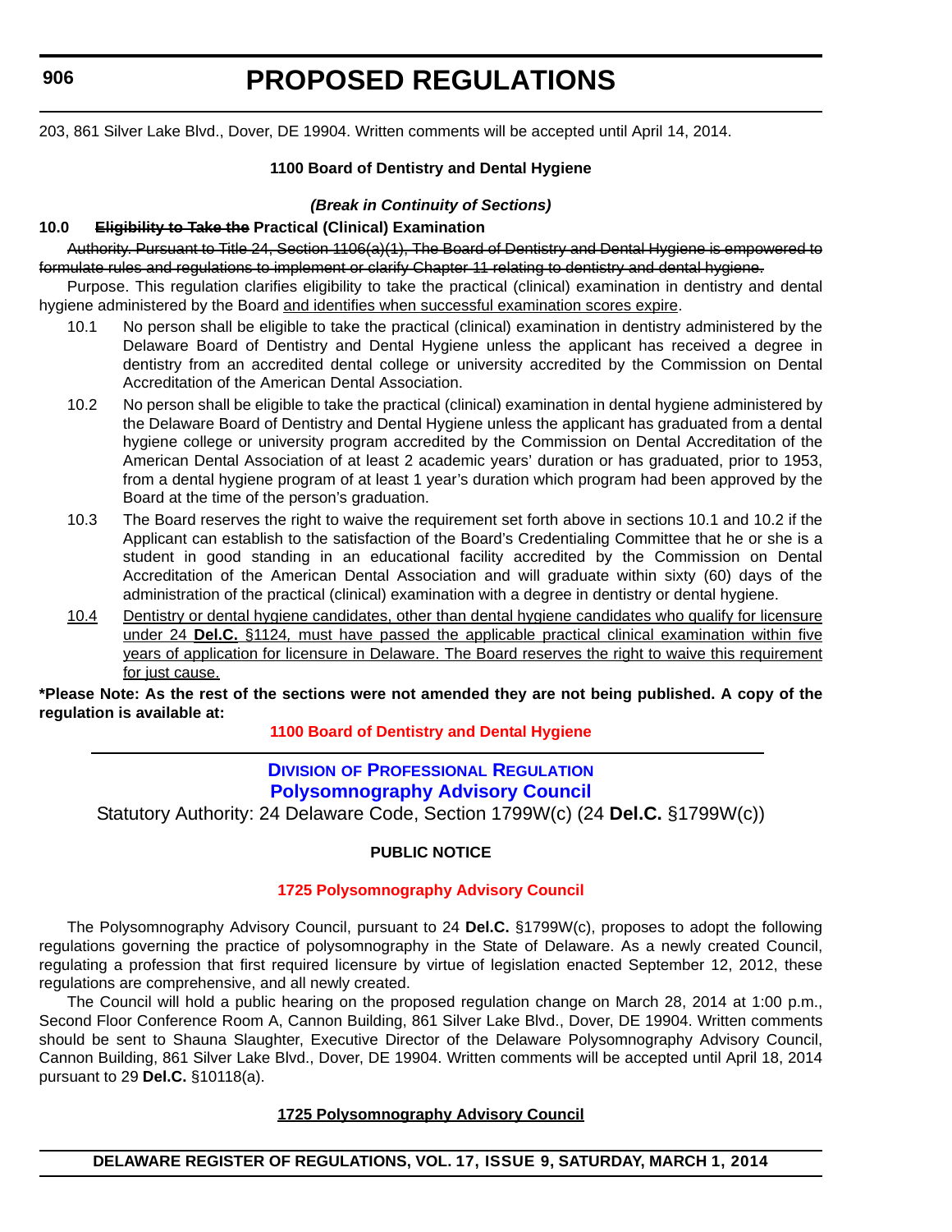203, 861 Silver Lake Blvd., Dover, DE 19904. Written comments will be accepted until April 14, 2014.

**1100 Board of Dentistry and Dental Hygiene**

***(Break in Continuity of Sections)***

**10.0 ~~Eligibility to Take the~~ Practical (Clinical) Examination**

~~Authority. Pursuant to Title 24, Section 1106(a)(1), The Board of Dentistry and Dental Hygiene is empowered to formulate rules and regulations to implement or clarify Chapter 11 relating to dentistry and dental hygiene.~~

Purpose. This regulation clarifies eligibility to take the practical (clinical) examination in dentistry and dental hygiene administered by the Board <u>and identifies when successful examination scores expire</u>.

10.1 No person shall be eligible to take the practical (clinical) examination in dentistry administered by the Delaware Board of Dentistry and Dental Hygiene unless the applicant has received a degree in dentistry from an accredited dental college or university accredited by the Commission on Dental Accreditation of the American Dental Association.

10.2 No person shall be eligible to take the practical (clinical) examination in dental hygiene administered by the Delaware Board of Dentistry and Dental Hygiene unless the applicant has graduated from a dental hygiene college or university program accredited by the Commission on Dental Accreditation of the American Dental Association of at least 2 academic years' duration or has graduated, prior to 1953, from a dental hygiene program of at least 1 year's duration which program had been approved by the Board at the time of the person's graduation.

10.3 The Board reserves the right to waive the requirement set forth above in sections 10.1 and 10.2 if the Applicant can establish to the satisfaction of the Board's Credentialing Committee that he or she is a student in good standing in an educational facility accredited by the Commission on Dental Accreditation of the American Dental Association and will graduate within sixty (60) days of the administration of the practical (clinical) examination with a degree in dentistry or dental hygiene.

<u>10.4</u> <u>Dentistry or dental hygiene candidates, other than dental hygiene candidates who qualify for licensure under 24 **Del.C.** §1124, must have passed the applicable practical clinical examination within five years of application for licensure in Delaware. The Board reserves the right to waive this requirement for just cause.</u>

**\*Please Note: As the rest of the sections were not amended they are not being published. A copy of the regulation is available at:**

**1100 Board of Dentistry and Dental Hygiene**

---

## Division of Professional Regulation
## Polysomnography Advisory Council

Statutory Authority: 24 Delaware Code, Section 1799W(c) (24 **Del.C.** §1799W(c))

**PUBLIC NOTICE**

**1725 Polysomnography Advisory Council**

The Polysomnography Advisory Council, pursuant to 24 **Del.C.** §1799W(c), proposes to adopt the following regulations governing the practice of polysomnography in the State of Delaware. As a newly created Council, regulating a profession that first required licensure by virtue of legislation enacted September 12, 2012, these regulations are comprehensive, and all newly created.

The Council will hold a public hearing on the proposed regulation change on March 28, 2014 at 1:00 p.m., Second Floor Conference Room A, Cannon Building, 861 Silver Lake Blvd., Dover, DE 19904. Written comments should be sent to Shauna Slaughter, Executive Director of the Delaware Polysomnography Advisory Council, Cannon Building, 861 Silver Lake Blvd., Dover, DE 19904. Written comments will be accepted until April 18, 2014 pursuant to 29 **Del.C.** §10118(a).

**<u>1725 Polysomnography Advisory Council</u>**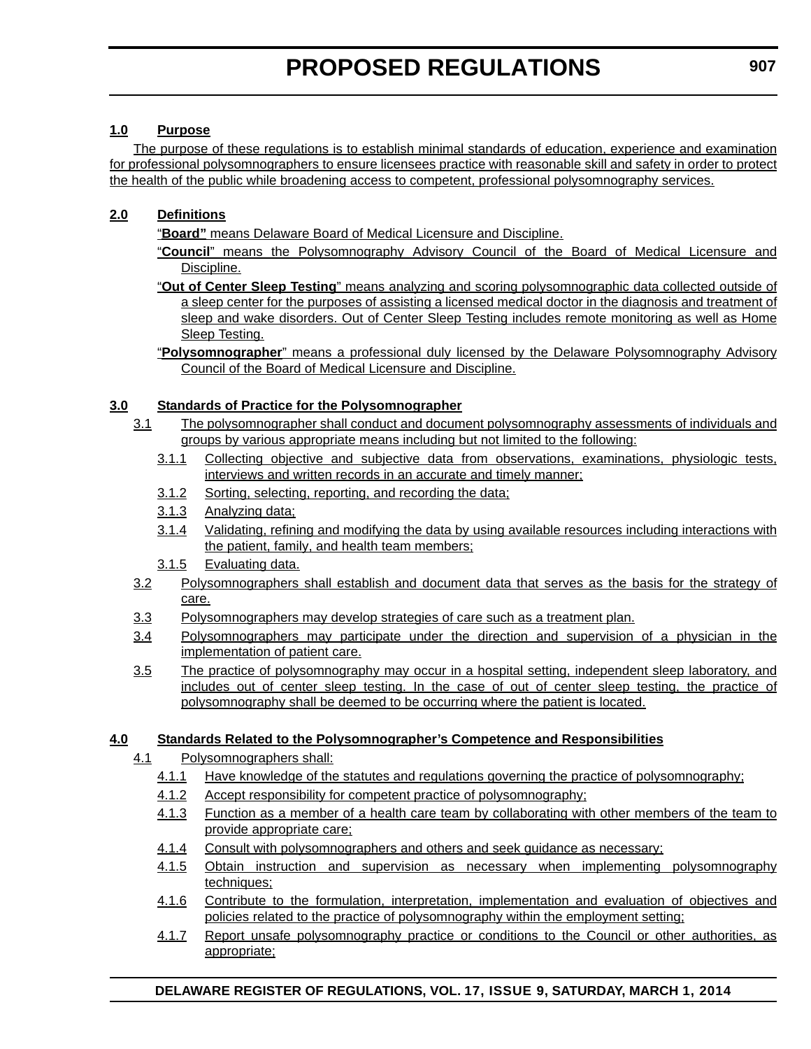**1.0 Purpose**

The purpose of these regulations is to establish minimal standards of education, experience and examination for professional polysomnographers to ensure licensees practice with reasonable skill and safety in order to protect the health of the public while broadening access to competent, professional polysomnography services.

**2.0 Definitions**

"**Board"** means Delaware Board of Medical Licensure and Discipline.

"**Council**" means the Polysomnography Advisory Council of the Board of Medical Licensure and Discipline.

"**Out of Center Sleep Testing**" means analyzing and scoring polysomnographic data collected outside of a sleep center for the purposes of assisting a licensed medical doctor in the diagnosis and treatment of sleep and wake disorders. Out of Center Sleep Testing includes remote monitoring as well as Home Sleep Testing.

"**Polysomnographer**" means a professional duly licensed by the Delaware Polysomnography Advisory Council of the Board of Medical Licensure and Discipline.

**3.0 Standards of Practice for the Polysomnographer**

3.1 The polysomnographer shall conduct and document polysomnography assessments of individuals and groups by various appropriate means including but not limited to the following:

3.1.1 Collecting objective and subjective data from observations, examinations, physiologic tests, interviews and written records in an accurate and timely manner;

3.1.2 Sorting, selecting, reporting, and recording the data;

3.1.3 Analyzing data;

3.1.4 Validating, refining and modifying the data by using available resources including interactions with the patient, family, and health team members;

3.1.5 Evaluating data.

3.2 Polysomnographers shall establish and document data that serves as the basis for the strategy of care.

3.3 Polysomnographers may develop strategies of care such as a treatment plan.

3.4 Polysomnographers may participate under the direction and supervision of a physician in the implementation of patient care.

3.5 The practice of polysomnography may occur in a hospital setting, independent sleep laboratory, and includes out of center sleep testing. In the case of out of center sleep testing, the practice of polysomnography shall be deemed to be occurring where the patient is located.

**4.0 Standards Related to the Polysomnographer's Competence and Responsibilities**

4.1 Polysomnographers shall:

4.1.1 Have knowledge of the statutes and regulations governing the practice of polysomnography;

4.1.2 Accept responsibility for competent practice of polysomnography;

4.1.3 Function as a member of a health care team by collaborating with other members of the team to provide appropriate care;

4.1.4 Consult with polysomnographers and others and seek guidance as necessary;

4.1.5 Obtain instruction and supervision as necessary when implementing polysomnography techniques;

4.1.6 Contribute to the formulation, interpretation, implementation and evaluation of objectives and policies related to the practice of polysomnography within the employment setting;

4.1.7 Report unsafe polysomnography practice or conditions to the Council or other authorities, as appropriate;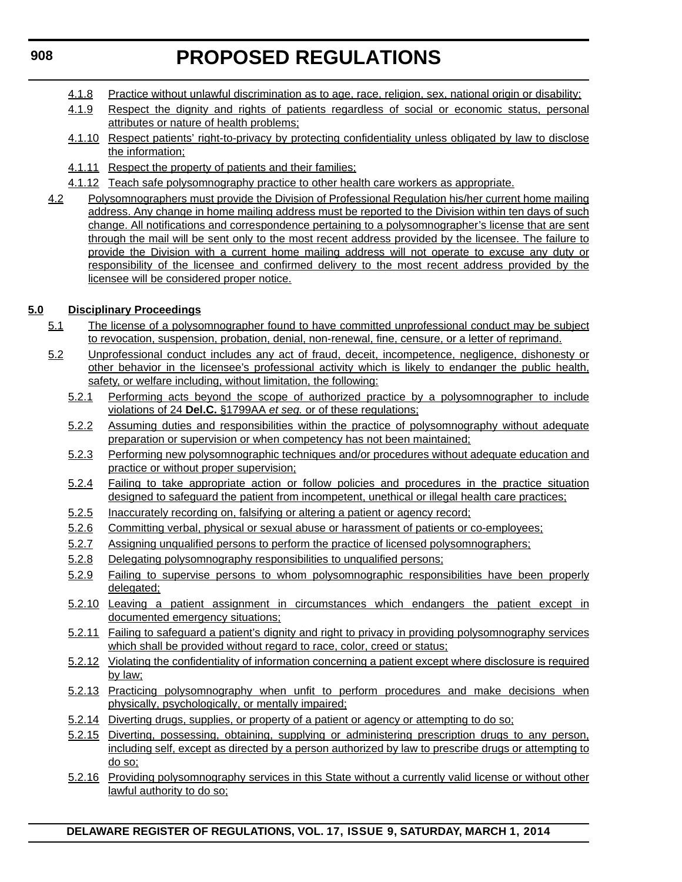4.1.8 Practice without unlawful discrimination as to age, race, religion, sex, national origin or disability;

4.1.9 Respect the dignity and rights of patients regardless of social or economic status, personal attributes or nature of health problems;

4.1.10 Respect patients' right-to-privacy by protecting confidentiality unless obligated by law to disclose the information;

4.1.11 Respect the property of patients and their families;

4.1.12 Teach safe polysomnography practice to other health care workers as appropriate.

4.2 Polysomnographers must provide the Division of Professional Regulation his/her current home mailing address. Any change in home mailing address must be reported to the Division within ten days of such change. All notifications and correspondence pertaining to a polysomnographer's license that are sent through the mail will be sent only to the most recent address provided by the licensee. The failure to provide the Division with a current home mailing address will not operate to excuse any duty or responsibility of the licensee and confirmed delivery to the most recent address provided by the licensee will be considered proper notice.

**5.0 Disciplinary Proceedings**

5.1 The license of a polysomnographer found to have committed unprofessional conduct may be subject to revocation, suspension, probation, denial, non-renewal, fine, censure, or a letter of reprimand.

5.2 Unprofessional conduct includes any act of fraud, deceit, incompetence, negligence, dishonesty or other behavior in the licensee's professional activity which is likely to endanger the public health, safety, or welfare including, without limitation, the following:

5.2.1 Performing acts beyond the scope of authorized practice by a polysomnographer to include violations of 24 **Del.C.** §1799AA *et seq.* or of these regulations;

5.2.2 Assuming duties and responsibilities within the practice of polysomnography without adequate preparation or supervision or when competency has not been maintained;

5.2.3 Performing new polysomnographic techniques and/or procedures without adequate education and practice or without proper supervision;

5.2.4 Failing to take appropriate action or follow policies and procedures in the practice situation designed to safeguard the patient from incompetent, unethical or illegal health care practices;

5.2.5 Inaccurately recording on, falsifying or altering a patient or agency record;

5.2.6 Committing verbal, physical or sexual abuse or harassment of patients or co-employees;

5.2.7 Assigning unqualified persons to perform the practice of licensed polysomnographers;

5.2.8 Delegating polysomnography responsibilities to unqualified persons;

5.2.9 Failing to supervise persons to whom polysomnographic responsibilities have been properly delegated;

5.2.10 Leaving a patient assignment in circumstances which endangers the patient except in documented emergency situations;

5.2.11 Failing to safeguard a patient's dignity and right to privacy in providing polysomnography services which shall be provided without regard to race, color, creed or status;

5.2.12 Violating the confidentiality of information concerning a patient except where disclosure is required by law;

5.2.13 Practicing polysomnography when unfit to perform procedures and make decisions when physically, psychologically, or mentally impaired;

5.2.14 Diverting drugs, supplies, or property of a patient or agency or attempting to do so;

5.2.15 Diverting, possessing, obtaining, supplying or administering prescription drugs to any person, including self, except as directed by a person authorized by law to prescribe drugs or attempting to do so;

5.2.16 Providing polysomnography services in this State without a currently valid license or without other lawful authority to do so;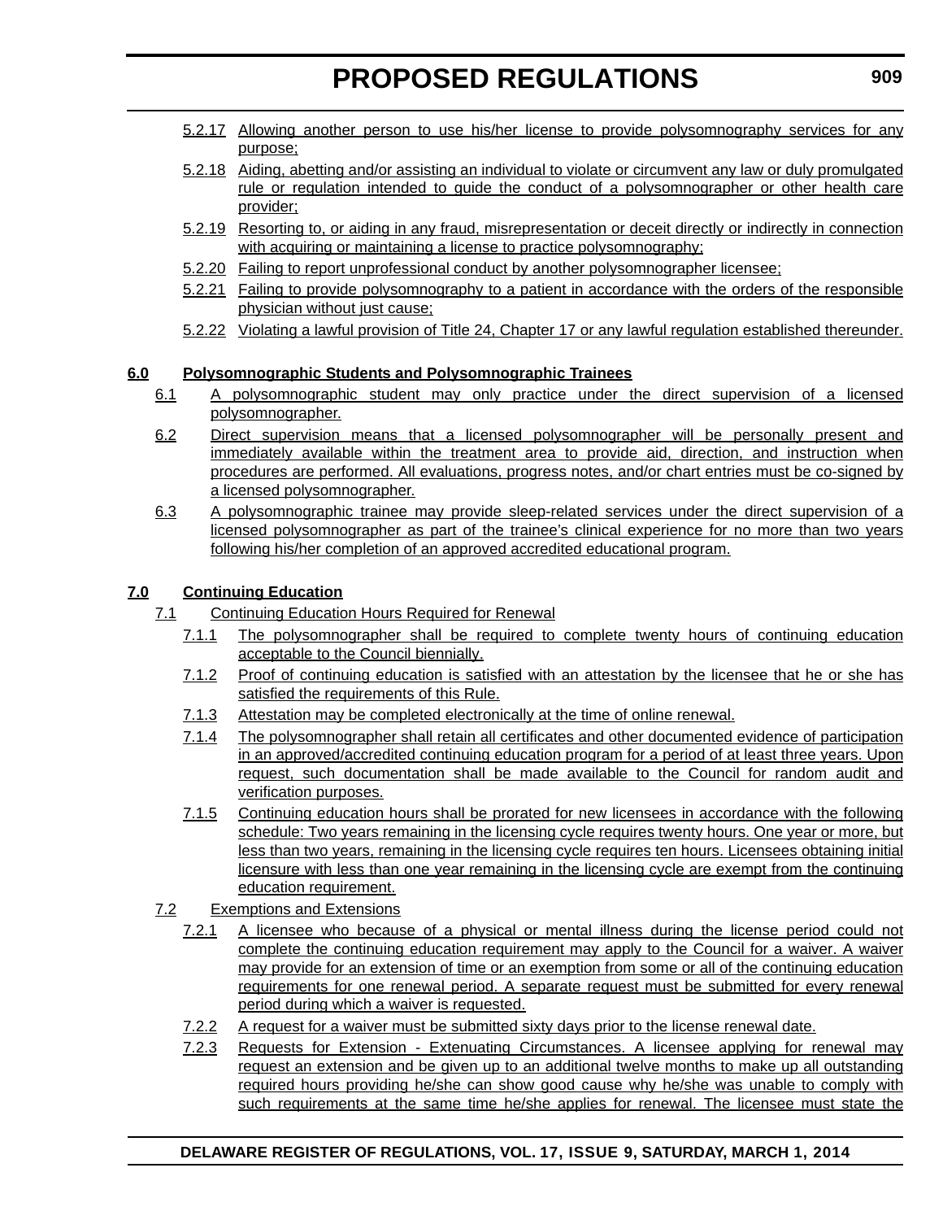5.2.17 Allowing another person to use his/her license to provide polysomnography services for any purpose;

5.2.18 Aiding, abetting and/or assisting an individual to violate or circumvent any law or duly promulgated rule or regulation intended to guide the conduct of a polysomnographer or other health care provider;

5.2.19 Resorting to, or aiding in any fraud, misrepresentation or deceit directly or indirectly in connection with acquiring or maintaining a license to practice polysomnography;

5.2.20 Failing to report unprofessional conduct by another polysomnographer licensee;

5.2.21 Failing to provide polysomnography to a patient in accordance with the orders of the responsible physician without just cause;

5.2.22 Violating a lawful provision of Title 24, Chapter 17 or any lawful regulation established thereunder.

**6.0 Polysomnographic Students and Polysomnographic Trainees**

6.1 A polysomnographic student may only practice under the direct supervision of a licensed polysomnographer.

6.2 Direct supervision means that a licensed polysomnographer will be personally present and immediately available within the treatment area to provide aid, direction, and instruction when procedures are performed. All evaluations, progress notes, and/or chart entries must be co-signed by a licensed polysomnographer.

6.3 A polysomnographic trainee may provide sleep-related services under the direct supervision of a licensed polysomnographer as part of the trainee's clinical experience for no more than two years following his/her completion of an approved accredited educational program.

**7.0 Continuing Education**

7.1 Continuing Education Hours Required for Renewal

7.1.1 The polysomnographer shall be required to complete twenty hours of continuing education acceptable to the Council biennially.

7.1.2 Proof of continuing education is satisfied with an attestation by the licensee that he or she has satisfied the requirements of this Rule.

7.1.3 Attestation may be completed electronically at the time of online renewal.

7.1.4 The polysomnographer shall retain all certificates and other documented evidence of participation in an approved/accredited continuing education program for a period of at least three years. Upon request, such documentation shall be made available to the Council for random audit and verification purposes.

7.1.5 Continuing education hours shall be prorated for new licensees in accordance with the following schedule: Two years remaining in the licensing cycle requires twenty hours. One year or more, but less than two years, remaining in the licensing cycle requires ten hours. Licensees obtaining initial licensure with less than one year remaining in the licensing cycle are exempt from the continuing education requirement.

7.2 Exemptions and Extensions

7.2.1 A licensee who because of a physical or mental illness during the license period could not complete the continuing education requirement may apply to the Council for a waiver. A waiver may provide for an extension of time or an exemption from some or all of the continuing education requirements for one renewal period. A separate request must be submitted for every renewal period during which a waiver is requested.

7.2.2 A request for a waiver must be submitted sixty days prior to the license renewal date.

7.2.3 Requests for Extension - Extenuating Circumstances. A licensee applying for renewal may request an extension and be given up to an additional twelve months to make up all outstanding required hours providing he/she can show good cause why he/she was unable to comply with such requirements at the same time he/she applies for renewal. The licensee must state the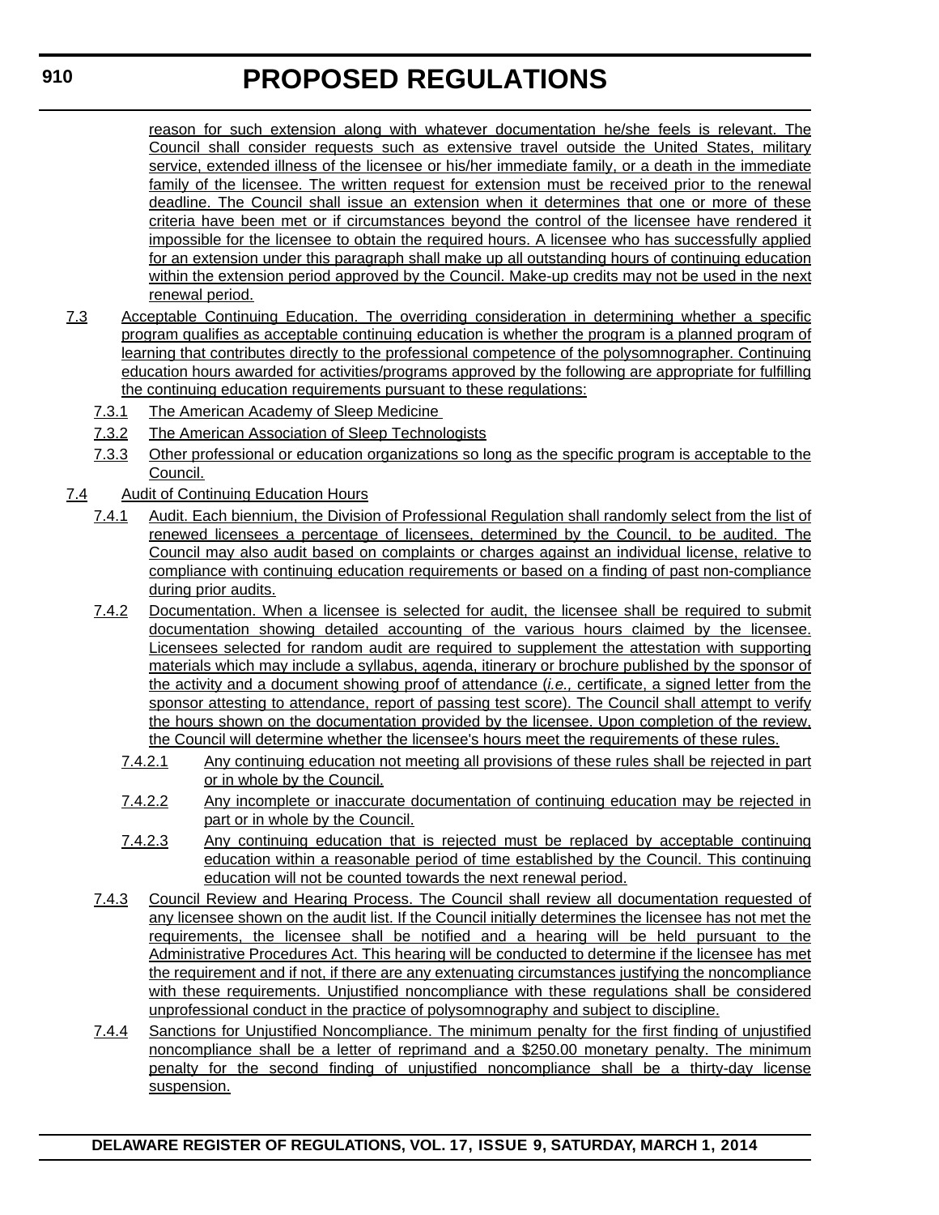reason for such extension along with whatever documentation he/she feels is relevant. The Council shall consider requests such as extensive travel outside the United States, military service, extended illness of the licensee or his/her immediate family, or a death in the immediate family of the licensee. The written request for extension must be received prior to the renewal deadline. The Council shall issue an extension when it determines that one or more of these criteria have been met or if circumstances beyond the control of the licensee have rendered it impossible for the licensee to obtain the required hours. A licensee who has successfully applied for an extension under this paragraph shall make up all outstanding hours of continuing education within the extension period approved by the Council. Make-up credits may not be used in the next renewal period.

7.3 Acceptable Continuing Education. The overriding consideration in determining whether a specific program qualifies as acceptable continuing education is whether the program is a planned program of learning that contributes directly to the professional competence of the polysomnographer. Continuing education hours awarded for activities/programs approved by the following are appropriate for fulfilling the continuing education requirements pursuant to these regulations:

7.3.1 The American Academy of Sleep Medicine

7.3.2 The American Association of Sleep Technologists

7.3.3 Other professional or education organizations so long as the specific program is acceptable to the Council.

7.4 Audit of Continuing Education Hours

7.4.1 Audit. Each biennium, the Division of Professional Regulation shall randomly select from the list of renewed licensees a percentage of licensees, determined by the Council, to be audited. The Council may also audit based on complaints or charges against an individual license, relative to compliance with continuing education requirements or based on a finding of past non-compliance during prior audits.

7.4.2 Documentation. When a licensee is selected for audit, the licensee shall be required to submit documentation showing detailed accounting of the various hours claimed by the licensee. Licensees selected for random audit are required to supplement the attestation with supporting materials which may include a syllabus, agenda, itinerary or brochure published by the sponsor of the activity and a document showing proof of attendance (*i.e.,* certificate, a signed letter from the sponsor attesting to attendance, report of passing test score). The Council shall attempt to verify the hours shown on the documentation provided by the licensee. Upon completion of the review, the Council will determine whether the licensee's hours meet the requirements of these rules.

7.4.2.1 Any continuing education not meeting all provisions of these rules shall be rejected in part or in whole by the Council.

7.4.2.2 Any incomplete or inaccurate documentation of continuing education may be rejected in part or in whole by the Council.

7.4.2.3 Any continuing education that is rejected must be replaced by acceptable continuing education within a reasonable period of time established by the Council. This continuing education will not be counted towards the next renewal period.

7.4.3 Council Review and Hearing Process. The Council shall review all documentation requested of any licensee shown on the audit list. If the Council initially determines the licensee has not met the requirements, the licensee shall be notified and a hearing will be held pursuant to the Administrative Procedures Act. This hearing will be conducted to determine if the licensee has met the requirement and if not, if there are any extenuating circumstances justifying the noncompliance with these requirements. Unjustified noncompliance with these regulations shall be considered unprofessional conduct in the practice of polysomnography and subject to discipline.

7.4.4 Sanctions for Unjustified Noncompliance. The minimum penalty for the first finding of unjustified noncompliance shall be a letter of reprimand and a $250.00 monetary penalty. The minimum penalty for the second finding of unjustified noncompliance shall be a thirty-day license suspension.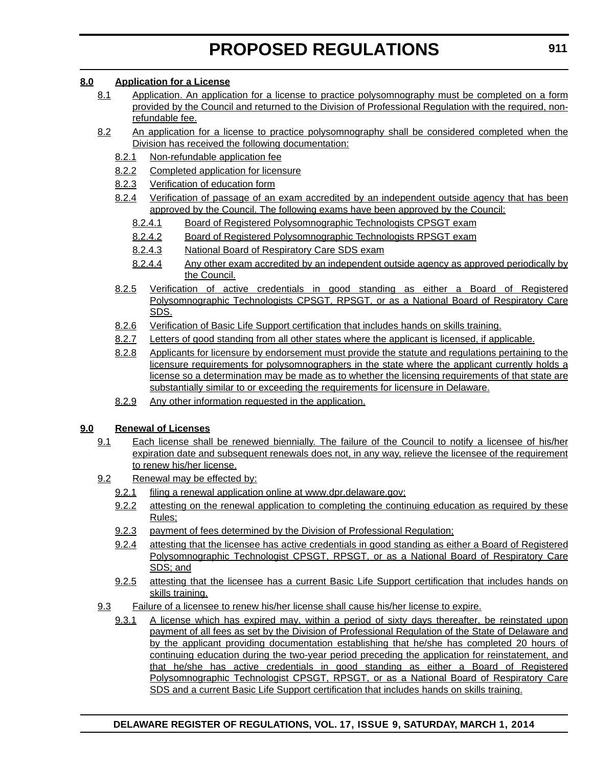**8.0 Application for a License**

8.1 Application. An application for a license to practice polysomnography must be completed on a form provided by the Council and returned to the Division of Professional Regulation with the required, non-refundable fee.

8.2 An application for a license to practice polysomnography shall be considered completed when the Division has received the following documentation:

8.2.1 Non-refundable application fee

8.2.2 Completed application for licensure

8.2.3 Verification of education form

8.2.4 Verification of passage of an exam accredited by an independent outside agency that has been approved by the Council. The following exams have been approved by the Council:

8.2.4.1 Board of Registered Polysomnographic Technologists CPSGT exam

8.2.4.2 Board of Registered Polysomnographic Technologists RPSGT exam

8.2.4.3 National Board of Respiratory Care SDS exam

8.2.4.4 Any other exam accredited by an independent outside agency as approved periodically by the Council.

8.2.5 Verification of active credentials in good standing as either a Board of Registered Polysomnographic Technologists CPSGT, RPSGT, or as a National Board of Respiratory Care SDS.

8.2.6 Verification of Basic Life Support certification that includes hands on skills training.

8.2.7 Letters of good standing from all other states where the applicant is licensed, if applicable.

8.2.8 Applicants for licensure by endorsement must provide the statute and regulations pertaining to the licensure requirements for polysomnographers in the state where the applicant currently holds a license so a determination may be made as to whether the licensing requirements of that state are substantially similar to or exceeding the requirements for licensure in Delaware.

8.2.9 Any other information requested in the application.

**9.0 Renewal of Licenses**

9.1 Each license shall be renewed biennially. The failure of the Council to notify a licensee of his/her expiration date and subsequent renewals does not, in any way, relieve the licensee of the requirement to renew his/her license.

9.2 Renewal may be effected by:

9.2.1 filing a renewal application online at www.dpr.delaware.gov;

9.2.2 attesting on the renewal application to completing the continuing education as required by these Rules;

9.2.3 payment of fees determined by the Division of Professional Regulation;

9.2.4 attesting that the licensee has active credentials in good standing as either a Board of Registered Polysomnographic Technologist CPSGT, RPSGT, or as a National Board of Respiratory Care SDS; and

9.2.5 attesting that the licensee has a current Basic Life Support certification that includes hands on skills training.

9.3 Failure of a licensee to renew his/her license shall cause his/her license to expire.

9.3.1 A license which has expired may, within a period of sixty days thereafter, be reinstated upon payment of all fees as set by the Division of Professional Regulation of the State of Delaware and by the applicant providing documentation establishing that he/she has completed 20 hours of continuing education during the two-year period preceding the application for reinstatement, and that he/she has active credentials in good standing as either a Board of Registered Polysomnographic Technologist CPSGT, RPSGT, or as a National Board of Respiratory Care SDS and a current Basic Life Support certification that includes hands on skills training.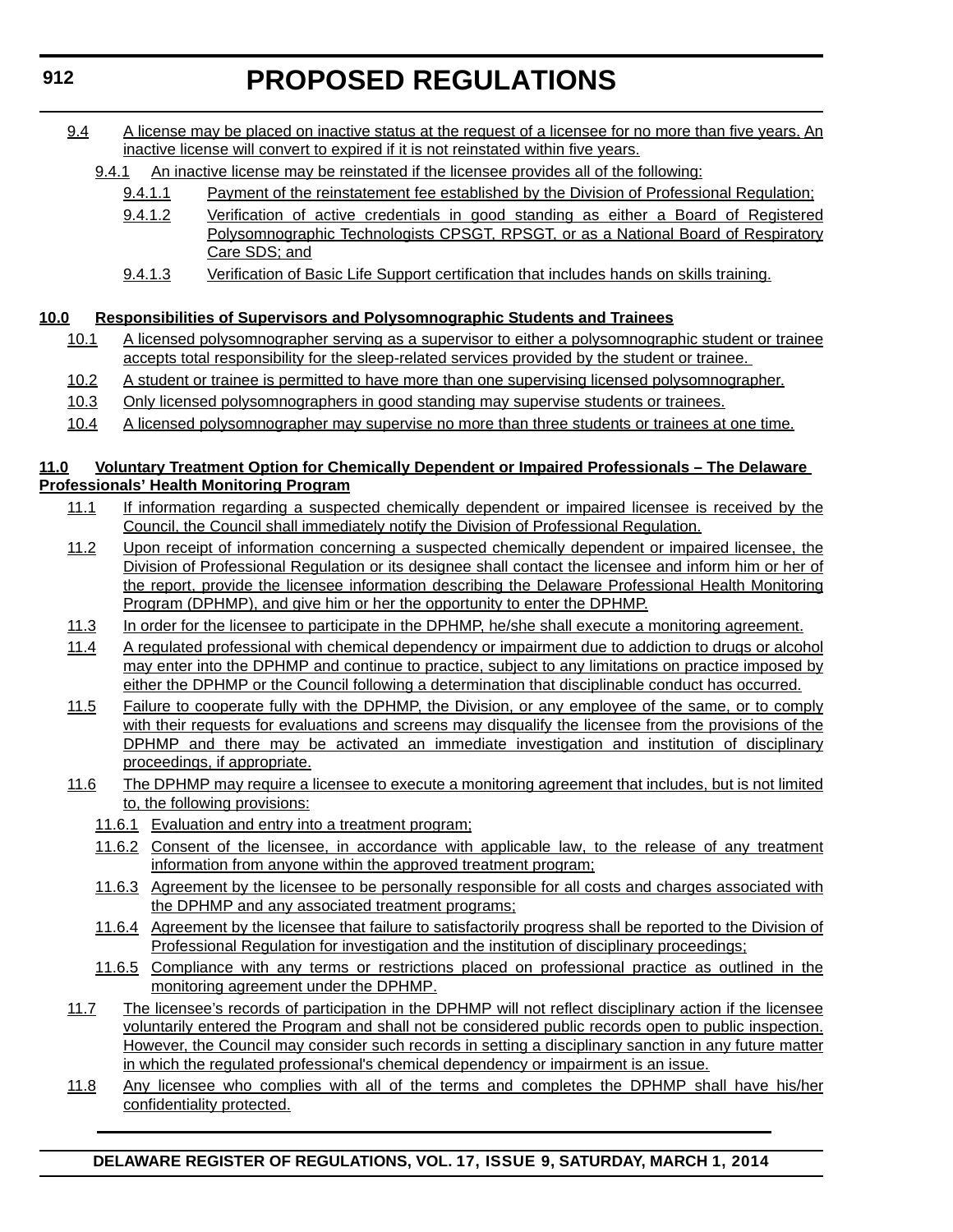9.4 A license may be placed on inactive status at the request of a licensee for no more than five years. An inactive license will convert to expired if it is not reinstated within five years.

9.4.1 An inactive license may be reinstated if the licensee provides all of the following:

9.4.1.1 Payment of the reinstatement fee established by the Division of Professional Regulation;

9.4.1.2 Verification of active credentials in good standing as either a Board of Registered Polysomnographic Technologists CPSGT, RPSGT, or as a National Board of Respiratory Care SDS; and

9.4.1.3 Verification of Basic Life Support certification that includes hands on skills training.

**10.0 Responsibilities of Supervisors and Polysomnographic Students and Trainees**

10.1 A licensed polysomnographer serving as a supervisor to either a polysomnographic student or trainee accepts total responsibility for the sleep-related services provided by the student or trainee.

10.2 A student or trainee is permitted to have more than one supervising licensed polysomnographer.

10.3 Only licensed polysomnographers in good standing may supervise students or trainees.

10.4 A licensed polysomnographer may supervise no more than three students or trainees at one time.

**11.0 Voluntary Treatment Option for Chemically Dependent or Impaired Professionals – The Delaware Professionals' Health Monitoring Program**

11.1 If information regarding a suspected chemically dependent or impaired licensee is received by the Council, the Council shall immediately notify the Division of Professional Regulation.

11.2 Upon receipt of information concerning a suspected chemically dependent or impaired licensee, the Division of Professional Regulation or its designee shall contact the licensee and inform him or her of the report, provide the licensee information describing the Delaware Professional Health Monitoring Program (DPHMP), and give him or her the opportunity to enter the DPHMP.

11.3 In order for the licensee to participate in the DPHMP, he/she shall execute a monitoring agreement.

11.4 A regulated professional with chemical dependency or impairment due to addiction to drugs or alcohol may enter into the DPHMP and continue to practice, subject to any limitations on practice imposed by either the DPHMP or the Council following a determination that disciplinable conduct has occurred.

11.5 Failure to cooperate fully with the DPHMP, the Division, or any employee of the same, or to comply with their requests for evaluations and screens may disqualify the licensee from the provisions of the DPHMP and there may be activated an immediate investigation and institution of disciplinary proceedings, if appropriate.

11.6 The DPHMP may require a licensee to execute a monitoring agreement that includes, but is not limited to, the following provisions:

11.6.1 Evaluation and entry into a treatment program;

11.6.2 Consent of the licensee, in accordance with applicable law, to the release of any treatment information from anyone within the approved treatment program;

11.6.3 Agreement by the licensee to be personally responsible for all costs and charges associated with the DPHMP and any associated treatment programs;

11.6.4 Agreement by the licensee that failure to satisfactorily progress shall be reported to the Division of Professional Regulation for investigation and the institution of disciplinary proceedings;

11.6.5 Compliance with any terms or restrictions placed on professional practice as outlined in the monitoring agreement under the DPHMP.

11.7 The licensee's records of participation in the DPHMP will not reflect disciplinary action if the licensee voluntarily entered the Program and shall not be considered public records open to public inspection. However, the Council may consider such records in setting a disciplinary sanction in any future matter in which the regulated professional's chemical dependency or impairment is an issue.

11.8 Any licensee who complies with all of the terms and completes the DPHMP shall have his/her confidentiality protected.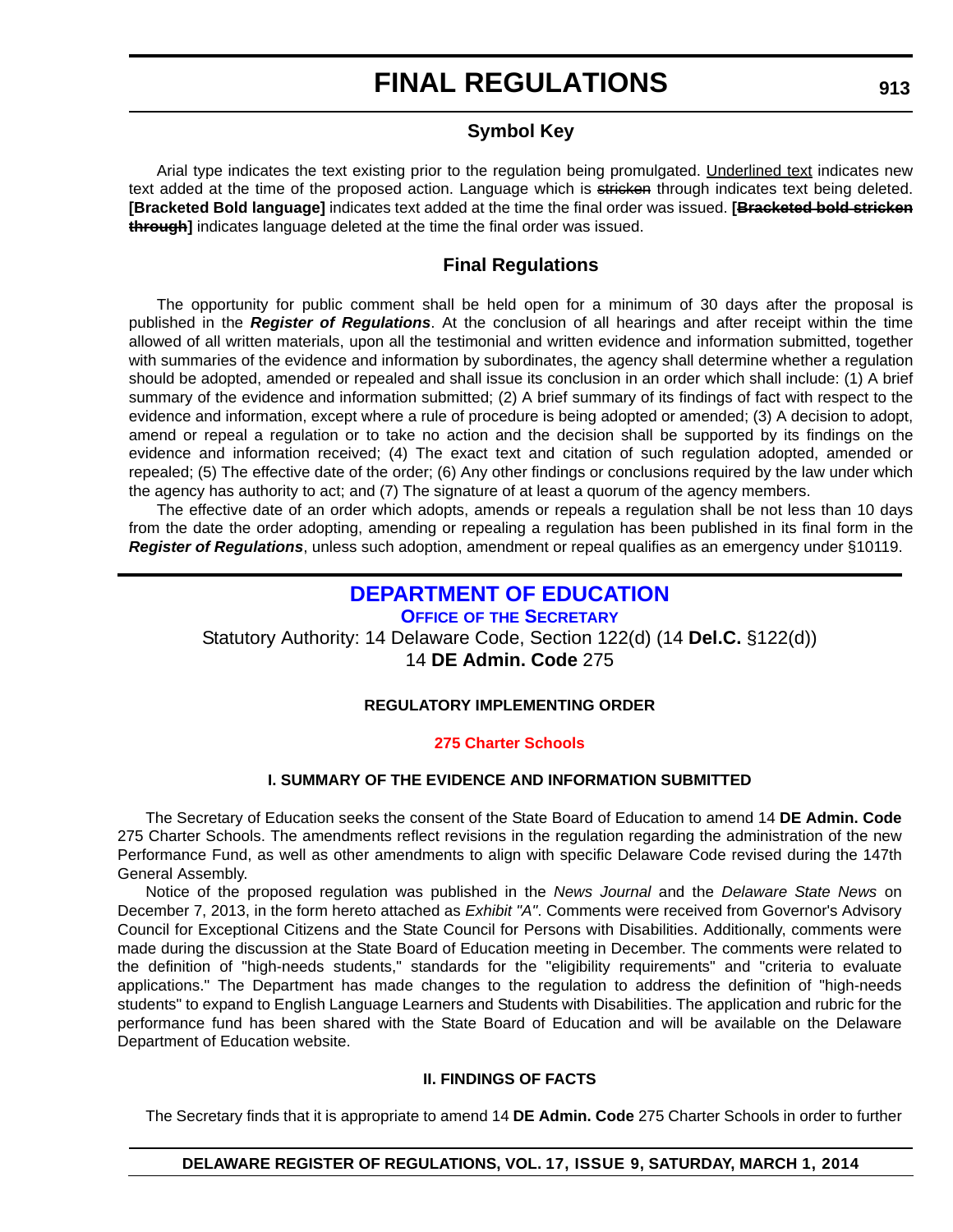# FINAL REGULATIONS

## Symbol Key

Arial type indicates the text existing prior to the regulation being promulgated. <u>Underlined text</u> indicates new text added at the time of the proposed action. Language which is ~~stricken~~ through indicates text being deleted. **[Bracketed Bold language]** indicates text added at the time the final order was issued. **[~~Bracketed bold stricken through~~]** indicates language deleted at the time the final order was issued.

## Final Regulations

The opportunity for public comment shall be held open for a minimum of 30 days after the proposal is published in the ***Register of Regulations***. At the conclusion of all hearings and after receipt within the time allowed of all written materials, upon all the testimonial and written evidence and information submitted, together with summaries of the evidence and information by subordinates, the agency shall determine whether a regulation should be adopted, amended or repealed and shall issue its conclusion in an order which shall include: (1) A brief summary of the evidence and information submitted; (2) A brief summary of its findings of fact with respect to the evidence and information, except where a rule of procedure is being adopted or amended; (3) A decision to adopt, amend or repeal a regulation or to take no action and the decision shall be supported by its findings on the evidence and information received; (4) The exact text and citation of such regulation adopted, amended or repealed; (5) The effective date of the order; (6) Any other findings or conclusions required by the law under which the agency has authority to act; and (7) The signature of at least a quorum of the agency members.

The effective date of an order which adopts, amends or repeals a regulation shall be not less than 10 days from the date the order adopting, amending or repealing a regulation has been published in its final form in the ***Register of Regulations***, unless such adoption, amendment or repeal qualifies as an emergency under §10119.

## DEPARTMENT OF EDUCATION

### Office of the Secretary

Statutory Authority: 14 Delaware Code, Section 122(d) (14 **Del.C.** §122(d))
14 **DE Admin. Code** 275

**REGULATORY IMPLEMENTING ORDER**

**275 Charter Schools**

**I. SUMMARY OF THE EVIDENCE AND INFORMATION SUBMITTED**

The Secretary of Education seeks the consent of the State Board of Education to amend 14 **DE Admin. Code** 275 Charter Schools. The amendments reflect revisions in the regulation regarding the administration of the new Performance Fund, as well as other amendments to align with specific Delaware Code revised during the 147th General Assembly.

Notice of the proposed regulation was published in the *News Journal* and the *Delaware State News* on December 7, 2013, in the form hereto attached as *Exhibit "A"*. Comments were received from Governor's Advisory Council for Exceptional Citizens and the State Council for Persons with Disabilities. Additionally, comments were made during the discussion at the State Board of Education meeting in December. The comments were related to the definition of "high-needs students," standards for the "eligibility requirements" and "criteria to evaluate applications." The Department has made changes to the regulation to address the definition of "high-needs students" to expand to English Language Learners and Students with Disabilities. The application and rubric for the performance fund has been shared with the State Board of Education and will be available on the Delaware Department of Education website.

**II. FINDINGS OF FACTS**

The Secretary finds that it is appropriate to amend 14 **DE Admin. Code** 275 Charter Schools in order to further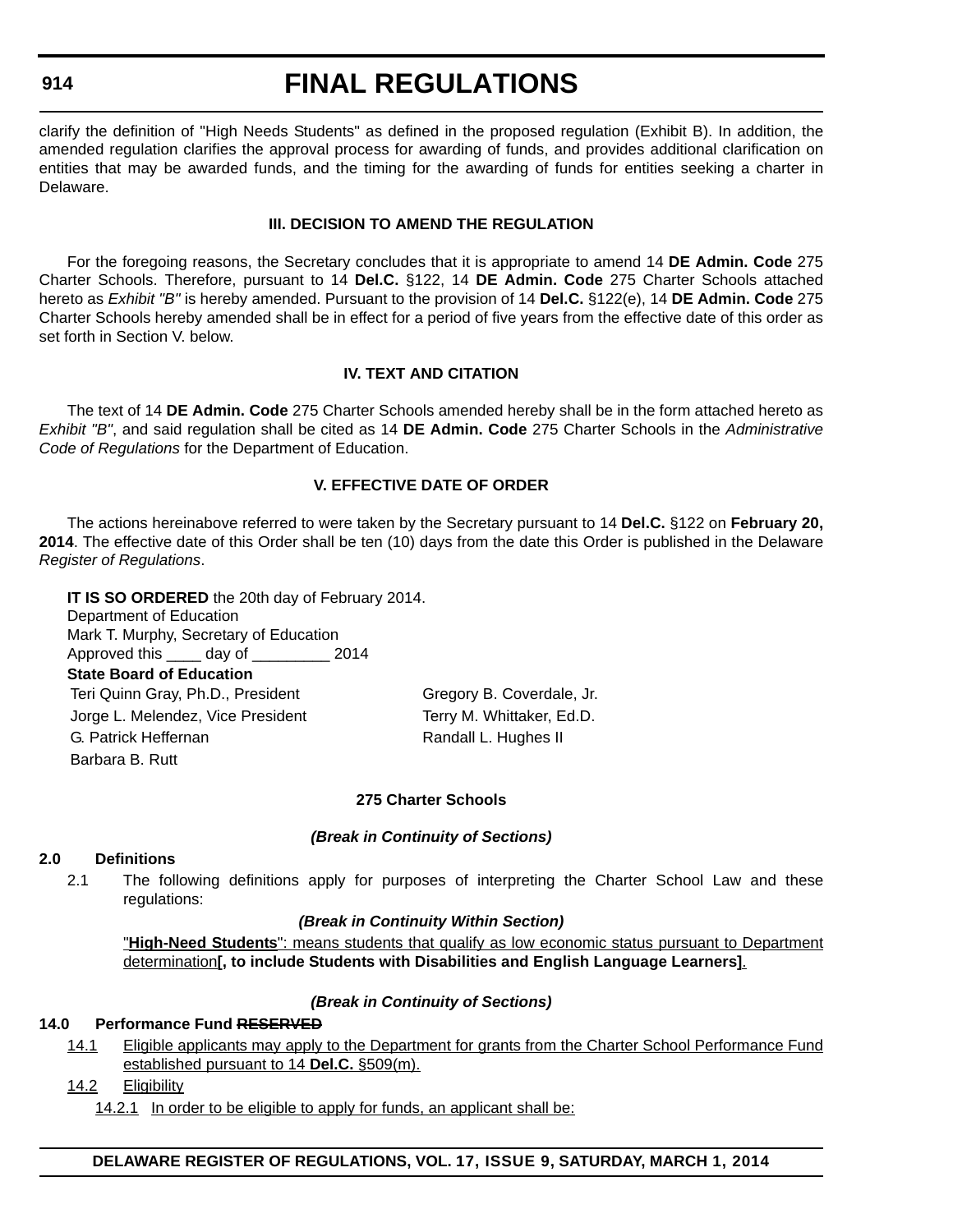clarify the definition of "High Needs Students" as defined in the proposed regulation (Exhibit B). In addition, the amended regulation clarifies the approval process for awarding of funds, and provides additional clarification on entities that may be awarded funds, and the timing for the awarding of funds for entities seeking a charter in Delaware.

### III. DECISION TO AMEND THE REGULATION

For the foregoing reasons, the Secretary concludes that it is appropriate to amend 14 **DE Admin. Code** 275 Charter Schools. Therefore, pursuant to 14 **Del.C.** §122, 14 **DE Admin. Code** 275 Charter Schools attached hereto as *Exhibit "B"* is hereby amended. Pursuant to the provision of 14 **Del.C.** §122(e), 14 **DE Admin. Code** 275 Charter Schools hereby amended shall be in effect for a period of five years from the effective date of this order as set forth in Section V. below.

### IV. TEXT AND CITATION

The text of 14 **DE Admin. Code** 275 Charter Schools amended hereby shall be in the form attached hereto as *Exhibit "B"*, and said regulation shall be cited as 14 **DE Admin. Code** 275 Charter Schools in the *Administrative Code of Regulations* for the Department of Education.

### V. EFFECTIVE DATE OF ORDER

The actions hereinabove referred to were taken by the Secretary pursuant to 14 **Del.C.** §122 on **February 20, 2014**. The effective date of this Order shall be ten (10) days from the date this Order is published in the Delaware *Register of Regulations*.

**IT IS SO ORDERED** the 20th day of February 2014.
Department of Education
Mark T. Murphy, Secretary of Education
Approved this ____ day of _________ 2014
**State Board of Education**

Teri Quinn Gray, Ph.D., President
Jorge L. Melendez, Vice President
G. Patrick Heffernan
Barbara B. Rutt
Gregory B. Coverdale, Jr.
Terry M. Whittaker, Ed.D.
Randall L. Hughes II

### 275 Charter Schools

***(Break in Continuity of Sections)***

**2.0 Definitions**

2.1 The following definitions apply for purposes of interpreting the Charter School Law and these regulations:

***(Break in Continuity Within Section)***

<u>"**High-Need Students**": means students that qualify as low economic status pursuant to Department determination</u>**[, to include Students with Disabilities and English Language Learners]**<u>.</u>

***(Break in Continuity of Sections)***

**14.0 Performance Fund ~~RESERVED~~**

<u>14.1 Eligible applicants may apply to the Department for grants from the Charter School Performance Fund established pursuant to 14 **Del.C.** §509(m).</u>

<u>14.2 Eligibility</u>

<u>14.2.1 In order to be eligible to apply for funds, an applicant shall be:</u>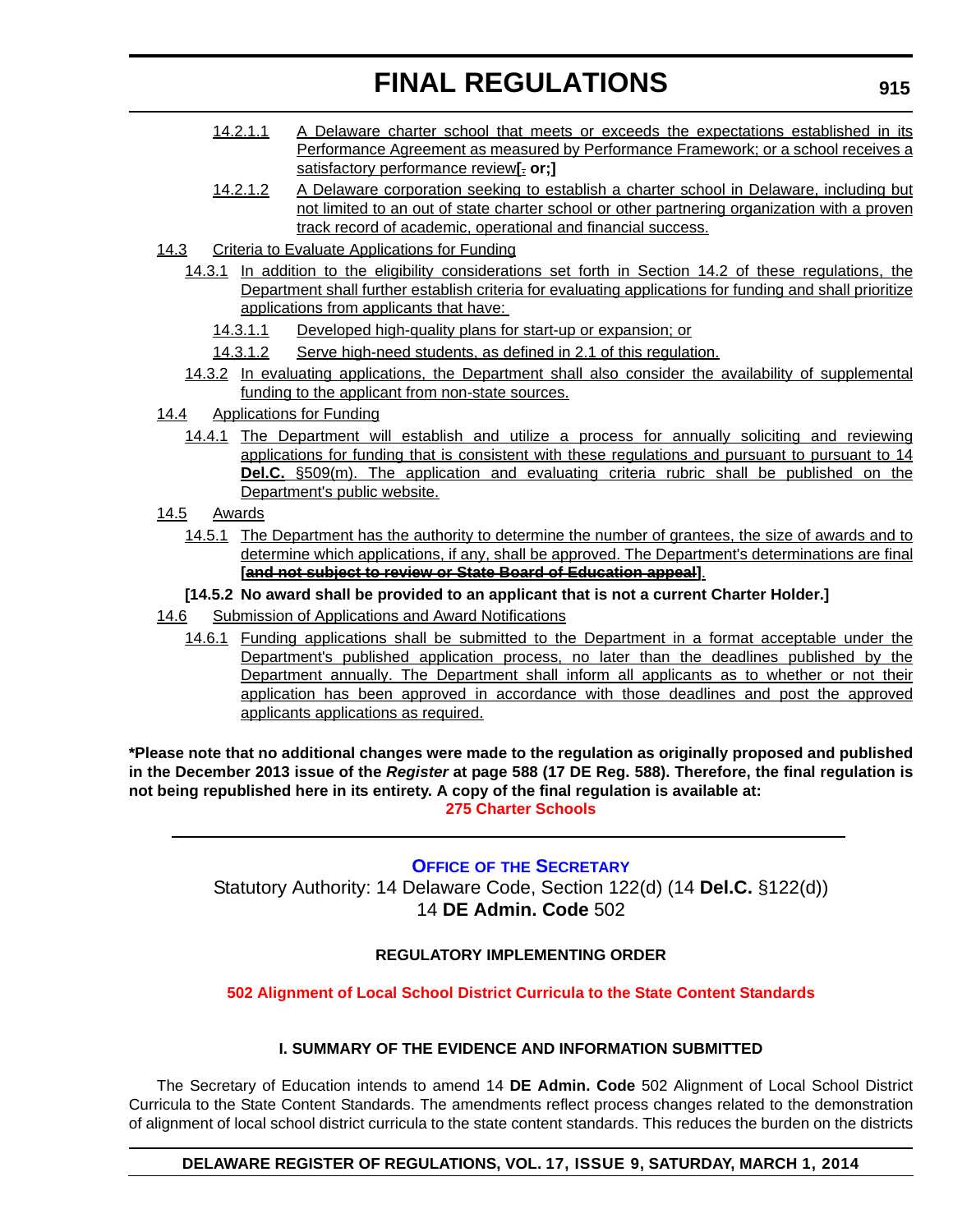14.2.1.1 A Delaware charter school that meets or exceeds the expectations established in its Performance Agreement as measured by Performance Framework; or a school receives a satisfactory performance review[. **or;]**

14.2.1.2 A Delaware corporation seeking to establish a charter school in Delaware, including but not limited to an out of state charter school or other partnering organization with a proven track record of academic, operational and financial success.

14.3 Criteria to Evaluate Applications for Funding

14.3.1 In addition to the eligibility considerations set forth in Section 14.2 of these regulations, the Department shall further establish criteria for evaluating applications for funding and shall prioritize applications from applicants that have:

14.3.1.1 Developed high-quality plans for start-up or expansion; or

14.3.1.2 Serve high-need students, as defined in 2.1 of this regulation.

14.3.2 In evaluating applications, the Department shall also consider the availability of supplemental funding to the applicant from non-state sources.

14.4 Applications for Funding

14.4.1 The Department will establish and utilize a process for annually soliciting and reviewing applications for funding that is consistent with these regulations and pursuant to pursuant to 14 **Del.C.** §509(m). The application and evaluating criteria rubric shall be published on the Department's public website.

14.5 Awards

14.5.1 The Department has the authority to determine the number of grantees, the size of awards and to determine which applications, if any, shall be approved. The Department's determinations are final **[~~and not subject to review or State Board of Education appeal~~]**.

**[14.5.2 No award shall be provided to an applicant that is not a current Charter Holder.]**

14.6 Submission of Applications and Award Notifications

14.6.1 Funding applications shall be submitted to the Department in a format acceptable under the Department's published application process, no later than the deadlines published by the Department annually. The Department shall inform all applicants as to whether or not their application has been approved in accordance with those deadlines and post the approved applicants applications as required.

**\*Please note that no additional changes were made to the regulation as originally proposed and published in the December 2013 issue of the *Register* at page 588 (17 DE Reg. 588). Therefore, the final regulation is not being republished here in its entirety. A copy of the final regulation is available at:**

**275 Charter Schools**

---

## OFFICE OF THE SECRETARY

Statutory Authority: 14 Delaware Code, Section 122(d) (14 **Del.C.** §122(d))

14 **DE Admin. Code** 502

### REGULATORY IMPLEMENTING ORDER

### 502 Alignment of Local School District Curricula to the State Content Standards

#### I. SUMMARY OF THE EVIDENCE AND INFORMATION SUBMITTED

The Secretary of Education intends to amend 14 **DE Admin. Code** 502 Alignment of Local School District Curricula to the State Content Standards. The amendments reflect process changes related to the demonstration of alignment of local school district curricula to the state content standards. This reduces the burden on the districts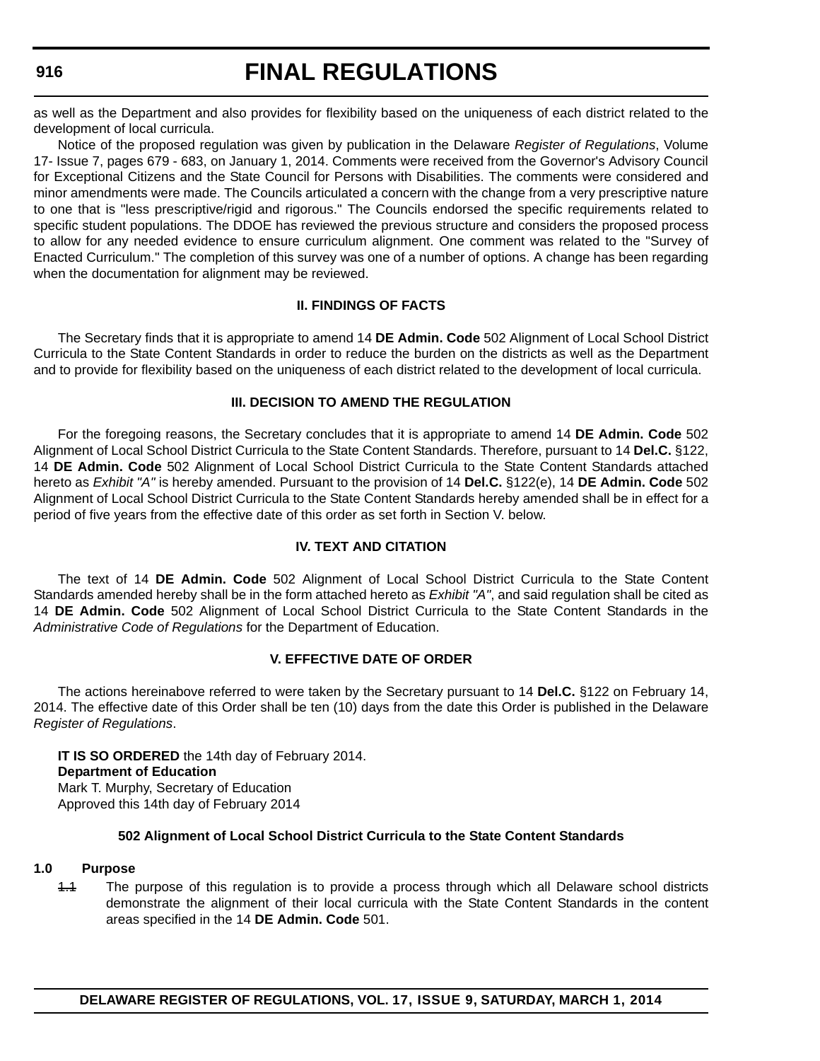as well as the Department and also provides for flexibility based on the uniqueness of each district related to the development of local curricula.

Notice of the proposed regulation was given by publication in the Delaware *Register of Regulations*, Volume 17- Issue 7, pages 679 - 683, on January 1, 2014. Comments were received from the Governor's Advisory Council for Exceptional Citizens and the State Council for Persons with Disabilities. The comments were considered and minor amendments were made. The Councils articulated a concern with the change from a very prescriptive nature to one that is "less prescriptive/rigid and rigorous." The Councils endorsed the specific requirements related to specific student populations. The DDOE has reviewed the previous structure and considers the proposed process to allow for any needed evidence to ensure curriculum alignment. One comment was related to the "Survey of Enacted Curriculum." The completion of this survey was one of a number of options. A change has been regarding when the documentation for alignment may be reviewed.

### II. FINDINGS OF FACTS

The Secretary finds that it is appropriate to amend 14 **DE Admin. Code** 502 Alignment of Local School District Curricula to the State Content Standards in order to reduce the burden on the districts as well as the Department and to provide for flexibility based on the uniqueness of each district related to the development of local curricula.

### III. DECISION TO AMEND THE REGULATION

For the foregoing reasons, the Secretary concludes that it is appropriate to amend 14 **DE Admin. Code** 502 Alignment of Local School District Curricula to the State Content Standards. Therefore, pursuant to 14 **Del.C.** §122, 14 **DE Admin. Code** 502 Alignment of Local School District Curricula to the State Content Standards attached hereto as *Exhibit "A"* is hereby amended. Pursuant to the provision of 14 **Del.C.** §122(e), 14 **DE Admin. Code** 502 Alignment of Local School District Curricula to the State Content Standards hereby amended shall be in effect for a period of five years from the effective date of this order as set forth in Section V. below.

### IV. TEXT AND CITATION

The text of 14 **DE Admin. Code** 502 Alignment of Local School District Curricula to the State Content Standards amended hereby shall be in the form attached hereto as *Exhibit "A"*, and said regulation shall be cited as 14 **DE Admin. Code** 502 Alignment of Local School District Curricula to the State Content Standards in the *Administrative Code of Regulations* for the Department of Education.

### V. EFFECTIVE DATE OF ORDER

The actions hereinabove referred to were taken by the Secretary pursuant to 14 **Del.C.** §122 on February 14, 2014. The effective date of this Order shall be ten (10) days from the date this Order is published in the Delaware *Register of Regulations*.

**IT IS SO ORDERED** the 14th day of February 2014.
**Department of Education**
Mark T. Murphy, Secretary of Education
Approved this 14th day of February 2014

### 502 Alignment of Local School District Curricula to the State Content Standards

**1.0 Purpose**

~~1.1~~ The purpose of this regulation is to provide a process through which all Delaware school districts demonstrate the alignment of their local curricula with the State Content Standards in the content areas specified in the 14 **DE Admin. Code** 501.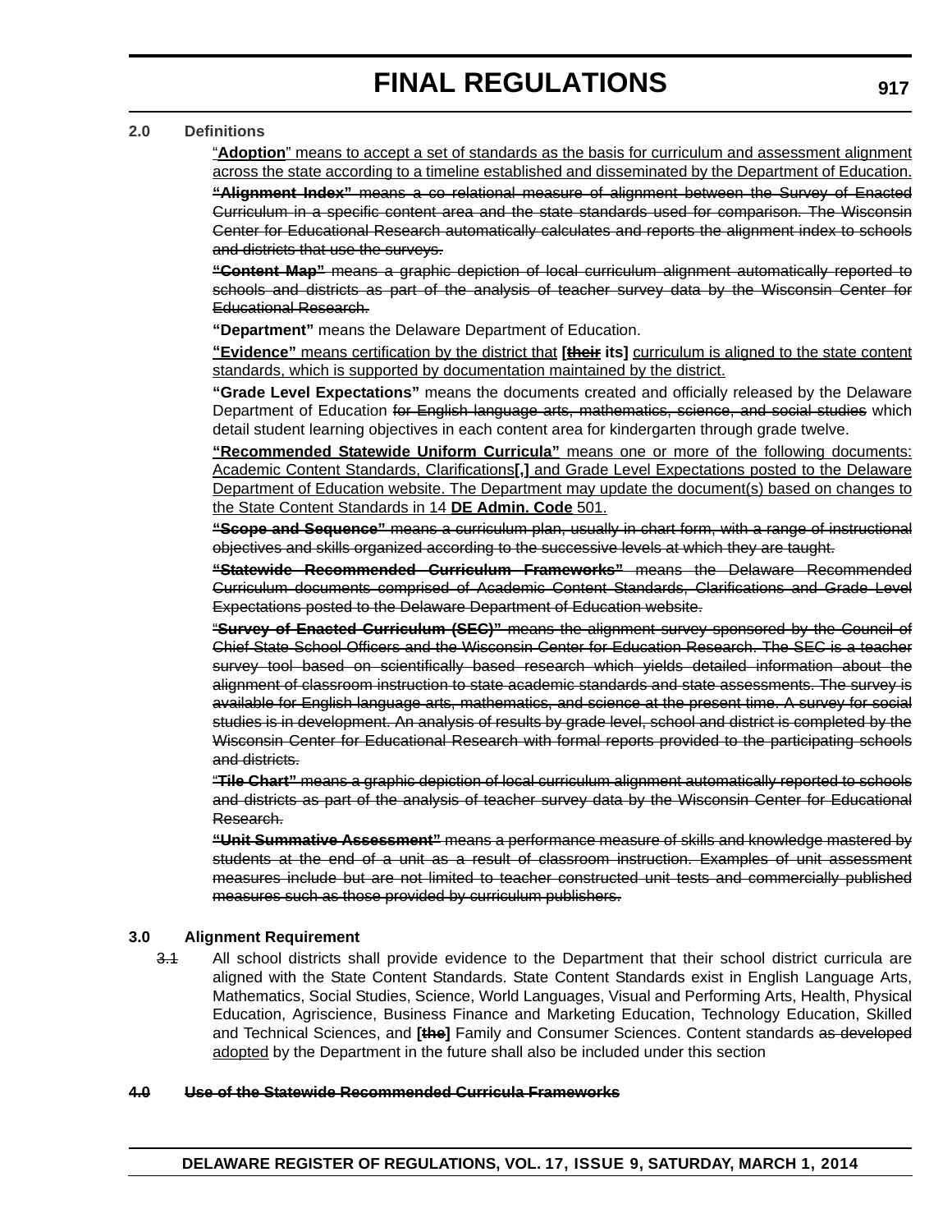**2.0 Definitions**

"**Adoption**" means to accept a set of standards as the basis for curriculum and assessment alignment across the state according to a timeline established and disseminated by the Department of Education.

~~**"Alignment Index"** means a co-relational measure of alignment between the Survey of Enacted Curriculum in a specific content area and the state standards used for comparison. The Wisconsin Center for Educational Research automatically calculates and reports the alignment index to schools and districts that use the surveys.~~

~~**"Content Map"** means a graphic depiction of local curriculum alignment automatically reported to schools and districts as part of the analysis of teacher survey data by the Wisconsin Center for Educational Research.~~

**"Department"** means the Delaware Department of Education.

**"Evidence"** means certification by the district that **[~~their~~ its]** curriculum is aligned to the state content standards, which is supported by documentation maintained by the district.

**"Grade Level Expectations"** means the documents created and officially released by the Delaware Department of Education ~~for English language arts, mathematics, science, and social studies~~ which detail student learning objectives in each content area for kindergarten through grade twelve.

**"Recommended Statewide Uniform Curricula"** means one or more of the following documents: Academic Content Standards, Clarifications**[,]** and Grade Level Expectations posted to the Delaware Department of Education website. The Department may update the document(s) based on changes to the State Content Standards in 14 **DE Admin. Code** 501.

~~**"Scope and Sequence"** means a curriculum plan, usually in chart form, with a range of instructional objectives and skills organized according to the successive levels at which they are taught.~~

~~**"Statewide Recommended Curriculum Frameworks"** means the Delaware Recommended Curriculum documents comprised of Academic Content Standards, Clarifications and Grade Level Expectations posted to the Delaware Department of Education website.~~

~~"**Survey of Enacted Curriculum (SEC)"** means the alignment survey sponsored by the Council of Chief State School Officers and the Wisconsin Center for Education Research. The SEC is a teacher survey tool based on scientifically based research which yields detailed information about the alignment of classroom instruction to state academic standards and state assessments. The survey is available for English language arts, mathematics, and science at the present time. A survey for social studies is in development. An analysis of results by grade level, school and district is completed by the Wisconsin Center for Educational Research with formal reports provided to the participating schools and districts.~~

~~"**Tile Chart"** means a graphic depiction of local curriculum alignment automatically reported to schools and districts as part of the analysis of teacher survey data by the Wisconsin Center for Educational Research.~~

~~**"Unit Summative Assessment"** means a performance measure of skills and knowledge mastered by students at the end of a unit as a result of classroom instruction. Examples of unit assessment measures include but are not limited to teacher constructed unit tests and commercially published measures such as those provided by curriculum publishers.~~

**3.0 Alignment Requirement**

~~3.1~~ All school districts shall provide evidence to the Department that their school district curricula are aligned with the State Content Standards. State Content Standards exist in English Language Arts, Mathematics, Social Studies, Science, World Languages, Visual and Performing Arts, Health, Physical Education, Agriscience, Business Finance and Marketing Education, Technology Education, Skilled and Technical Sciences, and **[~~the~~]** Family and Consumer Sciences. Content standards ~~as developed~~ adopted by the Department in the future shall also be included under this section

~~**4.0 Use of the Statewide Recommended Curricula Frameworks**~~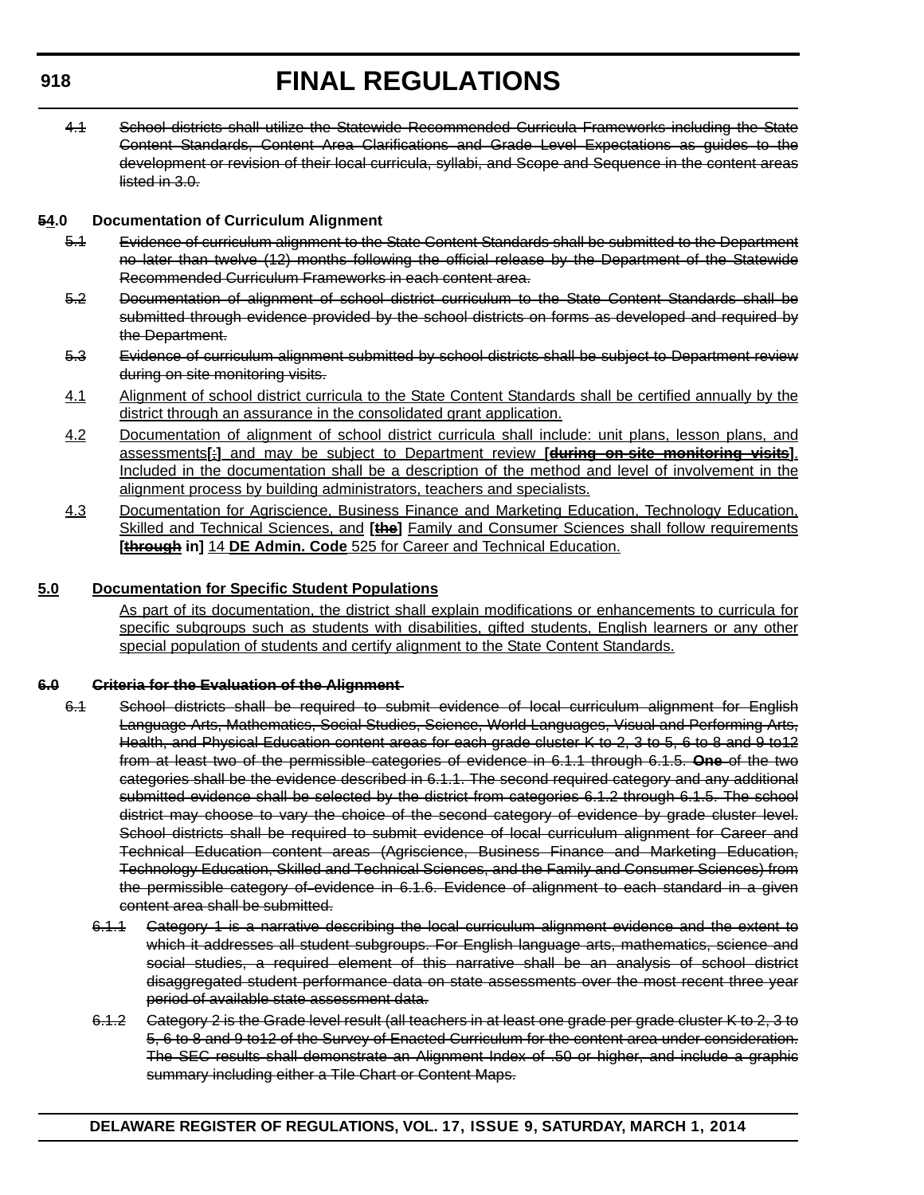~~4.1 School districts shall utilize the Statewide Recommended Curricula Frameworks including the State Content Standards, Content Area Clarifications and Grade Level Expectations as guides to the development or revision of their local curricula, syllabi, and Scope and Sequence in the content areas listed in 3.0.~~

**~~5~~4.0 Documentation of Curriculum Alignment**

~~5.1 Evidence of curriculum alignment to the State Content Standards shall be submitted to the Department no later than twelve (12) months following the official release by the Department of the Statewide Recommended Curriculum Frameworks in each content area.~~

~~5.2 Documentation of alignment of school district curriculum to the State Content Standards shall be submitted through evidence provided by the school districts on forms as developed and required by the Department.~~

~~5.3 Evidence of curriculum alignment submitted by school districts shall be subject to Department review during on site monitoring visits.~~

4.1 Alignment of school district curricula to the State Content Standards shall be certified annually by the district through an assurance in the consolidated grant application.

4.2 Documentation of alignment of school district curricula shall include: unit plans, lesson plans, and assessments**[~~;~~]** and may be subject to Department review **[~~during on-site monitoring visits~~]**. Included in the documentation shall be a description of the method and level of involvement in the alignment process by building administrators, teachers and specialists.

4.3 Documentation for Agriscience, Business Finance and Marketing Education, Technology Education, Skilled and Technical Sciences, and **[~~the~~]** Family and Consumer Sciences shall follow requirements **[~~through~~ in]** 14 **DE Admin. Code** 525 for Career and Technical Education.

**5.0 Documentation for Specific Student Populations**

As part of its documentation, the district shall explain modifications or enhancements to curricula for specific subgroups such as students with disabilities, gifted students, English learners or any other special population of students and certify alignment to the State Content Standards.

**~~6.0 Criteria for the Evaluation of the Alignment~~**

~~6.1 School districts shall be required to submit evidence of local curriculum alignment for English Language Arts, Mathematics, Social Studies, Science, World Languages, Visual and Performing Arts, Health, and Physical Education content areas for each grade cluster K to 2, 3 to 5, 6 to 8 and 9 to12 from at least two of the permissible categories of evidence in 6.1.1 through 6.1.5. **One** of the two categories shall be the evidence described in 6.1.1. The second required category and any additional submitted evidence shall be selected by the district from categories 6.1.2 through 6.1.5. The school district may choose to vary the choice of the second category of evidence by grade cluster level. School districts shall be required to submit evidence of local curriculum alignment for Career and Technical Education content areas (Agriscience, Business Finance and Marketing Education, Technology Education, Skilled and Technical Sciences, and the Family and Consumer Sciences) from the permissible category of evidence in 6.1.6. Evidence of alignment to each standard in a given content area shall be submitted.~~

~~6.1.1 Category 1 is a narrative describing the local curriculum alignment evidence and the extent to which it addresses all student subgroups. For English language arts, mathematics, science and social studies, a required element of this narrative shall be an analysis of school district disaggregated student performance data on state assessments over the most recent three year period of available state assessment data.~~

~~6.1.2 Category 2 is the Grade level result (all teachers in at least one grade per grade cluster K to 2, 3 to 5, 6 to 8 and 9 to12 of the Survey of Enacted Curriculum for the content area under consideration. The SEC results shall demonstrate an Alignment Index of .50 or higher, and include a graphic summary including either a Tile Chart or Content Maps.~~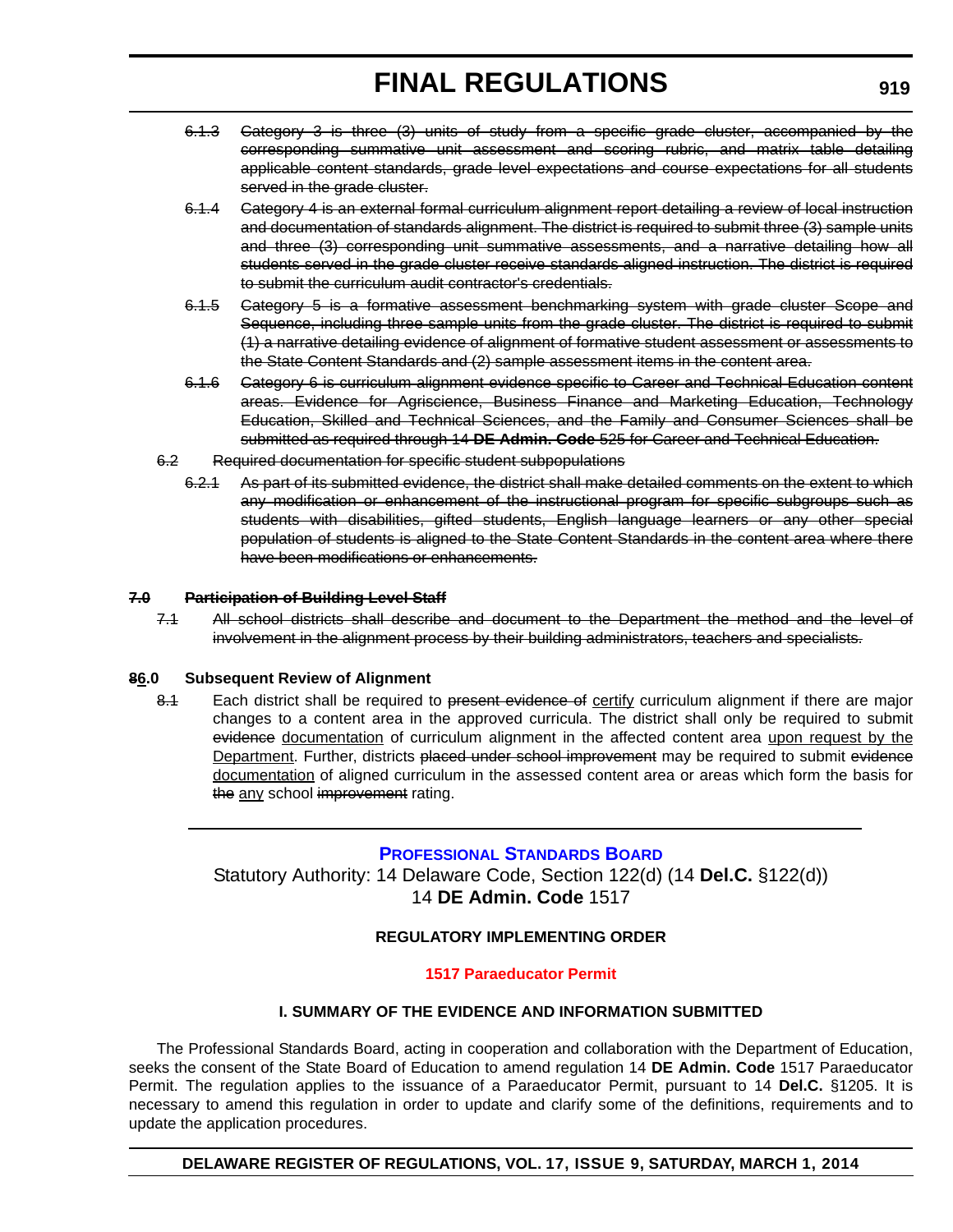~~6.1.3 Category 3 is three (3) units of study from a specific grade cluster, accompanied by the corresponding summative unit assessment and scoring rubric, and matrix table detailing applicable content standards, grade level expectations and course expectations for all students served in the grade cluster.~~

~~6.1.4 Category 4 is an external formal curriculum alignment report detailing a review of local instruction and documentation of standards alignment. The district is required to submit three (3) sample units and three (3) corresponding unit summative assessments, and a narrative detailing how all students served in the grade cluster receive standards aligned instruction. The district is required to submit the curriculum audit contractor's credentials.~~

~~6.1.5 Category 5 is a formative assessment benchmarking system with grade cluster Scope and Sequence, including three sample units from the grade cluster. The district is required to submit (1) a narrative detailing evidence of alignment of formative student assessment or assessments to the State Content Standards and (2) sample assessment items in the content area.~~

~~6.1.6 Category 6 is curriculum alignment evidence specific to Career and Technical Education content areas. Evidence for Agriscience, Business Finance and Marketing Education, Technology Education, Skilled and Technical Sciences, and the Family and Consumer Sciences shall be submitted as required through 14 **DE Admin. Code** 525 for Career and Technical Education.~~

~~6.2 Required documentation for specific student subpopulations~~

~~6.2.1 As part of its submitted evidence, the district shall make detailed comments on the extent to which any modification or enhancement of the instructional program for specific subgroups such as students with disabilities, gifted students, English language learners or any other special population of students is aligned to the State Content Standards in the content area where there have been modifications or enhancements.~~

~~**7.0 Participation of Building Level Staff**~~

~~7.1 All school districts shall describe and document to the Department the method and the level of involvement in the alignment process by their building administrators, teachers and specialists.~~

**~~8~~6.0 Subsequent Review of Alignment**

~~8.1~~ Each district shall be required to ~~present evidence of~~ certify curriculum alignment if there are major changes to a content area in the approved curricula. The district shall only be required to submit ~~evidence~~ documentation of curriculum alignment in the affected content area upon request by the Department. Further, districts ~~placed under school improvement~~ may be required to submit ~~evidence~~ documentation of aligned curriculum in the assessed content area or areas which form the basis for ~~the~~ any school ~~improvement~~ rating.

---

## PROFESSIONAL STANDARDS BOARD

Statutory Authority: 14 Delaware Code, Section 122(d) (14 **Del.C.** §122(d))
14 **DE Admin. Code** 1517

### REGULATORY IMPLEMENTING ORDER

### 1517 Paraeducator Permit

### I. SUMMARY OF THE EVIDENCE AND INFORMATION SUBMITTED

The Professional Standards Board, acting in cooperation and collaboration with the Department of Education, seeks the consent of the State Board of Education to amend regulation 14 **DE Admin. Code** 1517 Paraeducator Permit. The regulation applies to the issuance of a Paraeducator Permit, pursuant to 14 **Del.C.** §1205. It is necessary to amend this regulation in order to update and clarify some of the definitions, requirements and to update the application procedures.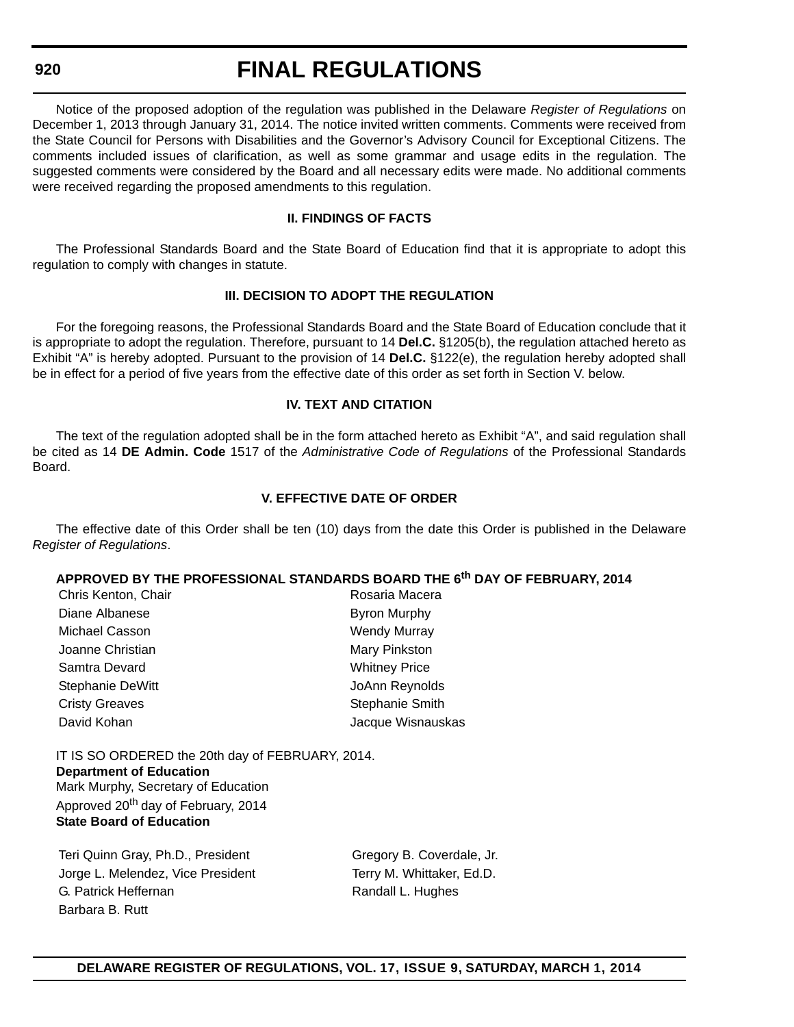Notice of the proposed adoption of the regulation was published in the Delaware *Register of Regulations* on December 1, 2013 through January 31, 2014. The notice invited written comments. Comments were received from the State Council for Persons with Disabilities and the Governor's Advisory Council for Exceptional Citizens. The comments included issues of clarification, as well as some grammar and usage edits in the regulation. The suggested comments were considered by the Board and all necessary edits were made. No additional comments were received regarding the proposed amendments to this regulation.

**II. FINDINGS OF FACTS**

The Professional Standards Board and the State Board of Education find that it is appropriate to adopt this regulation to comply with changes in statute.

**III. DECISION TO ADOPT THE REGULATION**

For the foregoing reasons, the Professional Standards Board and the State Board of Education conclude that it is appropriate to adopt the regulation. Therefore, pursuant to 14 **Del.C.** §1205(b), the regulation attached hereto as Exhibit "A" is hereby adopted. Pursuant to the provision of 14 **Del.C.** §122(e), the regulation hereby adopted shall be in effect for a period of five years from the effective date of this order as set forth in Section V. below.

**IV. TEXT AND CITATION**

The text of the regulation adopted shall be in the form attached hereto as Exhibit "A", and said regulation shall be cited as 14 **DE Admin. Code** 1517 of the *Administrative Code of Regulations* of the Professional Standards Board.

**V. EFFECTIVE DATE OF ORDER**

The effective date of this Order shall be ten (10) days from the date this Order is published in the Delaware *Register of Regulations*.

**APPROVED BY THE PROFESSIONAL STANDARDS BOARD THE 6th DAY OF FEBRUARY, 2014**

| | |
|---|---|
| Chris Kenton, Chair | Rosaria Macera |
| Diane Albanese | Byron Murphy |
| Michael Casson | Wendy Murray |
| Joanne Christian | Mary Pinkston |
| Samtra Devard | Whitney Price |
| Stephanie DeWitt | JoAnn Reynolds |
| Cristy Greaves | Stephanie Smith |
| David Kohan | Jacque Wisnauskas |

IT IS SO ORDERED the 20th day of FEBRUARY, 2014.
**Department of Education**
Mark Murphy, Secretary of Education
Approved 20th day of February, 2014
**State Board of Education**

| | |
|---|---|
| Teri Quinn Gray, Ph.D., President | Gregory B. Coverdale, Jr. |
| Jorge L. Melendez, Vice President | Terry M. Whittaker, Ed.D. |
| G. Patrick Heffernan | Randall L. Hughes |
| Barbara B. Rutt | |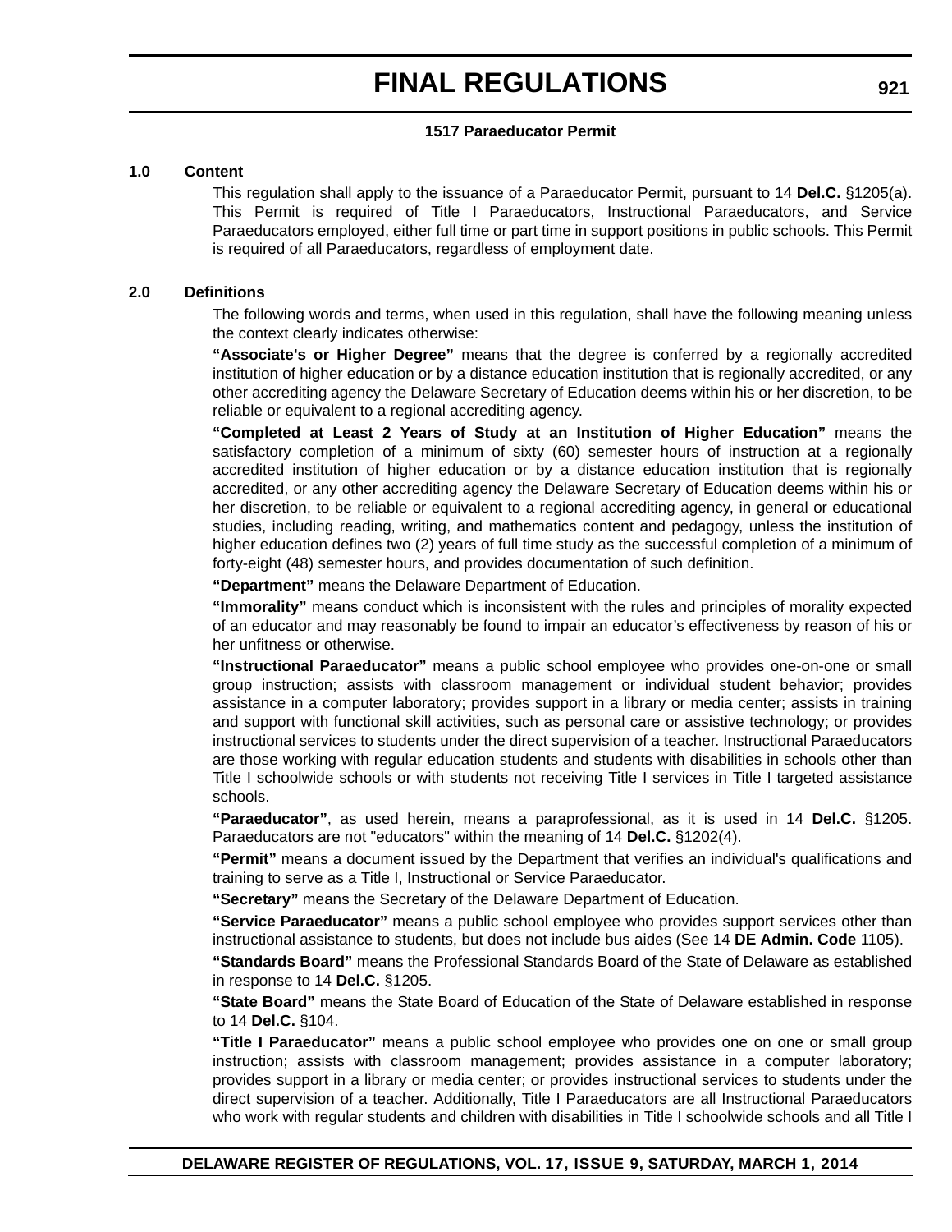### 1517 Paraeducator Permit

**1.0 Content**

This regulation shall apply to the issuance of a Paraeducator Permit, pursuant to 14 **Del.C.** §1205(a). This Permit is required of Title I Paraeducators, Instructional Paraeducators, and Service Paraeducators employed, either full time or part time in support positions in public schools. This Permit is required of all Paraeducators, regardless of employment date.

**2.0 Definitions**

The following words and terms, when used in this regulation, shall have the following meaning unless the context clearly indicates otherwise:

**"Associate's or Higher Degree"** means that the degree is conferred by a regionally accredited institution of higher education or by a distance education institution that is regionally accredited, or any other accrediting agency the Delaware Secretary of Education deems within his or her discretion, to be reliable or equivalent to a regional accrediting agency.

**"Completed at Least 2 Years of Study at an Institution of Higher Education"** means the satisfactory completion of a minimum of sixty (60) semester hours of instruction at a regionally accredited institution of higher education or by a distance education institution that is regionally accredited, or any other accrediting agency the Delaware Secretary of Education deems within his or her discretion, to be reliable or equivalent to a regional accrediting agency, in general or educational studies, including reading, writing, and mathematics content and pedagogy, unless the institution of higher education defines two (2) years of full time study as the successful completion of a minimum of forty-eight (48) semester hours, and provides documentation of such definition.

**"Department"** means the Delaware Department of Education.

**"Immorality"** means conduct which is inconsistent with the rules and principles of morality expected of an educator and may reasonably be found to impair an educator's effectiveness by reason of his or her unfitness or otherwise.

**"Instructional Paraeducator"** means a public school employee who provides one-on-one or small group instruction; assists with classroom management or individual student behavior; provides assistance in a computer laboratory; provides support in a library or media center; assists in training and support with functional skill activities, such as personal care or assistive technology; or provides instructional services to students under the direct supervision of a teacher. Instructional Paraeducators are those working with regular education students and students with disabilities in schools other than Title I schoolwide schools or with students not receiving Title I services in Title I targeted assistance schools.

**"Paraeducator"**, as used herein, means a paraprofessional, as it is used in 14 **Del.C.** §1205. Paraeducators are not "educators" within the meaning of 14 **Del.C.** §1202(4).

**"Permit"** means a document issued by the Department that verifies an individual's qualifications and training to serve as a Title I, Instructional or Service Paraeducator.

**"Secretary"** means the Secretary of the Delaware Department of Education.

**"Service Paraeducator"** means a public school employee who provides support services other than instructional assistance to students, but does not include bus aides (See 14 **DE Admin. Code** 1105).

**"Standards Board"** means the Professional Standards Board of the State of Delaware as established in response to 14 **Del.C.** §1205.

**"State Board"** means the State Board of Education of the State of Delaware established in response to 14 **Del.C.** §104.

**"Title I Paraeducator"** means a public school employee who provides one on one or small group instruction; assists with classroom management; provides assistance in a computer laboratory; provides support in a library or media center; or provides instructional services to students under the direct supervision of a teacher. Additionally, Title I Paraeducators are all Instructional Paraeducators who work with regular students and children with disabilities in Title I schoolwide schools and all Title I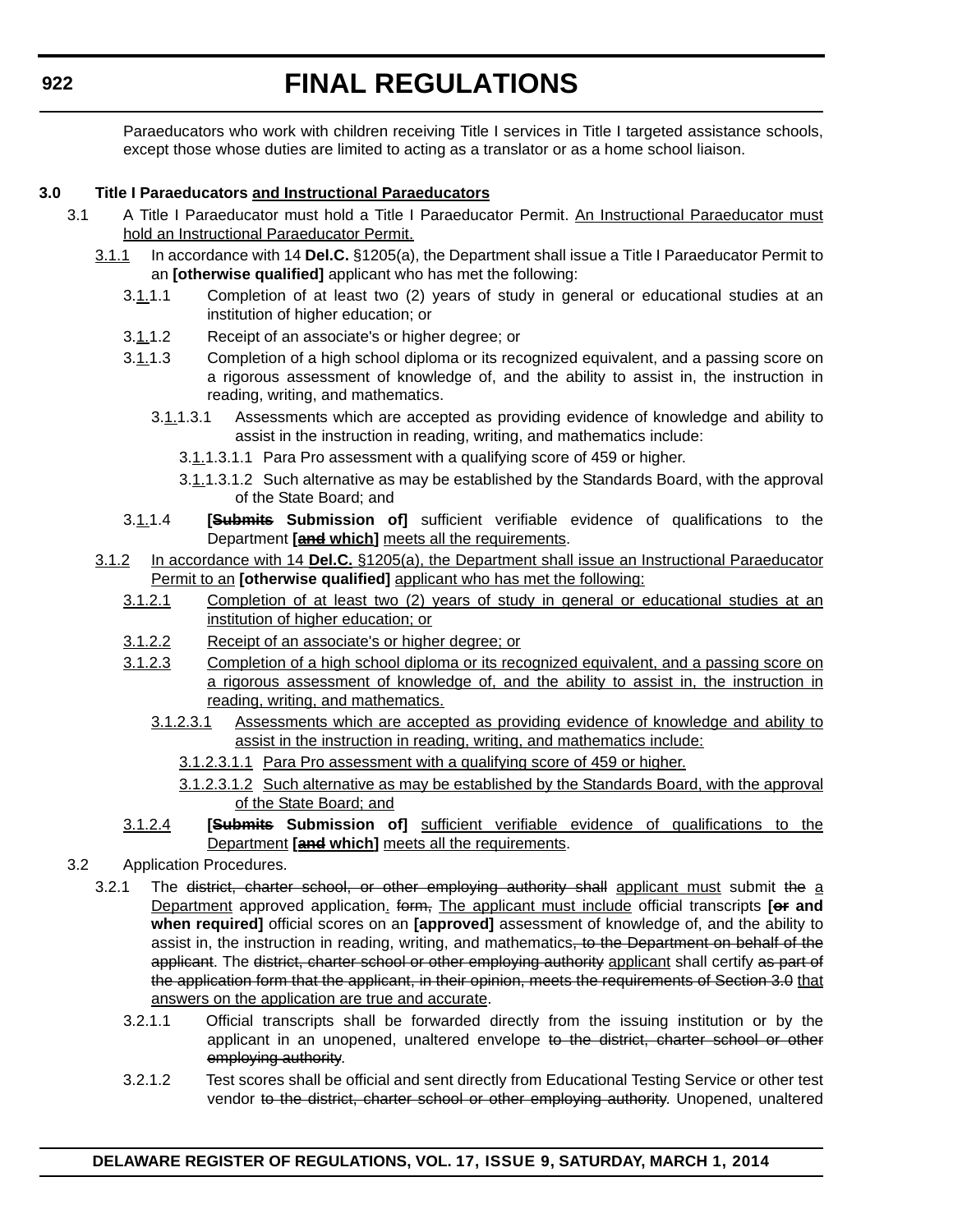Paraeducators who work with children receiving Title I services in Title I targeted assistance schools, except those whose duties are limited to acting as a translator or as a home school liaison.

**3.0 Title I Paraeducators <u>and Instructional Paraeducators</u>**

3.1 A Title I Paraeducator must hold a Title I Paraeducator Permit. <u>An Instructional Paraeducator must hold an Instructional Paraeducator Permit.</u>

<u>3.1.1</u> In accordance with 14 **Del.C.** §1205(a), the Department shall issue a Title I Paraeducator Permit to an **[otherwise qualified]** applicant who has met the following:

3.<u>1.</u>1.1 Completion of at least two (2) years of study in general or educational studies at an institution of higher education; or

3.<u>1.</u>1.2 Receipt of an associate's or higher degree; or

3.<u>1.</u>1.3 Completion of a high school diploma or its recognized equivalent, and a passing score on a rigorous assessment of knowledge of, and the ability to assist in, the instruction in reading, writing, and mathematics.

3.<u>1.</u>1.3.1 Assessments which are accepted as providing evidence of knowledge and ability to assist in the instruction in reading, writing, and mathematics include:

3.<u>1.</u>1.3.1.1 Para Pro assessment with a qualifying score of 459 or higher.

3.<u>1.</u>1.3.1.2 Such alternative as may be established by the Standards Board, with the approval of the State Board; and

3.<u>1.</u>1.4 **[~~Submits~~ Submission of]** sufficient verifiable evidence of qualifications to the Department **[~~and~~ which]** <u>meets all the requirements</u>.

<u>3.1.2</u> <u>In accordance with 14</u> **<u>Del.C.</u>** <u>§1205(a), the Department shall issue an Instructional Paraeducator Permit to an</u> **[otherwise qualified]** <u>applicant who has met the following:</u>

<u>3.1.2.1</u> <u>Completion of at least two (2) years of study in general or educational studies at an institution of higher education; or</u>

<u>3.1.2.2</u> <u>Receipt of an associate's or higher degree; or</u>

<u>3.1.2.3</u> <u>Completion of a high school diploma or its recognized equivalent, and a passing score on a rigorous assessment of knowledge of, and the ability to assist in, the instruction in reading, writing, and mathematics.</u>

<u>3.1.2.3.1</u> <u>Assessments which are accepted as providing evidence of knowledge and ability to assist in the instruction in reading, writing, and mathematics include:</u>

<u>3.1.2.3.1.1</u> <u>Para Pro assessment with a qualifying score of 459 or higher.</u>

<u>3.1.2.3.1.2</u> <u>Such alternative as may be established by the Standards Board, with the approval of the State Board; and</u>

<u>3.1.2.4</u> **[~~Submits~~ Submission of]** <u>sufficient verifiable evidence of qualifications to the Department</u> **[~~and~~ which]** <u>meets all the requirements</u>.

3.2 Application Procedures.

3.2.1 The ~~district, charter school, or other employing authority shall~~ <u>applicant must</u> submit ~~the~~ <u>a Department</u> approved application<u>.</u> ~~form,~~ <u>The applicant must include</u> official transcripts **[~~or~~ and when required]** official scores on an **[approved]** assessment of knowledge of, and the ability to assist in, the instruction in reading, writing, and mathematics~~, to the Department on behalf of the applicant~~. The ~~district, charter school or other employing authority~~ <u>applicant</u> shall certify ~~as part of the application form that the applicant, in their opinion, meets the requirements of Section 3.0~~ <u>that answers on the application are true and accurate</u>.

3.2.1.1 Official transcripts shall be forwarded directly from the issuing institution or by the applicant in an unopened, unaltered envelope ~~to the district, charter school or other employing authority~~.

3.2.1.2 Test scores shall be official and sent directly from Educational Testing Service or other test vendor ~~to the district, charter school or other employing authority~~. Unopened, unaltered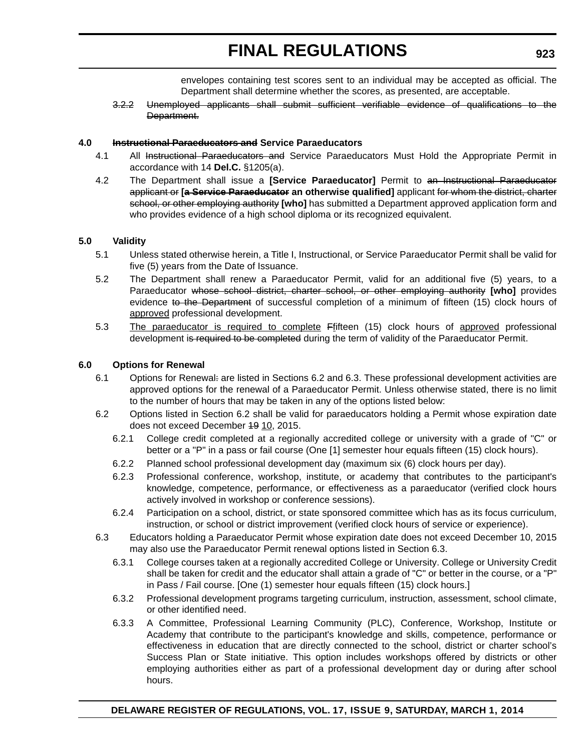envelopes containing test scores sent to an individual may be accepted as official. The Department shall determine whether the scores, as presented, are acceptable.

~~3.2.2 Unemployed applicants shall submit sufficient verifiable evidence of qualifications to the Department.~~

**4.0 ~~Instructional Paraeducators and~~ Service Paraeducators**

4.1 All ~~Instructional Paraeducators and~~ Service Paraeducators Must Hold the Appropriate Permit in accordance with 14 **Del.C.** §1205(a).

4.2 The Department shall issue a **[Service Paraeducator]** Permit to ~~an Instructional Paraeducator applicant or~~ **[~~a Service Paraeducator~~ an otherwise qualified]** applicant ~~for whom the district, charter school, or other employing authority~~ **[who]** has submitted a Department approved application form and who provides evidence of a high school diploma or its recognized equivalent.

**5.0 Validity**

5.1 Unless stated otherwise herein, a Title I, Instructional, or Service Paraeducator Permit shall be valid for five (5) years from the Date of Issuance.

5.2 The Department shall renew a Paraeducator Permit, valid for an additional five (5) years, to a Paraeducator ~~whose school district, charter school, or other employing authority~~ **[who]** provides evidence ~~to the Department~~ of successful completion of a minimum of fifteen (15) clock hours of <u>approved</u> professional development.

5.3 <u>The paraeducator is required to complete</u> ~~F~~<u>f</u>ifteen (15) clock hours of <u>approved</u> professional development i~~s required to be completed~~ during the term of validity of the Paraeducator Permit.

**6.0 Options for Renewal**

6.1 Options for Renewal~~:~~ are listed in Sections 6.2 and 6.3. These professional development activities are approved options for the renewal of a Paraeducator Permit. Unless otherwise stated, there is no limit to the number of hours that may be taken in any of the options listed below:

6.2 Options listed in Section 6.2 shall be valid for paraeducators holding a Permit whose expiration date does not exceed December ~~19~~ <u>10</u>, 2015.

6.2.1 College credit completed at a regionally accredited college or university with a grade of "C" or better or a "P" in a pass or fail course (One [1] semester hour equals fifteen (15) clock hours).

6.2.2 Planned school professional development day (maximum six (6) clock hours per day).

6.2.3 Professional conference, workshop, institute, or academy that contributes to the participant's knowledge, competence, performance, or effectiveness as a paraeducator (verified clock hours actively involved in workshop or conference sessions).

6.2.4 Participation on a school, district, or state sponsored committee which has as its focus curriculum, instruction, or school or district improvement (verified clock hours of service or experience).

6.3 Educators holding a Paraeducator Permit whose expiration date does not exceed December 10, 2015 may also use the Paraeducator Permit renewal options listed in Section 6.3.

6.3.1 College courses taken at a regionally accredited College or University. College or University Credit shall be taken for credit and the educator shall attain a grade of "C" or better in the course, or a "P" in Pass / Fail course. [One (1) semester hour equals fifteen (15) clock hours.]

6.3.2 Professional development programs targeting curriculum, instruction, assessment, school climate, or other identified need.

6.3.3 A Committee, Professional Learning Community (PLC), Conference, Workshop, Institute or Academy that contribute to the participant's knowledge and skills, competence, performance or effectiveness in education that are directly connected to the school, district or charter school's Success Plan or State initiative. This option includes workshops offered by districts or other employing authorities either as part of a professional development day or during after school hours.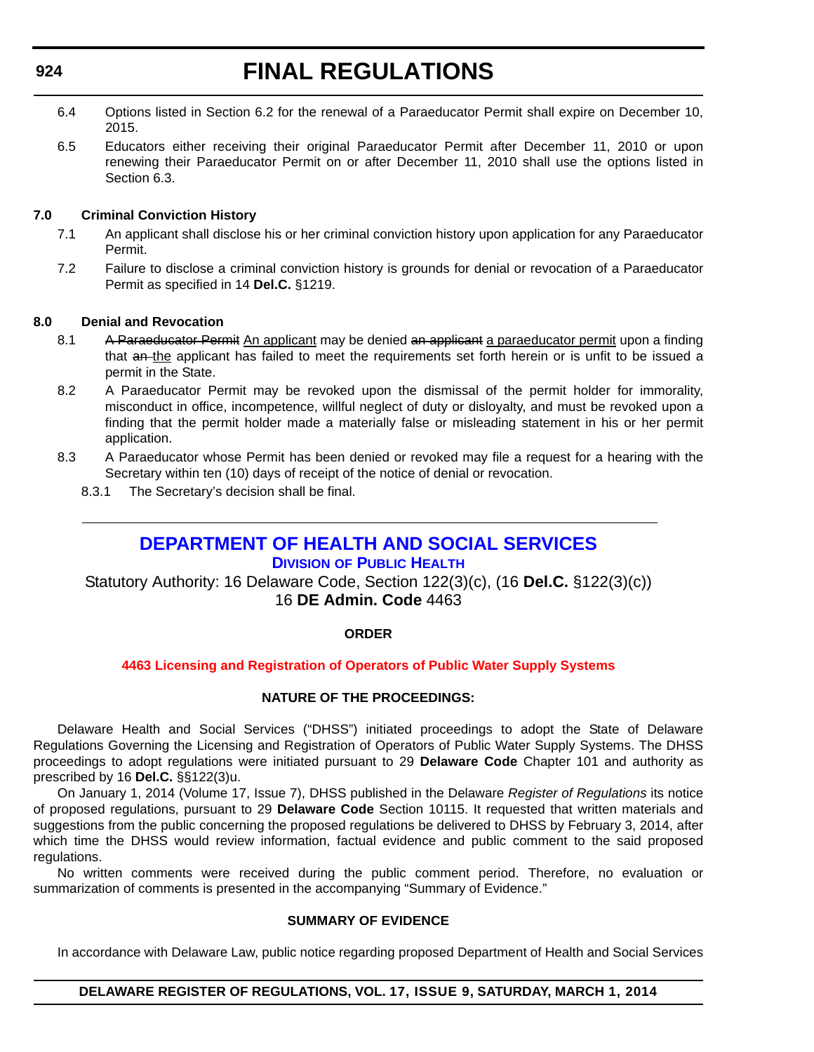6.4 Options listed in Section 6.2 for the renewal of a Paraeducator Permit shall expire on December 10, 2015.

6.5 Educators either receiving their original Paraeducator Permit after December 11, 2010 or upon renewing their Paraeducator Permit on or after December 11, 2010 shall use the options listed in Section 6.3.

**7.0 Criminal Conviction History**

7.1 An applicant shall disclose his or her criminal conviction history upon application for any Paraeducator Permit.

7.2 Failure to disclose a criminal conviction history is grounds for denial or revocation of a Paraeducator Permit as specified in 14 **Del.C.** §1219.

**8.0 Denial and Revocation**

8.1 ~~A Paraeducator Permit~~ An applicant may be denied ~~an applicant~~ a paraeducator permit upon a finding that ~~an~~ the applicant has failed to meet the requirements set forth herein or is unfit to be issued a permit in the State.

8.2 A Paraeducator Permit may be revoked upon the dismissal of the permit holder for immorality, misconduct in office, incompetence, willful neglect of duty or disloyalty, and must be revoked upon a finding that the permit holder made a materially false or misleading statement in his or her permit application.

8.3 A Paraeducator whose Permit has been denied or revoked may file a request for a hearing with the Secretary within ten (10) days of receipt of the notice of denial or revocation.

8.3.1 The Secretary's decision shall be final.

---

## DEPARTMENT OF HEALTH AND SOCIAL SERVICES

### Division of Public Health

Statutory Authority: 16 Delaware Code, Section 122(3)(c), (16 **Del.C.** §122(3)(c))
16 **DE Admin. Code** 4463

**ORDER**

**4463 Licensing and Registration of Operators of Public Water Supply Systems**

**NATURE OF THE PROCEEDINGS:**

Delaware Health and Social Services ("DHSS") initiated proceedings to adopt the State of Delaware Regulations Governing the Licensing and Registration of Operators of Public Water Supply Systems. The DHSS proceedings to adopt regulations were initiated pursuant to 29 **Delaware Code** Chapter 101 and authority as prescribed by 16 **Del.C.** §§122(3)u.

On January 1, 2014 (Volume 17, Issue 7), DHSS published in the Delaware *Register of Regulations* its notice of proposed regulations, pursuant to 29 **Delaware Code** Section 10115. It requested that written materials and suggestions from the public concerning the proposed regulations be delivered to DHSS by February 3, 2014, after which time the DHSS would review information, factual evidence and public comment to the said proposed regulations.

No written comments were received during the public comment period. Therefore, no evaluation or summarization of comments is presented in the accompanying "Summary of Evidence."

**SUMMARY OF EVIDENCE**

In accordance with Delaware Law, public notice regarding proposed Department of Health and Social Services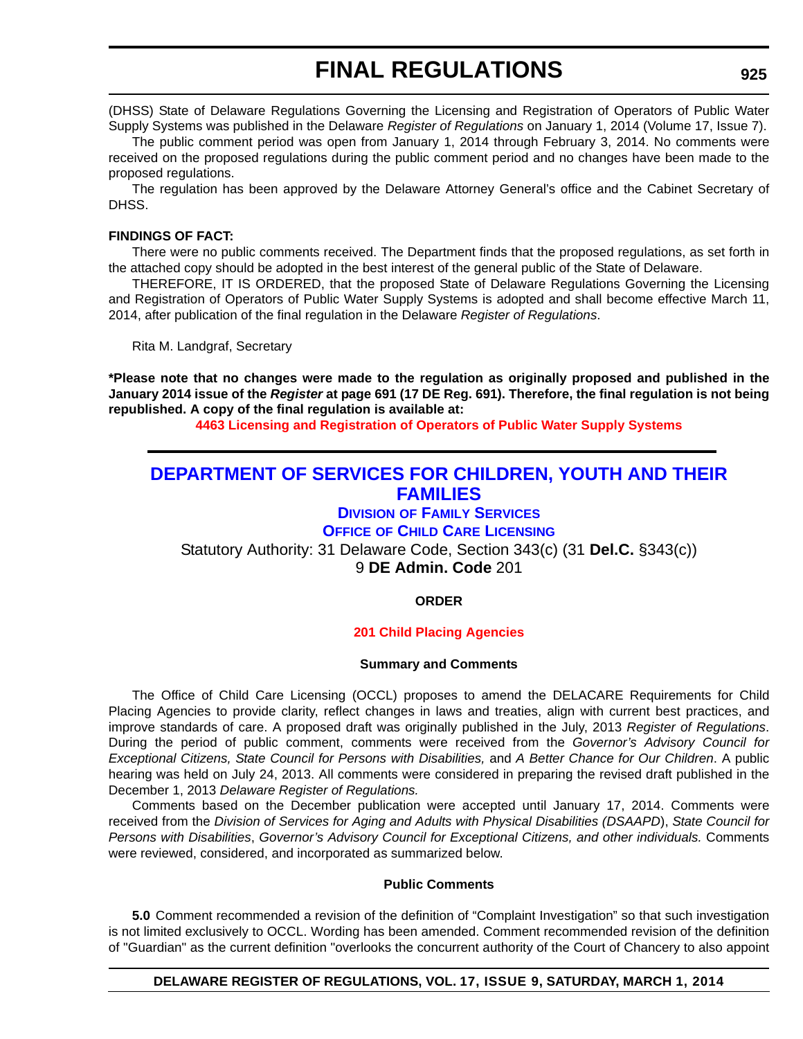(DHSS) State of Delaware Regulations Governing the Licensing and Registration of Operators of Public Water Supply Systems was published in the Delaware *Register of Regulations* on January 1, 2014 (Volume 17, Issue 7).

The public comment period was open from January 1, 2014 through February 3, 2014. No comments were received on the proposed regulations during the public comment period and no changes have been made to the proposed regulations.

The regulation has been approved by the Delaware Attorney General's office and the Cabinet Secretary of DHSS.

**FINDINGS OF FACT:**

There were no public comments received. The Department finds that the proposed regulations, as set forth in the attached copy should be adopted in the best interest of the general public of the State of Delaware.

THEREFORE, IT IS ORDERED, that the proposed State of Delaware Regulations Governing the Licensing and Registration of Operators of Public Water Supply Systems is adopted and shall become effective March 11, 2014, after publication of the final regulation in the Delaware *Register of Regulations*.

Rita M. Landgraf, Secretary

**\*Please note that no changes were made to the regulation as originally proposed and published in the January 2014 issue of the *Register* at page 691 (17 DE Reg. 691). Therefore, the final regulation is not being republished. A copy of the final regulation is available at:**

**4463 Licensing and Registration of Operators of Public Water Supply Systems**

# DEPARTMENT OF SERVICES FOR CHILDREN, YOUTH AND THEIR FAMILIES

## Division of Family Services

## Office of Child Care Licensing

Statutory Authority: 31 Delaware Code, Section 343(c) (31 **Del.C.** §343(c))
9 **DE Admin. Code** 201

**ORDER**

**201 Child Placing Agencies**

**Summary and Comments**

The Office of Child Care Licensing (OCCL) proposes to amend the DELACARE Requirements for Child Placing Agencies to provide clarity, reflect changes in laws and treaties, align with current best practices, and improve standards of care. A proposed draft was originally published in the July, 2013 *Register of Regulations*. During the period of public comment, comments were received from the *Governor's Advisory Council for Exceptional Citizens, State Council for Persons with Disabilities,* and *A Better Chance for Our Children*. A public hearing was held on July 24, 2013. All comments were considered in preparing the revised draft published in the December 1, 2013 *Delaware Register of Regulations.*

Comments based on the December publication were accepted until January 17, 2014. Comments were received from the *Division of Services for Aging and Adults with Physical Disabilities (DSAAPD*), *State Council for Persons with Disabilities*, *Governor's Advisory Council for Exceptional Citizens, and other individuals.* Comments were reviewed, considered, and incorporated as summarized below.

**Public Comments**

**5.0** Comment recommended a revision of the definition of "Complaint Investigation" so that such investigation is not limited exclusively to OCCL. Wording has been amended. Comment recommended revision of the definition of "Guardian" as the current definition "overlooks the concurrent authority of the Court of Chancery to also appoint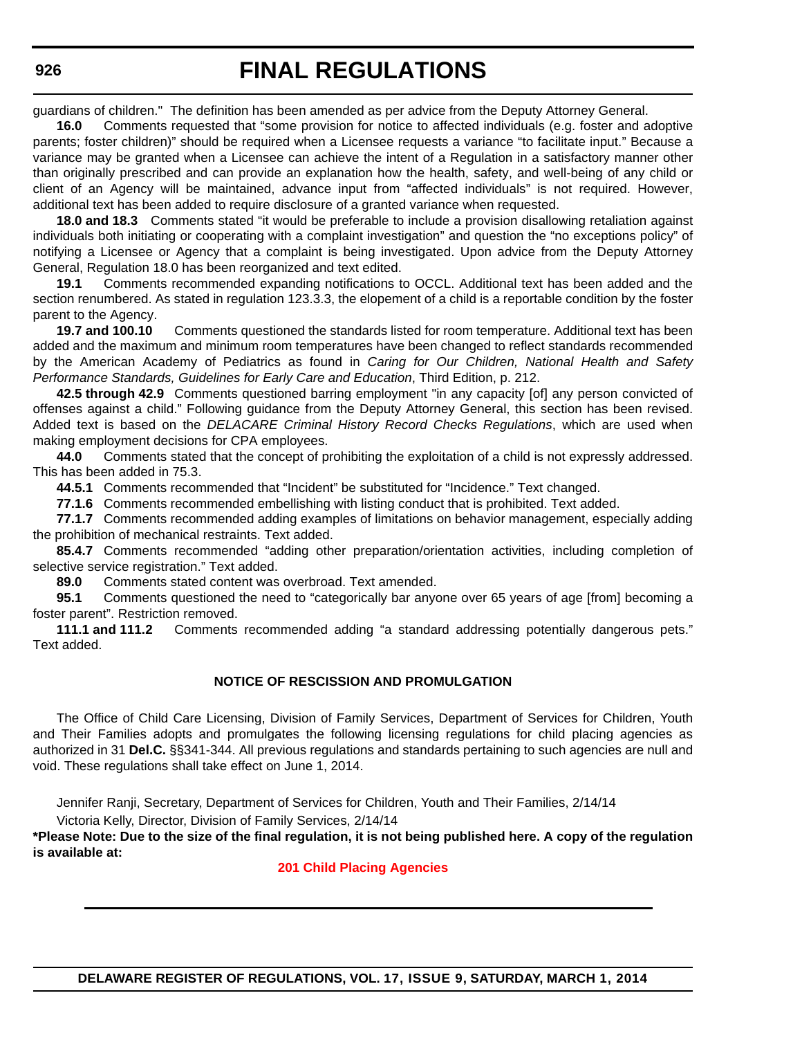guardians of children." The definition has been amended as per advice from the Deputy Attorney General.

**16.0** Comments requested that "some provision for notice to affected individuals (e.g. foster and adoptive parents; foster children)" should be required when a Licensee requests a variance "to facilitate input." Because a variance may be granted when a Licensee can achieve the intent of a Regulation in a satisfactory manner other than originally prescribed and can provide an explanation how the health, safety, and well-being of any child or client of an Agency will be maintained, advance input from "affected individuals" is not required. However, additional text has been added to require disclosure of a granted variance when requested.

**18.0 and 18.3** Comments stated "it would be preferable to include a provision disallowing retaliation against individuals both initiating or cooperating with a complaint investigation" and question the "no exceptions policy" of notifying a Licensee or Agency that a complaint is being investigated. Upon advice from the Deputy Attorney General, Regulation 18.0 has been reorganized and text edited.

**19.1** Comments recommended expanding notifications to OCCL. Additional text has been added and the section renumbered. As stated in regulation 123.3.3, the elopement of a child is a reportable condition by the foster parent to the Agency.

**19.7 and 100.10** Comments questioned the standards listed for room temperature. Additional text has been added and the maximum and minimum room temperatures have been changed to reflect standards recommended by the American Academy of Pediatrics as found in *Caring for Our Children, National Health and Safety Performance Standards, Guidelines for Early Care and Education*, Third Edition, p. 212.

**42.5 through 42.9** Comments questioned barring employment "in any capacity [of] any person convicted of offenses against a child." Following guidance from the Deputy Attorney General, this section has been revised. Added text is based on the *DELACARE Criminal History Record Checks Regulations*, which are used when making employment decisions for CPA employees.

**44.0** Comments stated that the concept of prohibiting the exploitation of a child is not expressly addressed. This has been added in 75.3.

**44.5.1** Comments recommended that "Incident" be substituted for "Incidence." Text changed.

**77.1.6** Comments recommended embellishing with listing conduct that is prohibited. Text added.

**77.1.7** Comments recommended adding examples of limitations on behavior management, especially adding the prohibition of mechanical restraints. Text added.

**85.4.7** Comments recommended "adding other preparation/orientation activities, including completion of selective service registration." Text added.

**89.0** Comments stated content was overbroad. Text amended.

**95.1** Comments questioned the need to "categorically bar anyone over 65 years of age [from] becoming a foster parent". Restriction removed.

**111.1 and 111.2** Comments recommended adding "a standard addressing potentially dangerous pets." Text added.

### NOTICE OF RESCISSION AND PROMULGATION

The Office of Child Care Licensing, Division of Family Services, Department of Services for Children, Youth and Their Families adopts and promulgates the following licensing regulations for child placing agencies as authorized in 31 **Del.C.** §§341-344. All previous regulations and standards pertaining to such agencies are null and void. These regulations shall take effect on June 1, 2014.

Jennifer Ranji, Secretary, Department of Services for Children, Youth and Their Families, 2/14/14

Victoria Kelly, Director, Division of Family Services, 2/14/14

**\*Please Note: Due to the size of the final regulation, it is not being published here. A copy of the regulation is available at:**

**201 Child Placing Agencies**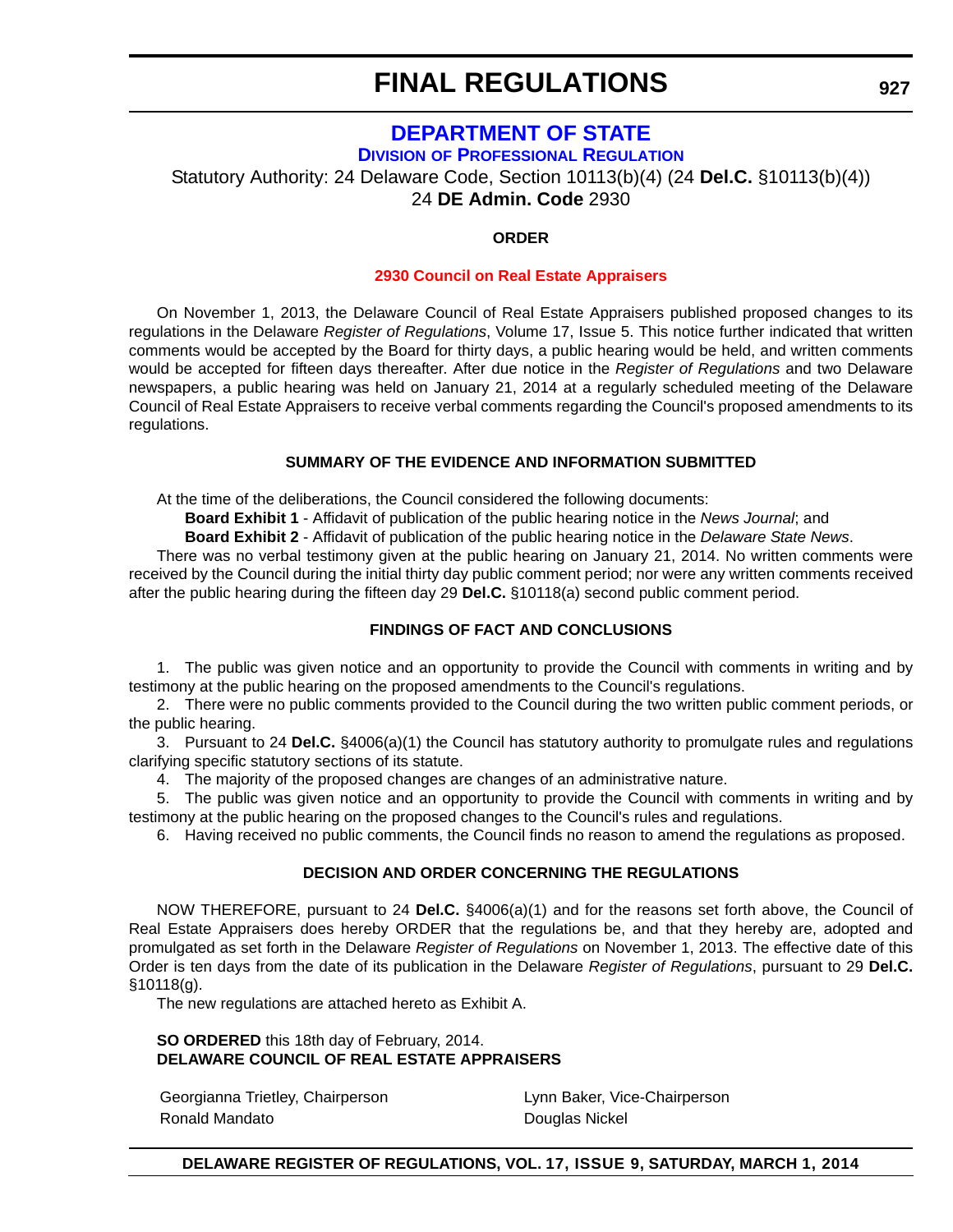# DEPARTMENT OF STATE

## DIVISION OF PROFESSIONAL REGULATION

Statutory Authority: 24 Delaware Code, Section 10113(b)(4) (24 **Del.C.** §10113(b)(4))
24 **DE Admin. Code** 2930

**ORDER**

**2930 Council on Real Estate Appraisers**

On November 1, 2013, the Delaware Council of Real Estate Appraisers published proposed changes to its regulations in the Delaware *Register of Regulations*, Volume 17, Issue 5. This notice further indicated that written comments would be accepted by the Board for thirty days, a public hearing would be held, and written comments would be accepted for fifteen days thereafter. After due notice in the *Register of Regulations* and two Delaware newspapers, a public hearing was held on January 21, 2014 at a regularly scheduled meeting of the Delaware Council of Real Estate Appraisers to receive verbal comments regarding the Council's proposed amendments to its regulations.

**SUMMARY OF THE EVIDENCE AND INFORMATION SUBMITTED**

At the time of the deliberations, the Council considered the following documents:

**Board Exhibit 1** - Affidavit of publication of the public hearing notice in the *News Journal*; and

**Board Exhibit 2** - Affidavit of publication of the public hearing notice in the *Delaware State News*.

There was no verbal testimony given at the public hearing on January 21, 2014. No written comments were received by the Council during the initial thirty day public comment period; nor were any written comments received after the public hearing during the fifteen day 29 **Del.C.** §10118(a) second public comment period.

**FINDINGS OF FACT AND CONCLUSIONS**

1. The public was given notice and an opportunity to provide the Council with comments in writing and by testimony at the public hearing on the proposed amendments to the Council's regulations.
2. There were no public comments provided to the Council during the two written public comment periods, or the public hearing.
3. Pursuant to 24 **Del.C.** §4006(a)(1) the Council has statutory authority to promulgate rules and regulations clarifying specific statutory sections of its statute.
4. The majority of the proposed changes are changes of an administrative nature.
5. The public was given notice and an opportunity to provide the Council with comments in writing and by testimony at the public hearing on the proposed changes to the Council's rules and regulations.
6. Having received no public comments, the Council finds no reason to amend the regulations as proposed.

**DECISION AND ORDER CONCERNING THE REGULATIONS**

NOW THEREFORE, pursuant to 24 **Del.C.** §4006(a)(1) and for the reasons set forth above, the Council of Real Estate Appraisers does hereby ORDER that the regulations be, and that they hereby are, adopted and promulgated as set forth in the Delaware *Register of Regulations* on November 1, 2013. The effective date of this Order is ten days from the date of its publication in the Delaware *Register of Regulations*, pursuant to 29 **Del.C.** §10118(g).

The new regulations are attached hereto as Exhibit A.

**SO ORDERED** this 18th day of February, 2014.
**DELAWARE COUNCIL OF REAL ESTATE APPRAISERS**

Georgianna Trietley, Chairperson
Lynn Baker, Vice-Chairperson
Ronald Mandato
Douglas Nickel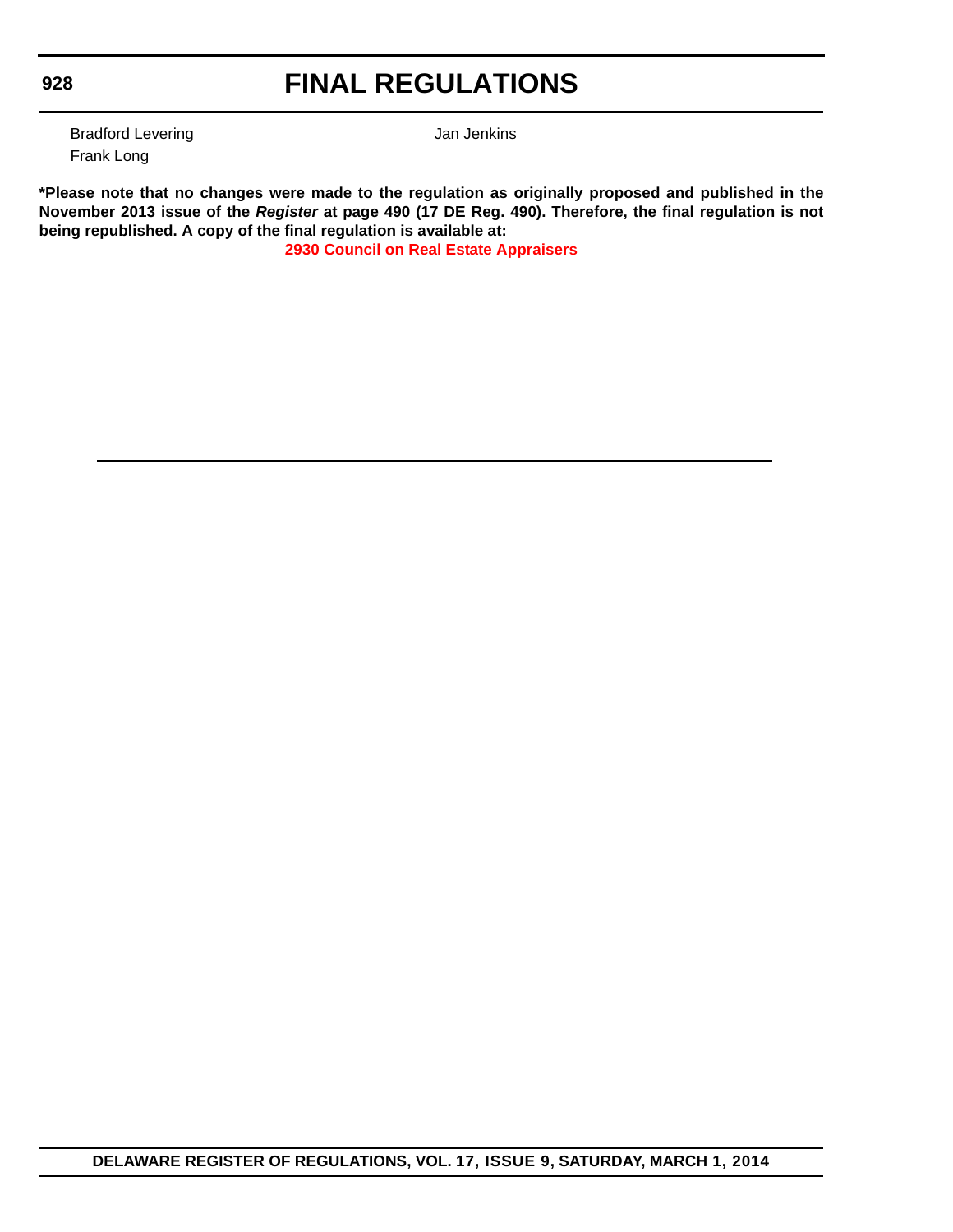Bradford Levering

Jan Jenkins

Frank Long

**\*Please note that no changes were made to the regulation as originally proposed and published in the November 2013 issue of the *Register* at page 490 (17 DE Reg. 490). Therefore, the final regulation is not being republished. A copy of the final regulation is available at:**

**2930 Council on Real Estate Appraisers**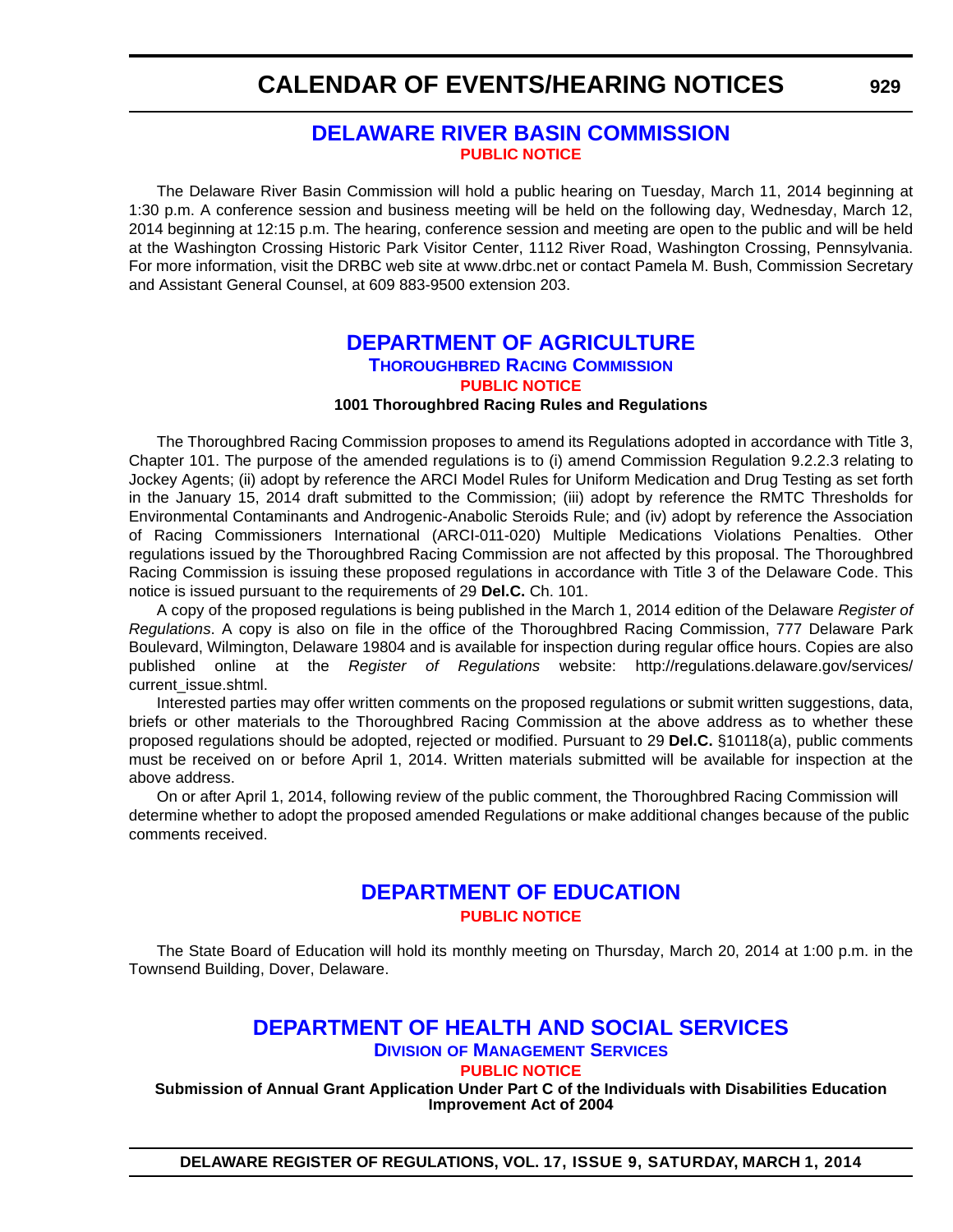# DELAWARE RIVER BASIN COMMISSION

**PUBLIC NOTICE**

The Delaware River Basin Commission will hold a public hearing on Tuesday, March 11, 2014 beginning at 1:30 p.m. A conference session and business meeting will be held on the following day, Wednesday, March 12, 2014 beginning at 12:15 p.m. The hearing, conference session and meeting are open to the public and will be held at the Washington Crossing Historic Park Visitor Center, 1112 River Road, Washington Crossing, Pennsylvania. For more information, visit the DRBC web site at www.drbc.net or contact Pamela M. Bush, Commission Secretary and Assistant General Counsel, at 609 883-9500 extension 203.

# DEPARTMENT OF AGRICULTURE

## THOROUGHBRED RACING COMMISSION

**PUBLIC NOTICE**

**1001 Thoroughbred Racing Rules and Regulations**

The Thoroughbred Racing Commission proposes to amend its Regulations adopted in accordance with Title 3, Chapter 101. The purpose of the amended regulations is to (i) amend Commission Regulation 9.2.2.3 relating to Jockey Agents; (ii) adopt by reference the ARCI Model Rules for Uniform Medication and Drug Testing as set forth in the January 15, 2014 draft submitted to the Commission; (iii) adopt by reference the RMTC Thresholds for Environmental Contaminants and Androgenic-Anabolic Steroids Rule; and (iv) adopt by reference the Association of Racing Commissioners International (ARCI-011-020) Multiple Medications Violations Penalties. Other regulations issued by the Thoroughbred Racing Commission are not affected by this proposal. The Thoroughbred Racing Commission is issuing these proposed regulations in accordance with Title 3 of the Delaware Code. This notice is issued pursuant to the requirements of 29 **Del.C.** Ch. 101.

A copy of the proposed regulations is being published in the March 1, 2014 edition of the Delaware *Register of Regulations*. A copy is also on file in the office of the Thoroughbred Racing Commission, 777 Delaware Park Boulevard, Wilmington, Delaware 19804 and is available for inspection during regular office hours. Copies are also published online at the *Register of Regulations* website: http://regulations.delaware.gov/services/current_issue.shtml.

Interested parties may offer written comments on the proposed regulations or submit written suggestions, data, briefs or other materials to the Thoroughbred Racing Commission at the above address as to whether these proposed regulations should be adopted, rejected or modified. Pursuant to 29 **Del.C.** §10118(a), public comments must be received on or before April 1, 2014. Written materials submitted will be available for inspection at the above address.

On or after April 1, 2014, following review of the public comment, the Thoroughbred Racing Commission will determine whether to adopt the proposed amended Regulations or make additional changes because of the public comments received.

# DEPARTMENT OF EDUCATION

**PUBLIC NOTICE**

The State Board of Education will hold its monthly meeting on Thursday, March 20, 2014 at 1:00 p.m. in the Townsend Building, Dover, Delaware.

# DEPARTMENT OF HEALTH AND SOCIAL SERVICES

## DIVISION OF MANAGEMENT SERVICES

**PUBLIC NOTICE**

**Submission of Annual Grant Application Under Part C of the Individuals with Disabilities Education Improvement Act of 2004**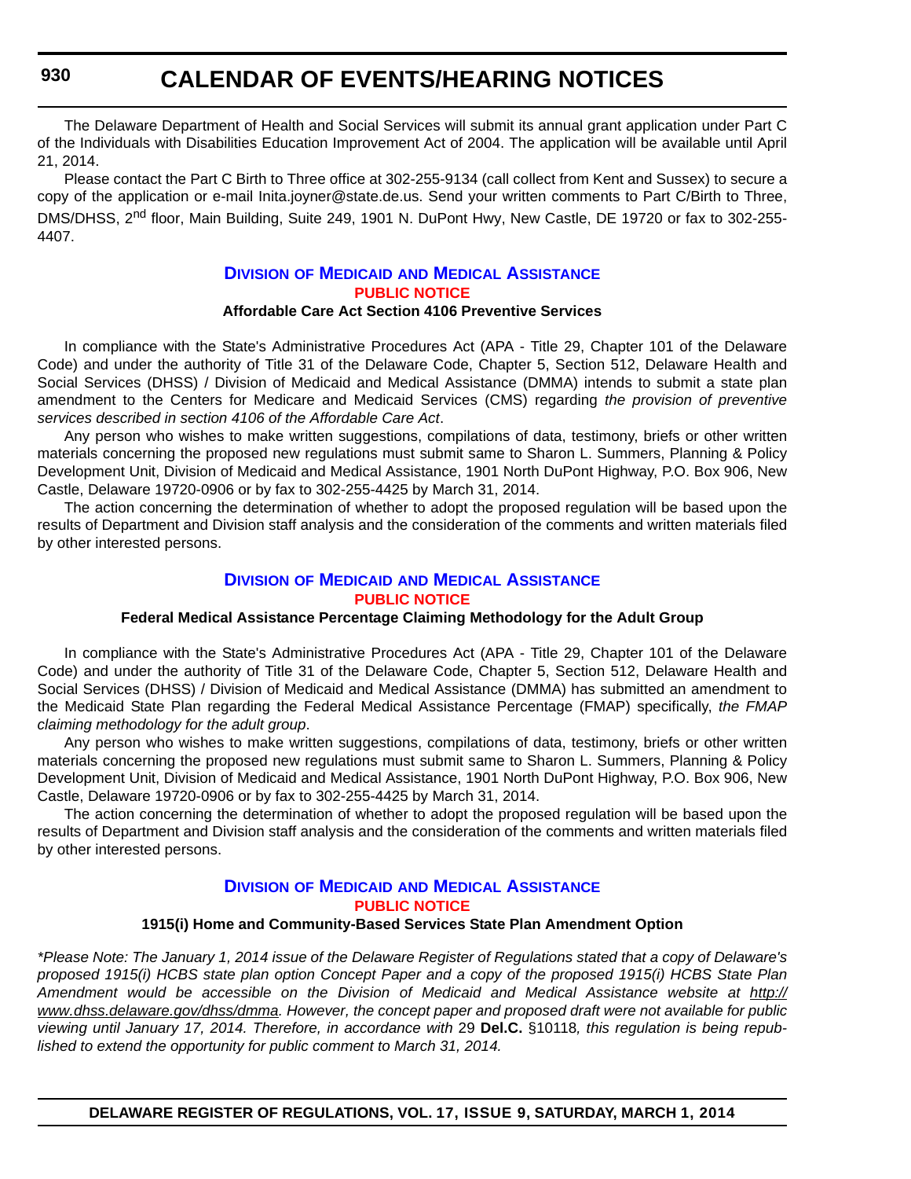The Delaware Department of Health and Social Services will submit its annual grant application under Part C of the Individuals with Disabilities Education Improvement Act of 2004. The application will be available until April 21, 2014.

Please contact the Part C Birth to Three office at 302-255-9134 (call collect from Kent and Sussex) to secure a copy of the application or e-mail Inita.joyner@state.de.us. Send your written comments to Part C/Birth to Three, DMS/DHSS, 2nd floor, Main Building, Suite 249, 1901 N. DuPont Hwy, New Castle, DE 19720 or fax to 302-255-4407.

## Division of Medicaid and Medical Assistance

### Public Notice

**Affordable Care Act Section 4106 Preventive Services**

In compliance with the State's Administrative Procedures Act (APA - Title 29, Chapter 101 of the Delaware Code) and under the authority of Title 31 of the Delaware Code, Chapter 5, Section 512, Delaware Health and Social Services (DHSS) / Division of Medicaid and Medical Assistance (DMMA) intends to submit a state plan amendment to the Centers for Medicare and Medicaid Services (CMS) regarding *the provision of preventive services described in section 4106 of the Affordable Care Act*.

Any person who wishes to make written suggestions, compilations of data, testimony, briefs or other written materials concerning the proposed new regulations must submit same to Sharon L. Summers, Planning & Policy Development Unit, Division of Medicaid and Medical Assistance, 1901 North DuPont Highway, P.O. Box 906, New Castle, Delaware 19720-0906 or by fax to 302-255-4425 by March 31, 2014.

The action concerning the determination of whether to adopt the proposed regulation will be based upon the results of Department and Division staff analysis and the consideration of the comments and written materials filed by other interested persons.

## Division of Medicaid and Medical Assistance

### Public Notice

**Federal Medical Assistance Percentage Claiming Methodology for the Adult Group**

In compliance with the State's Administrative Procedures Act (APA - Title 29, Chapter 101 of the Delaware Code) and under the authority of Title 31 of the Delaware Code, Chapter 5, Section 512, Delaware Health and Social Services (DHSS) / Division of Medicaid and Medical Assistance (DMMA) has submitted an amendment to the Medicaid State Plan regarding the Federal Medical Assistance Percentage (FMAP) specifically, *the FMAP claiming methodology for the adult group*.

Any person who wishes to make written suggestions, compilations of data, testimony, briefs or other written materials concerning the proposed new regulations must submit same to Sharon L. Summers, Planning & Policy Development Unit, Division of Medicaid and Medical Assistance, 1901 North DuPont Highway, P.O. Box 906, New Castle, Delaware 19720-0906 or by fax to 302-255-4425 by March 31, 2014.

The action concerning the determination of whether to adopt the proposed regulation will be based upon the results of Department and Division staff analysis and the consideration of the comments and written materials filed by other interested persons.

## Division of Medicaid and Medical Assistance

### Public Notice

**1915(i) Home and Community-Based Services State Plan Amendment Option**

*\*Please Note: The January 1, 2014 issue of the Delaware Register of Regulations stated that a copy of Delaware's proposed 1915(i) HCBS state plan option Concept Paper and a copy of the proposed 1915(i) HCBS State Plan Amendment would be accessible on the Division of Medicaid and Medical Assistance website at http://www.dhss.delaware.gov/dhss/dmma. However, the concept paper and proposed draft were not available for public viewing until January 17, 2014. Therefore, in accordance with* 29 **Del.C.** §10118*, this regulation is being republished to extend the opportunity for public comment to March 31, 2014.*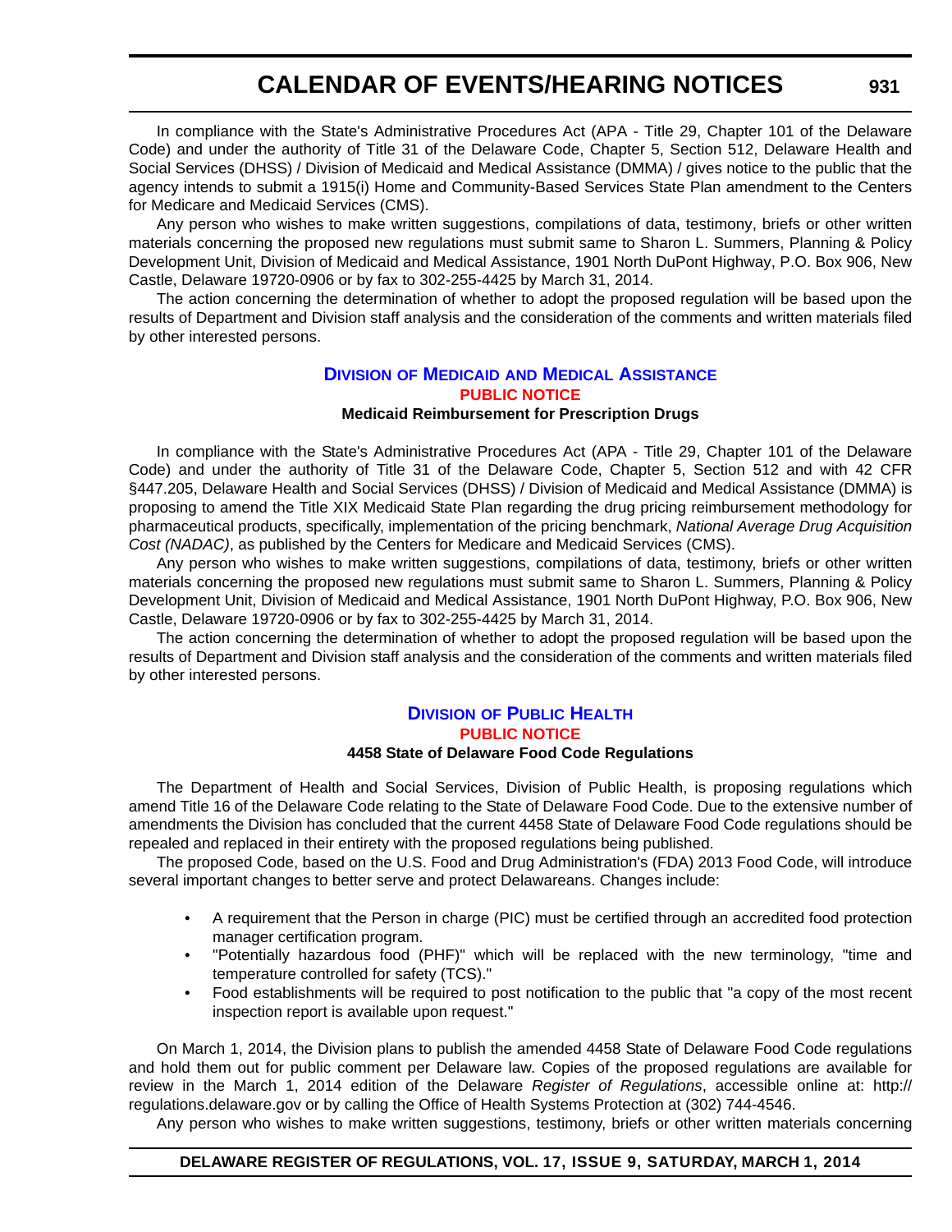In compliance with the State's Administrative Procedures Act (APA - Title 29, Chapter 101 of the Delaware Code) and under the authority of Title 31 of the Delaware Code, Chapter 5, Section 512, Delaware Health and Social Services (DHSS) / Division of Medicaid and Medical Assistance (DMMA) / gives notice to the public that the agency intends to submit a 1915(i) Home and Community-Based Services State Plan amendment to the Centers for Medicare and Medicaid Services (CMS).

Any person who wishes to make written suggestions, compilations of data, testimony, briefs or other written materials concerning the proposed new regulations must submit same to Sharon L. Summers, Planning & Policy Development Unit, Division of Medicaid and Medical Assistance, 1901 North DuPont Highway, P.O. Box 906, New Castle, Delaware 19720-0906 or by fax to 302-255-4425 by March 31, 2014.

The action concerning the determination of whether to adopt the proposed regulation will be based upon the results of Department and Division staff analysis and the consideration of the comments and written materials filed by other interested persons.

## Division of Medicaid and Medical Assistance

### PUBLIC NOTICE

**Medicaid Reimbursement for Prescription Drugs**

In compliance with the State's Administrative Procedures Act (APA - Title 29, Chapter 101 of the Delaware Code) and under the authority of Title 31 of the Delaware Code, Chapter 5, Section 512 and with 42 CFR §447.205, Delaware Health and Social Services (DHSS) / Division of Medicaid and Medical Assistance (DMMA) is proposing to amend the Title XIX Medicaid State Plan regarding the drug pricing reimbursement methodology for pharmaceutical products, specifically, implementation of the pricing benchmark, *National Average Drug Acquisition Cost (NADAC)*, as published by the Centers for Medicare and Medicaid Services (CMS).

Any person who wishes to make written suggestions, compilations of data, testimony, briefs or other written materials concerning the proposed new regulations must submit same to Sharon L. Summers, Planning & Policy Development Unit, Division of Medicaid and Medical Assistance, 1901 North DuPont Highway, P.O. Box 906, New Castle, Delaware 19720-0906 or by fax to 302-255-4425 by March 31, 2014.

The action concerning the determination of whether to adopt the proposed regulation will be based upon the results of Department and Division staff analysis and the consideration of the comments and written materials filed by other interested persons.

## Division of Public Health

### PUBLIC NOTICE

**4458 State of Delaware Food Code Regulations**

The Department of Health and Social Services, Division of Public Health, is proposing regulations which amend Title 16 of the Delaware Code relating to the State of Delaware Food Code. Due to the extensive number of amendments the Division has concluded that the current 4458 State of Delaware Food Code regulations should be repealed and replaced in their entirety with the proposed regulations being published.

The proposed Code, based on the U.S. Food and Drug Administration's (FDA) 2013 Food Code, will introduce several important changes to better serve and protect Delawareans. Changes include:

- A requirement that the Person in charge (PIC) must be certified through an accredited food protection manager certification program.
- "Potentially hazardous food (PHF)" which will be replaced with the new terminology, "time and temperature controlled for safety (TCS)."
- Food establishments will be required to post notification to the public that "a copy of the most recent inspection report is available upon request."

On March 1, 2014, the Division plans to publish the amended 4458 State of Delaware Food Code regulations and hold them out for public comment per Delaware law. Copies of the proposed regulations are available for review in the March 1, 2014 edition of the Delaware *Register of Regulations*, accessible online at: http://regulations.delaware.gov or by calling the Office of Health Systems Protection at (302) 744-4546.

Any person who wishes to make written suggestions, testimony, briefs or other written materials concerning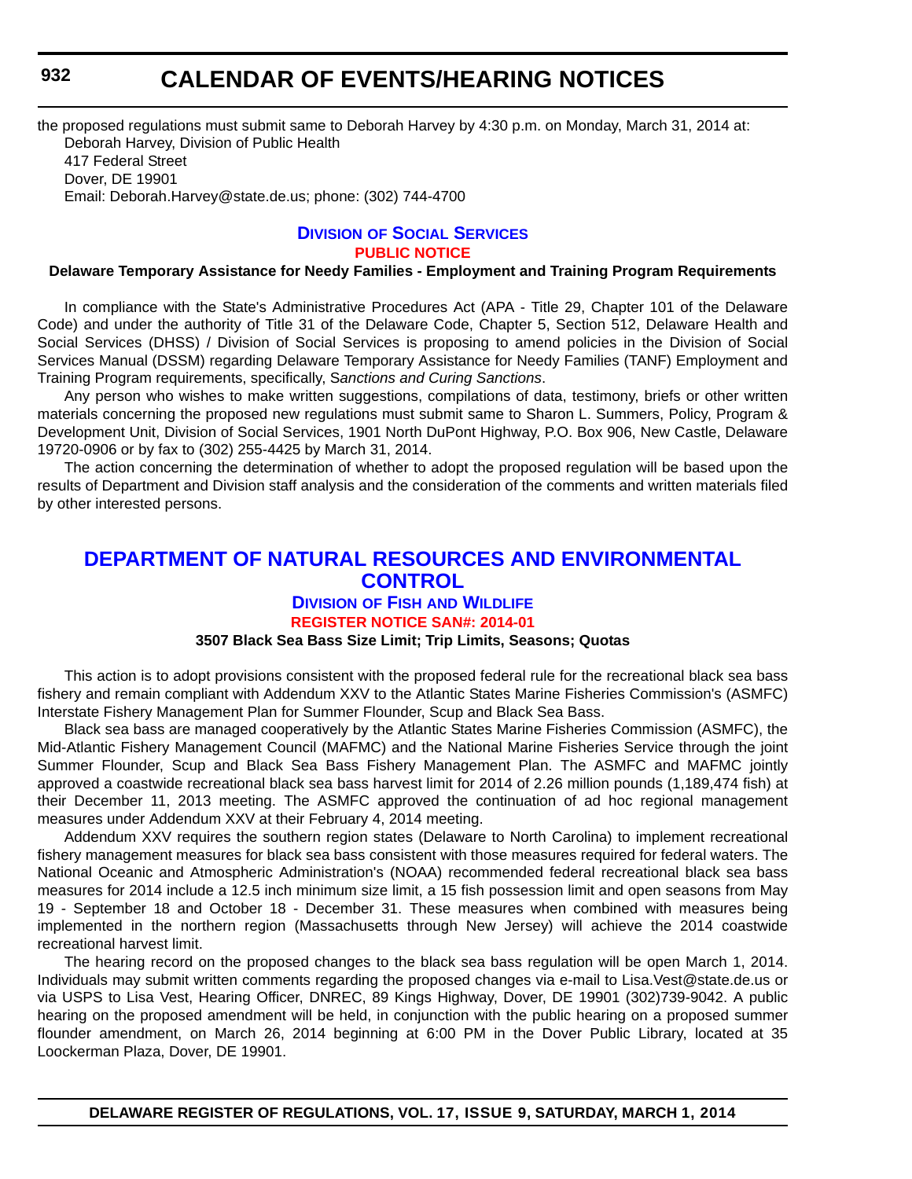the proposed regulations must submit same to Deborah Harvey by 4:30 p.m. on Monday, March 31, 2014 at:

Deborah Harvey, Division of Public Health
417 Federal Street
Dover, DE 19901
Email: Deborah.Harvey@state.de.us; phone: (302) 744-4700

### DIVISION OF SOCIAL SERVICES

**PUBLIC NOTICE**

**Delaware Temporary Assistance for Needy Families - Employment and Training Program Requirements**

In compliance with the State's Administrative Procedures Act (APA - Title 29, Chapter 101 of the Delaware Code) and under the authority of Title 31 of the Delaware Code, Chapter 5, Section 512, Delaware Health and Social Services (DHSS) / Division of Social Services is proposing to amend policies in the Division of Social Services Manual (DSSM) regarding Delaware Temporary Assistance for Needy Families (TANF) Employment and Training Program requirements, specifically, S*anctions and Curing Sanctions*.

Any person who wishes to make written suggestions, compilations of data, testimony, briefs or other written materials concerning the proposed new regulations must submit same to Sharon L. Summers, Policy, Program & Development Unit, Division of Social Services, 1901 North DuPont Highway, P.O. Box 906, New Castle, Delaware 19720-0906 or by fax to (302) 255-4425 by March 31, 2014.

The action concerning the determination of whether to adopt the proposed regulation will be based upon the results of Department and Division staff analysis and the consideration of the comments and written materials filed by other interested persons.

## DEPARTMENT OF NATURAL RESOURCES AND ENVIRONMENTAL CONTROL

### DIVISION OF FISH AND WILDLIFE

**REGISTER NOTICE SAN#: 2014-01**

**3507 Black Sea Bass Size Limit; Trip Limits, Seasons; Quotas**

This action is to adopt provisions consistent with the proposed federal rule for the recreational black sea bass fishery and remain compliant with Addendum XXV to the Atlantic States Marine Fisheries Commission's (ASMFC) Interstate Fishery Management Plan for Summer Flounder, Scup and Black Sea Bass.

Black sea bass are managed cooperatively by the Atlantic States Marine Fisheries Commission (ASMFC), the Mid-Atlantic Fishery Management Council (MAFMC) and the National Marine Fisheries Service through the joint Summer Flounder, Scup and Black Sea Bass Fishery Management Plan. The ASMFC and MAFMC jointly approved a coastwide recreational black sea bass harvest limit for 2014 of 2.26 million pounds (1,189,474 fish) at their December 11, 2013 meeting. The ASMFC approved the continuation of ad hoc regional management measures under Addendum XXV at their February 4, 2014 meeting.

Addendum XXV requires the southern region states (Delaware to North Carolina) to implement recreational fishery management measures for black sea bass consistent with those measures required for federal waters. The National Oceanic and Atmospheric Administration's (NOAA) recommended federal recreational black sea bass measures for 2014 include a 12.5 inch minimum size limit, a 15 fish possession limit and open seasons from May 19 - September 18 and October 18 - December 31. These measures when combined with measures being implemented in the northern region (Massachusetts through New Jersey) will achieve the 2014 coastwide recreational harvest limit.

The hearing record on the proposed changes to the black sea bass regulation will be open March 1, 2014. Individuals may submit written comments regarding the proposed changes via e-mail to Lisa.Vest@state.de.us or via USPS to Lisa Vest, Hearing Officer, DNREC, 89 Kings Highway, Dover, DE 19901 (302)739-9042. A public hearing on the proposed amendment will be held, in conjunction with the public hearing on a proposed summer flounder amendment, on March 26, 2014 beginning at 6:00 PM in the Dover Public Library, located at 35 Loockerman Plaza, Dover, DE 19901.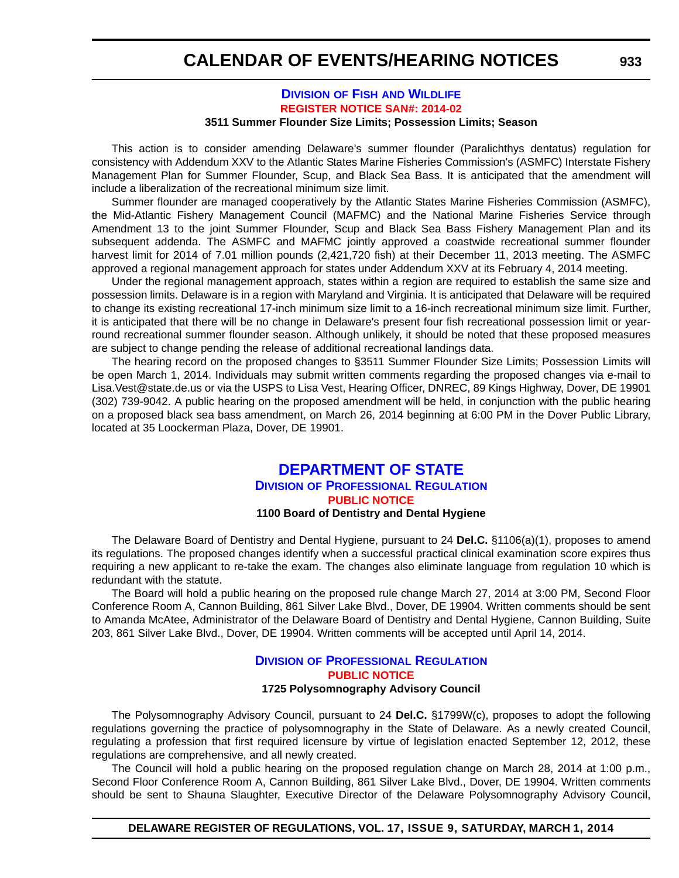### Division of Fish and Wildlife

**Register Notice SAN#: 2014-02**

**3511 Summer Flounder Size Limits; Possession Limits; Season**

This action is to consider amending Delaware's summer flounder (Paralichthys dentatus) regulation for consistency with Addendum XXV to the Atlantic States Marine Fisheries Commission's (ASMFC) Interstate Fishery Management Plan for Summer Flounder, Scup, and Black Sea Bass. It is anticipated that the amendment will include a liberalization of the recreational minimum size limit.

Summer flounder are managed cooperatively by the Atlantic States Marine Fisheries Commission (ASMFC), the Mid-Atlantic Fishery Management Council (MAFMC) and the National Marine Fisheries Service through Amendment 13 to the joint Summer Flounder, Scup and Black Sea Bass Fishery Management Plan and its subsequent addenda. The ASMFC and MAFMC jointly approved a coastwide recreational summer flounder harvest limit for 2014 of 7.01 million pounds (2,421,720 fish) at their December 11, 2013 meeting. The ASMFC approved a regional management approach for states under Addendum XXV at its February 4, 2014 meeting.

Under the regional management approach, states within a region are required to establish the same size and possession limits. Delaware is in a region with Maryland and Virginia. It is anticipated that Delaware will be required to change its existing recreational 17-inch minimum size limit to a 16-inch recreational minimum size limit. Further, it is anticipated that there will be no change in Delaware's present four fish recreational possession limit or year-round recreational summer flounder season. Although unlikely, it should be noted that these proposed measures are subject to change pending the release of additional recreational landings data.

The hearing record on the proposed changes to §3511 Summer Flounder Size Limits; Possession Limits will be open March 1, 2014. Individuals may submit written comments regarding the proposed changes via e-mail to Lisa.Vest@state.de.us or via the USPS to Lisa Vest, Hearing Officer, DNREC, 89 Kings Highway, Dover, DE 19901 (302) 739-9042. A public hearing on the proposed amendment will be held, in conjunction with the public hearing on a proposed black sea bass amendment, on March 26, 2014 beginning at 6:00 PM in the Dover Public Library, located at 35 Loockerman Plaza, Dover, DE 19901.

## Department of State

### Division of Professional Regulation

**Public Notice**

**1100 Board of Dentistry and Dental Hygiene**

The Delaware Board of Dentistry and Dental Hygiene, pursuant to 24 **Del.C.** §1106(a)(1), proposes to amend its regulations. The proposed changes identify when a successful practical clinical examination score expires thus requiring a new applicant to re-take the exam. The changes also eliminate language from regulation 10 which is redundant with the statute.

The Board will hold a public hearing on the proposed rule change March 27, 2014 at 3:00 PM, Second Floor Conference Room A, Cannon Building, 861 Silver Lake Blvd., Dover, DE 19904. Written comments should be sent to Amanda McAtee, Administrator of the Delaware Board of Dentistry and Dental Hygiene, Cannon Building, Suite 203, 861 Silver Lake Blvd., Dover, DE 19904. Written comments will be accepted until April 14, 2014.

### Division of Professional Regulation

**Public Notice**

**1725 Polysomnography Advisory Council**

The Polysomnography Advisory Council, pursuant to 24 **Del.C.** §1799W(c), proposes to adopt the following regulations governing the practice of polysomnography in the State of Delaware. As a newly created Council, regulating a profession that first required licensure by virtue of legislation enacted September 12, 2012, these regulations are comprehensive, and all newly created.

The Council will hold a public hearing on the proposed regulation change on March 28, 2014 at 1:00 p.m., Second Floor Conference Room A, Cannon Building, 861 Silver Lake Blvd., Dover, DE 19904. Written comments should be sent to Shauna Slaughter, Executive Director of the Delaware Polysomnography Advisory Council,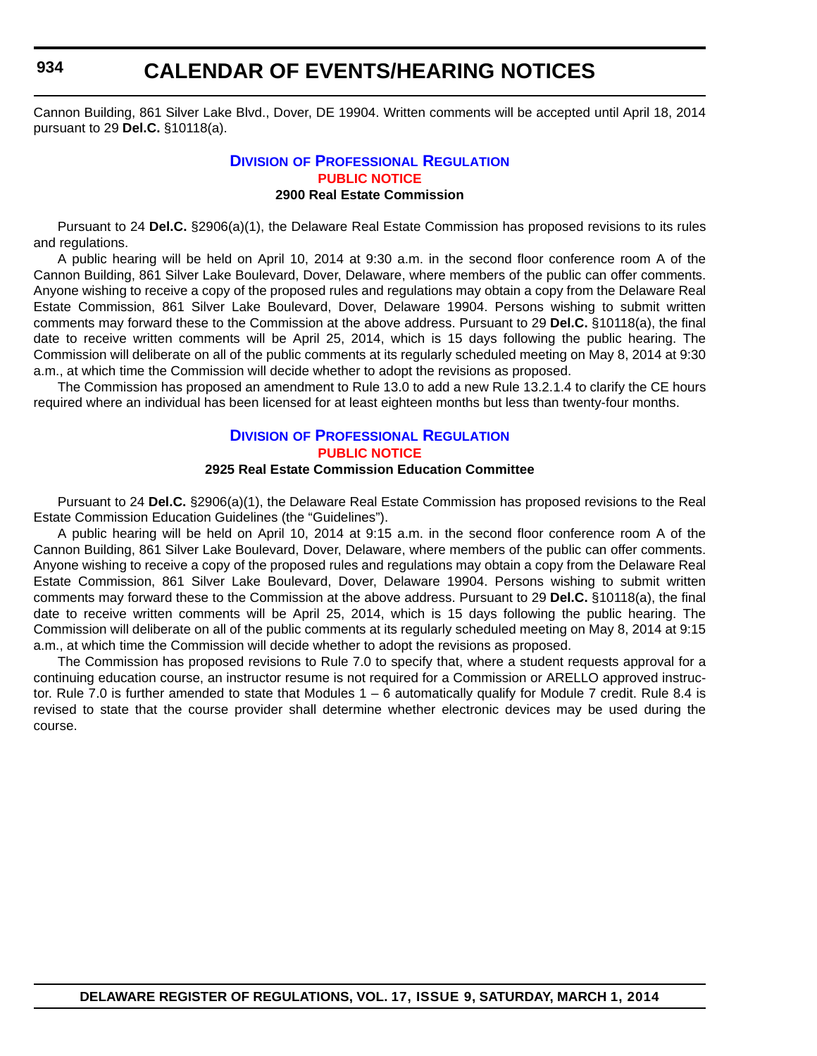Cannon Building, 861 Silver Lake Blvd., Dover, DE 19904. Written comments will be accepted until April 18, 2014 pursuant to 29 **Del.C.** §10118(a).

## Division of Professional Regulation

### Public Notice

### 2900 Real Estate Commission

Pursuant to 24 **Del.C.** §2906(a)(1), the Delaware Real Estate Commission has proposed revisions to its rules and regulations.

A public hearing will be held on April 10, 2014 at 9:30 a.m. in the second floor conference room A of the Cannon Building, 861 Silver Lake Boulevard, Dover, Delaware, where members of the public can offer comments. Anyone wishing to receive a copy of the proposed rules and regulations may obtain a copy from the Delaware Real Estate Commission, 861 Silver Lake Boulevard, Dover, Delaware 19904. Persons wishing to submit written comments may forward these to the Commission at the above address. Pursuant to 29 **Del.C.** §10118(a), the final date to receive written comments will be April 25, 2014, which is 15 days following the public hearing. The Commission will deliberate on all of the public comments at its regularly scheduled meeting on May 8, 2014 at 9:30 a.m., at which time the Commission will decide whether to adopt the revisions as proposed.

The Commission has proposed an amendment to Rule 13.0 to add a new Rule 13.2.1.4 to clarify the CE hours required where an individual has been licensed for at least eighteen months but less than twenty-four months.

## Division of Professional Regulation

### Public Notice

### 2925 Real Estate Commission Education Committee

Pursuant to 24 **Del.C.** §2906(a)(1), the Delaware Real Estate Commission has proposed revisions to the Real Estate Commission Education Guidelines (the "Guidelines").

A public hearing will be held on April 10, 2014 at 9:15 a.m. in the second floor conference room A of the Cannon Building, 861 Silver Lake Boulevard, Dover, Delaware, where members of the public can offer comments. Anyone wishing to receive a copy of the proposed rules and regulations may obtain a copy from the Delaware Real Estate Commission, 861 Silver Lake Boulevard, Dover, Delaware 19904. Persons wishing to submit written comments may forward these to the Commission at the above address. Pursuant to 29 **Del.C.** §10118(a), the final date to receive written comments will be April 25, 2014, which is 15 days following the public hearing. The Commission will deliberate on all of the public comments at its regularly scheduled meeting on May 8, 2014 at 9:15 a.m., at which time the Commission will decide whether to adopt the revisions as proposed.

The Commission has proposed revisions to Rule 7.0 to specify that, where a student requests approval for a continuing education course, an instructor resume is not required for a Commission or ARELLO approved instructor. Rule 7.0 is further amended to state that Modules 1 – 6 automatically qualify for Module 7 credit. Rule 8.4 is revised to state that the course provider shall determine whether electronic devices may be used during the course.